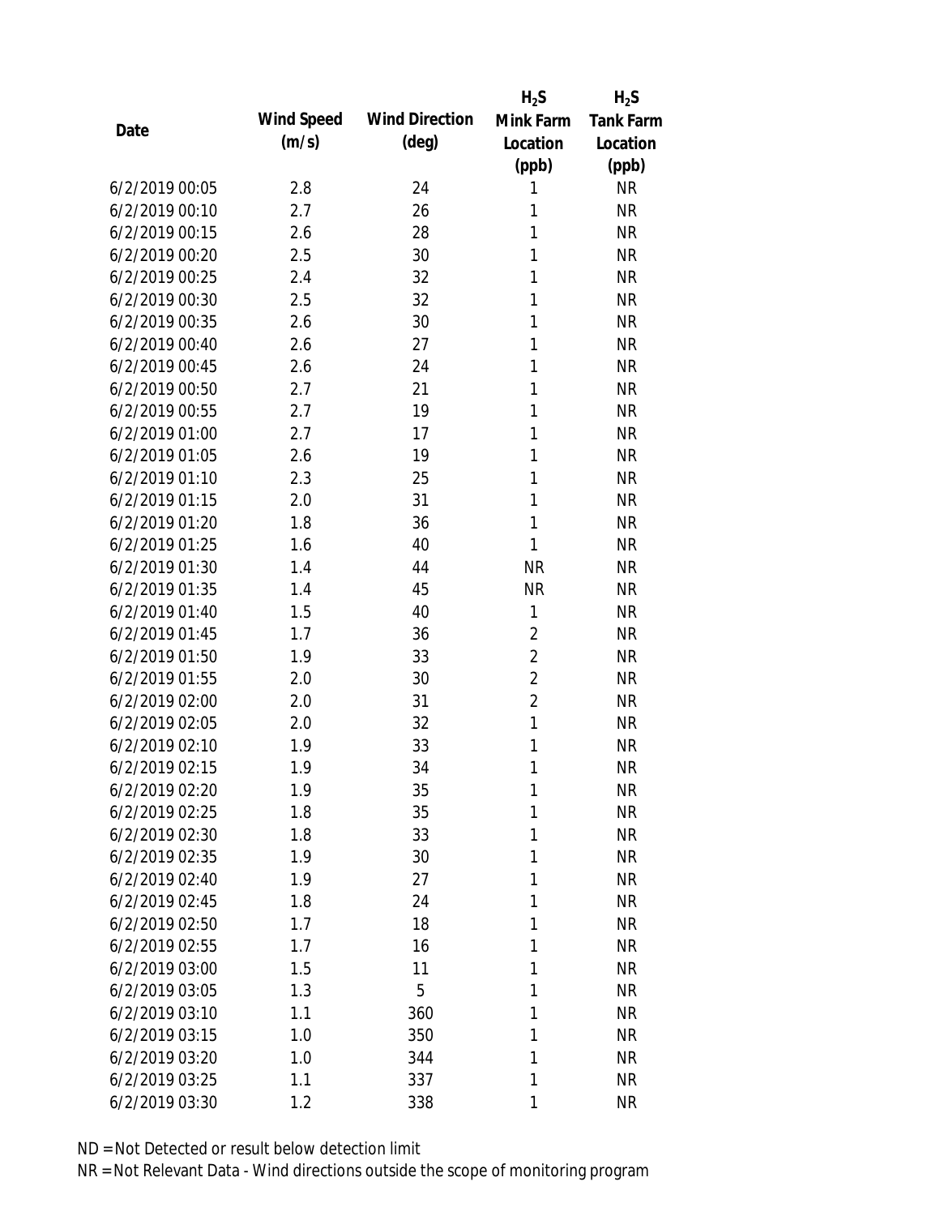| Date | Wind Speed (m/s) | Wind Direction (deg) | $H_2S$ Mink Farm Location (ppb) | $H_2S$ Tank Farm Location (ppb) |
|---|---|---|---|---|
| 6/2/2019 00:05 | 2.8 | 24 | 1 | NR |
| 6/2/2019 00:10 | 2.7 | 26 | 1 | NR |
| 6/2/2019 00:15 | 2.6 | 28 | 1 | NR |
| 6/2/2019 00:20 | 2.5 | 30 | 1 | NR |
| 6/2/2019 00:25 | 2.4 | 32 | 1 | NR |
| 6/2/2019 00:30 | 2.5 | 32 | 1 | NR |
| 6/2/2019 00:35 | 2.6 | 30 | 1 | NR |
| 6/2/2019 00:40 | 2.6 | 27 | 1 | NR |
| 6/2/2019 00:45 | 2.6 | 24 | 1 | NR |
| 6/2/2019 00:50 | 2.7 | 21 | 1 | NR |
| 6/2/2019 00:55 | 2.7 | 19 | 1 | NR |
| 6/2/2019 01:00 | 2.7 | 17 | 1 | NR |
| 6/2/2019 01:05 | 2.6 | 19 | 1 | NR |
| 6/2/2019 01:10 | 2.3 | 25 | 1 | NR |
| 6/2/2019 01:15 | 2.0 | 31 | 1 | NR |
| 6/2/2019 01:20 | 1.8 | 36 | 1 | NR |
| 6/2/2019 01:25 | 1.6 | 40 | 1 | NR |
| 6/2/2019 01:30 | 1.4 | 44 | NR | NR |
| 6/2/2019 01:35 | 1.4 | 45 | NR | NR |
| 6/2/2019 01:40 | 1.5 | 40 | 1 | NR |
| 6/2/2019 01:45 | 1.7 | 36 | 2 | NR |
| 6/2/2019 01:50 | 1.9 | 33 | 2 | NR |
| 6/2/2019 01:55 | 2.0 | 30 | 2 | NR |
| 6/2/2019 02:00 | 2.0 | 31 | 2 | NR |
| 6/2/2019 02:05 | 2.0 | 32 | 1 | NR |
| 6/2/2019 02:10 | 1.9 | 33 | 1 | NR |
| 6/2/2019 02:15 | 1.9 | 34 | 1 | NR |
| 6/2/2019 02:20 | 1.9 | 35 | 1 | NR |
| 6/2/2019 02:25 | 1.8 | 35 | 1 | NR |
| 6/2/2019 02:30 | 1.8 | 33 | 1 | NR |
| 6/2/2019 02:35 | 1.9 | 30 | 1 | NR |
| 6/2/2019 02:40 | 1.9 | 27 | 1 | NR |
| 6/2/2019 02:45 | 1.8 | 24 | 1 | NR |
| 6/2/2019 02:50 | 1.7 | 18 | 1 | NR |
| 6/2/2019 02:55 | 1.7 | 16 | 1 | NR |
| 6/2/2019 03:00 | 1.5 | 11 | 1 | NR |
| 6/2/2019 03:05 | 1.3 | 5 | 1 | NR |
| 6/2/2019 03:10 | 1.1 | 360 | 1 | NR |
| 6/2/2019 03:15 | 1.0 | 350 | 1 | NR |
| 6/2/2019 03:20 | 1.0 | 344 | 1 | NR |
| 6/2/2019 03:25 | 1.1 | 337 | 1 | NR |
| 6/2/2019 03:30 | 1.2 | 338 | 1 | NR |

ND = Not Detected or result below detection limit

NR = Not Relevant Data - Wind directions outside the scope of monitoring program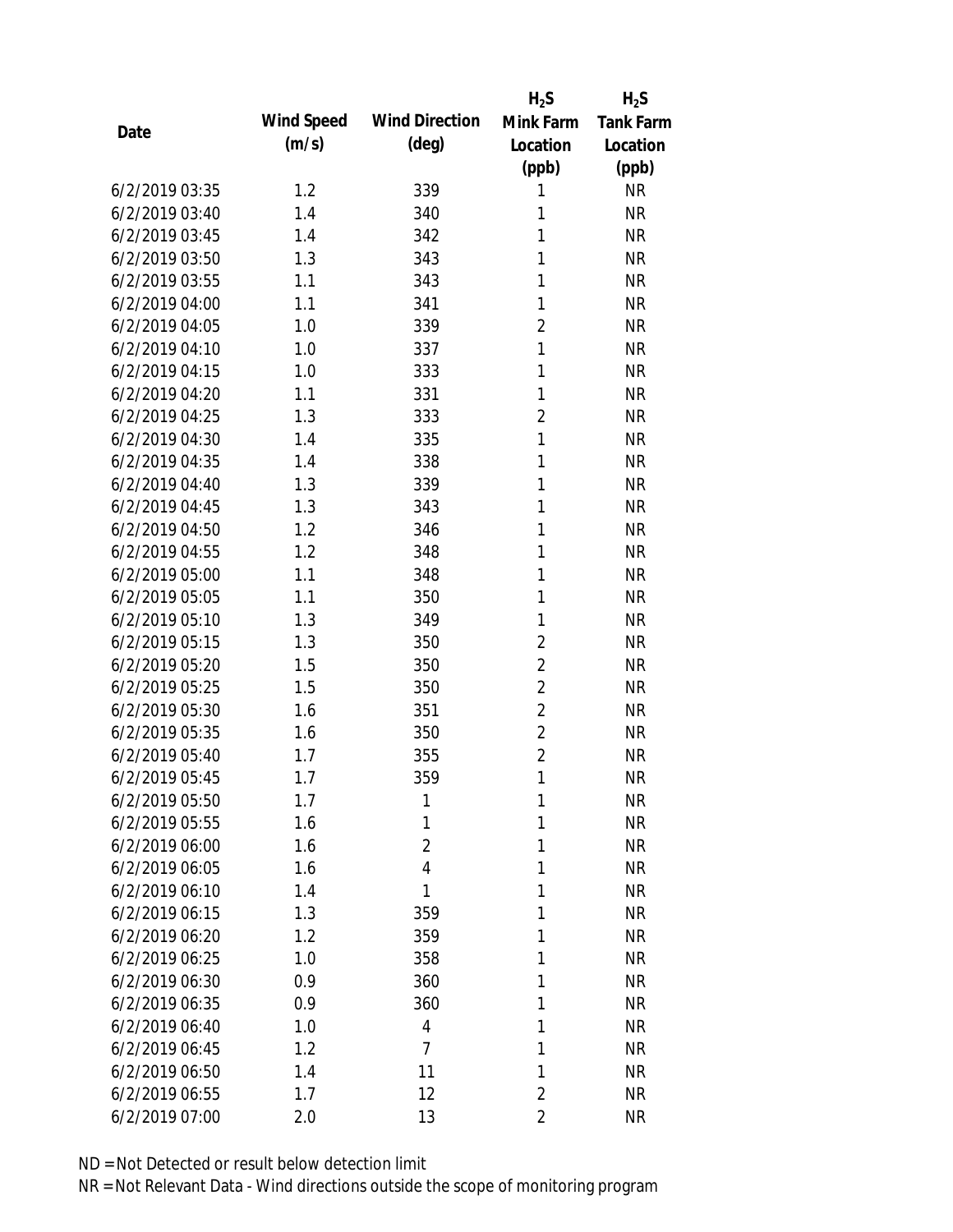| Date | Wind Speed (m/s) | Wind Direction (deg) | $H_2S$ Mink Farm Location (ppb) | $H_2S$ Tank Farm Location (ppb) |
|---|---|---|---|---|
| 6/2/2019 03:35 | 1.2 | 339 | 1 | NR |
| 6/2/2019 03:40 | 1.4 | 340 | 1 | NR |
| 6/2/2019 03:45 | 1.4 | 342 | 1 | NR |
| 6/2/2019 03:50 | 1.3 | 343 | 1 | NR |
| 6/2/2019 03:55 | 1.1 | 343 | 1 | NR |
| 6/2/2019 04:00 | 1.1 | 341 | 1 | NR |
| 6/2/2019 04:05 | 1.0 | 339 | 2 | NR |
| 6/2/2019 04:10 | 1.0 | 337 | 1 | NR |
| 6/2/2019 04:15 | 1.0 | 333 | 1 | NR |
| 6/2/2019 04:20 | 1.1 | 331 | 1 | NR |
| 6/2/2019 04:25 | 1.3 | 333 | 2 | NR |
| 6/2/2019 04:30 | 1.4 | 335 | 1 | NR |
| 6/2/2019 04:35 | 1.4 | 338 | 1 | NR |
| 6/2/2019 04:40 | 1.3 | 339 | 1 | NR |
| 6/2/2019 04:45 | 1.3 | 343 | 1 | NR |
| 6/2/2019 04:50 | 1.2 | 346 | 1 | NR |
| 6/2/2019 04:55 | 1.2 | 348 | 1 | NR |
| 6/2/2019 05:00 | 1.1 | 348 | 1 | NR |
| 6/2/2019 05:05 | 1.1 | 350 | 1 | NR |
| 6/2/2019 05:10 | 1.3 | 349 | 1 | NR |
| 6/2/2019 05:15 | 1.3 | 350 | 2 | NR |
| 6/2/2019 05:20 | 1.5 | 350 | 2 | NR |
| 6/2/2019 05:25 | 1.5 | 350 | 2 | NR |
| 6/2/2019 05:30 | 1.6 | 351 | 2 | NR |
| 6/2/2019 05:35 | 1.6 | 350 | 2 | NR |
| 6/2/2019 05:40 | 1.7 | 355 | 2 | NR |
| 6/2/2019 05:45 | 1.7 | 359 | 1 | NR |
| 6/2/2019 05:50 | 1.7 | 1 | 1 | NR |
| 6/2/2019 05:55 | 1.6 | 1 | 1 | NR |
| 6/2/2019 06:00 | 1.6 | 2 | 1 | NR |
| 6/2/2019 06:05 | 1.6 | 4 | 1 | NR |
| 6/2/2019 06:10 | 1.4 | 1 | 1 | NR |
| 6/2/2019 06:15 | 1.3 | 359 | 1 | NR |
| 6/2/2019 06:20 | 1.2 | 359 | 1 | NR |
| 6/2/2019 06:25 | 1.0 | 358 | 1 | NR |
| 6/2/2019 06:30 | 0.9 | 360 | 1 | NR |
| 6/2/2019 06:35 | 0.9 | 360 | 1 | NR |
| 6/2/2019 06:40 | 1.0 | 4 | 1 | NR |
| 6/2/2019 06:45 | 1.2 | 7 | 1 | NR |
| 6/2/2019 06:50 | 1.4 | 11 | 1 | NR |
| 6/2/2019 06:55 | 1.7 | 12 | 2 | NR |
| 6/2/2019 07:00 | 2.0 | 13 | 2 | NR |

ND = Not Detected or result below detection limit

NR = Not Relevant Data - Wind directions outside the scope of monitoring program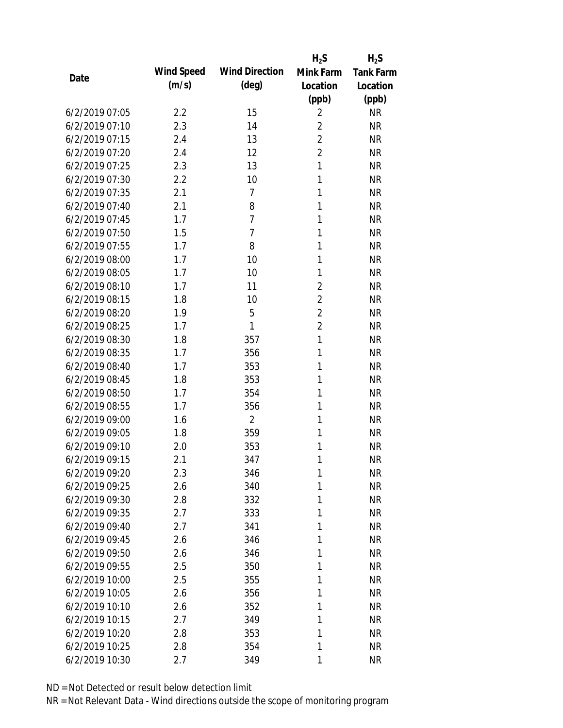| Date | Wind Speed (m/s) | Wind Direction (deg) | $H_2S$ Mink Farm Location (ppb) | $H_2S$ Tank Farm Location (ppb) |
|---|---|---|---|---|
| 6/2/2019 07:05 | 2.2 | 15 | 2 | NR |
| 6/2/2019 07:10 | 2.3 | 14 | 2 | NR |
| 6/2/2019 07:15 | 2.4 | 13 | 2 | NR |
| 6/2/2019 07:20 | 2.4 | 12 | 2 | NR |
| 6/2/2019 07:25 | 2.3 | 13 | 1 | NR |
| 6/2/2019 07:30 | 2.2 | 10 | 1 | NR |
| 6/2/2019 07:35 | 2.1 | 7 | 1 | NR |
| 6/2/2019 07:40 | 2.1 | 8 | 1 | NR |
| 6/2/2019 07:45 | 1.7 | 7 | 1 | NR |
| 6/2/2019 07:50 | 1.5 | 7 | 1 | NR |
| 6/2/2019 07:55 | 1.7 | 8 | 1 | NR |
| 6/2/2019 08:00 | 1.7 | 10 | 1 | NR |
| 6/2/2019 08:05 | 1.7 | 10 | 1 | NR |
| 6/2/2019 08:10 | 1.7 | 11 | 2 | NR |
| 6/2/2019 08:15 | 1.8 | 10 | 2 | NR |
| 6/2/2019 08:20 | 1.9 | 5 | 2 | NR |
| 6/2/2019 08:25 | 1.7 | 1 | 2 | NR |
| 6/2/2019 08:30 | 1.8 | 357 | 1 | NR |
| 6/2/2019 08:35 | 1.7 | 356 | 1 | NR |
| 6/2/2019 08:40 | 1.7 | 353 | 1 | NR |
| 6/2/2019 08:45 | 1.8 | 353 | 1 | NR |
| 6/2/2019 08:50 | 1.7 | 354 | 1 | NR |
| 6/2/2019 08:55 | 1.7 | 356 | 1 | NR |
| 6/2/2019 09:00 | 1.6 | 2 | 1 | NR |
| 6/2/2019 09:05 | 1.8 | 359 | 1 | NR |
| 6/2/2019 09:10 | 2.0 | 353 | 1 | NR |
| 6/2/2019 09:15 | 2.1 | 347 | 1 | NR |
| 6/2/2019 09:20 | 2.3 | 346 | 1 | NR |
| 6/2/2019 09:25 | 2.6 | 340 | 1 | NR |
| 6/2/2019 09:30 | 2.8 | 332 | 1 | NR |
| 6/2/2019 09:35 | 2.7 | 333 | 1 | NR |
| 6/2/2019 09:40 | 2.7 | 341 | 1 | NR |
| 6/2/2019 09:45 | 2.6 | 346 | 1 | NR |
| 6/2/2019 09:50 | 2.6 | 346 | 1 | NR |
| 6/2/2019 09:55 | 2.5 | 350 | 1 | NR |
| 6/2/2019 10:00 | 2.5 | 355 | 1 | NR |
| 6/2/2019 10:05 | 2.6 | 356 | 1 | NR |
| 6/2/2019 10:10 | 2.6 | 352 | 1 | NR |
| 6/2/2019 10:15 | 2.7 | 349 | 1 | NR |
| 6/2/2019 10:20 | 2.8 | 353 | 1 | NR |
| 6/2/2019 10:25 | 2.8 | 354 | 1 | NR |
| 6/2/2019 10:30 | 2.7 | 349 | 1 | NR |

ND = Not Detected or result below detection limit

NR = Not Relevant Data - Wind directions outside the scope of monitoring program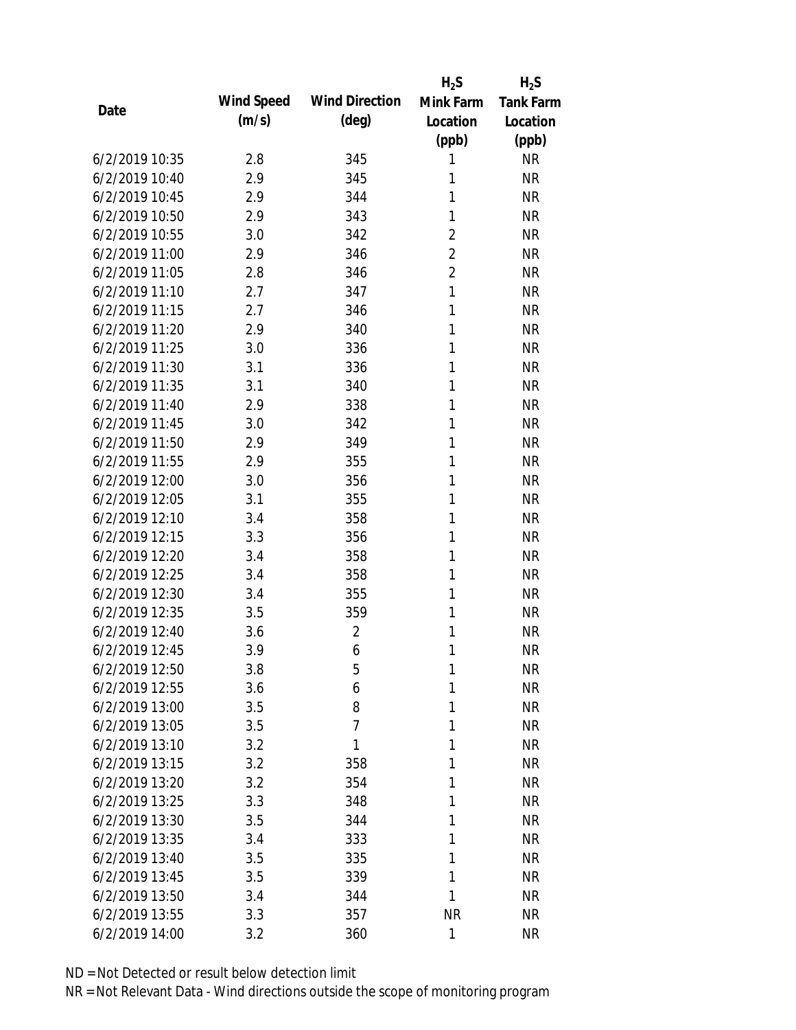| Date | Wind Speed (m/s) | Wind Direction (deg) | $H_2S$ Mink Farm Location (ppb) | $H_2S$ Tank Farm Location (ppb) |
|---|---|---|---|---|
| 6/2/2019 10:35 | 2.8 | 345 | 1 | NR |
| 6/2/2019 10:40 | 2.9 | 345 | 1 | NR |
| 6/2/2019 10:45 | 2.9 | 344 | 1 | NR |
| 6/2/2019 10:50 | 2.9 | 343 | 1 | NR |
| 6/2/2019 10:55 | 3.0 | 342 | 2 | NR |
| 6/2/2019 11:00 | 2.9 | 346 | 2 | NR |
| 6/2/2019 11:05 | 2.8 | 346 | 2 | NR |
| 6/2/2019 11:10 | 2.7 | 347 | 1 | NR |
| 6/2/2019 11:15 | 2.7 | 346 | 1 | NR |
| 6/2/2019 11:20 | 2.9 | 340 | 1 | NR |
| 6/2/2019 11:25 | 3.0 | 336 | 1 | NR |
| 6/2/2019 11:30 | 3.1 | 336 | 1 | NR |
| 6/2/2019 11:35 | 3.1 | 340 | 1 | NR |
| 6/2/2019 11:40 | 2.9 | 338 | 1 | NR |
| 6/2/2019 11:45 | 3.0 | 342 | 1 | NR |
| 6/2/2019 11:50 | 2.9 | 349 | 1 | NR |
| 6/2/2019 11:55 | 2.9 | 355 | 1 | NR |
| 6/2/2019 12:00 | 3.0 | 356 | 1 | NR |
| 6/2/2019 12:05 | 3.1 | 355 | 1 | NR |
| 6/2/2019 12:10 | 3.4 | 358 | 1 | NR |
| 6/2/2019 12:15 | 3.3 | 356 | 1 | NR |
| 6/2/2019 12:20 | 3.4 | 358 | 1 | NR |
| 6/2/2019 12:25 | 3.4 | 358 | 1 | NR |
| 6/2/2019 12:30 | 3.4 | 355 | 1 | NR |
| 6/2/2019 12:35 | 3.5 | 359 | 1 | NR |
| 6/2/2019 12:40 | 3.6 | 2 | 1 | NR |
| 6/2/2019 12:45 | 3.9 | 6 | 1 | NR |
| 6/2/2019 12:50 | 3.8 | 5 | 1 | NR |
| 6/2/2019 12:55 | 3.6 | 6 | 1 | NR |
| 6/2/2019 13:00 | 3.5 | 8 | 1 | NR |
| 6/2/2019 13:05 | 3.5 | 7 | 1 | NR |
| 6/2/2019 13:10 | 3.2 | 1 | 1 | NR |
| 6/2/2019 13:15 | 3.2 | 358 | 1 | NR |
| 6/2/2019 13:20 | 3.2 | 354 | 1 | NR |
| 6/2/2019 13:25 | 3.3 | 348 | 1 | NR |
| 6/2/2019 13:30 | 3.5 | 344 | 1 | NR |
| 6/2/2019 13:35 | 3.4 | 333 | 1 | NR |
| 6/2/2019 13:40 | 3.5 | 335 | 1 | NR |
| 6/2/2019 13:45 | 3.5 | 339 | 1 | NR |
| 6/2/2019 13:50 | 3.4 | 344 | 1 | NR |
| 6/2/2019 13:55 | 3.3 | 357 | NR | NR |
| 6/2/2019 14:00 | 3.2 | 360 | 1 | NR |

ND = Not Detected or result below detection limit

NR = Not Relevant Data - Wind directions outside the scope of monitoring program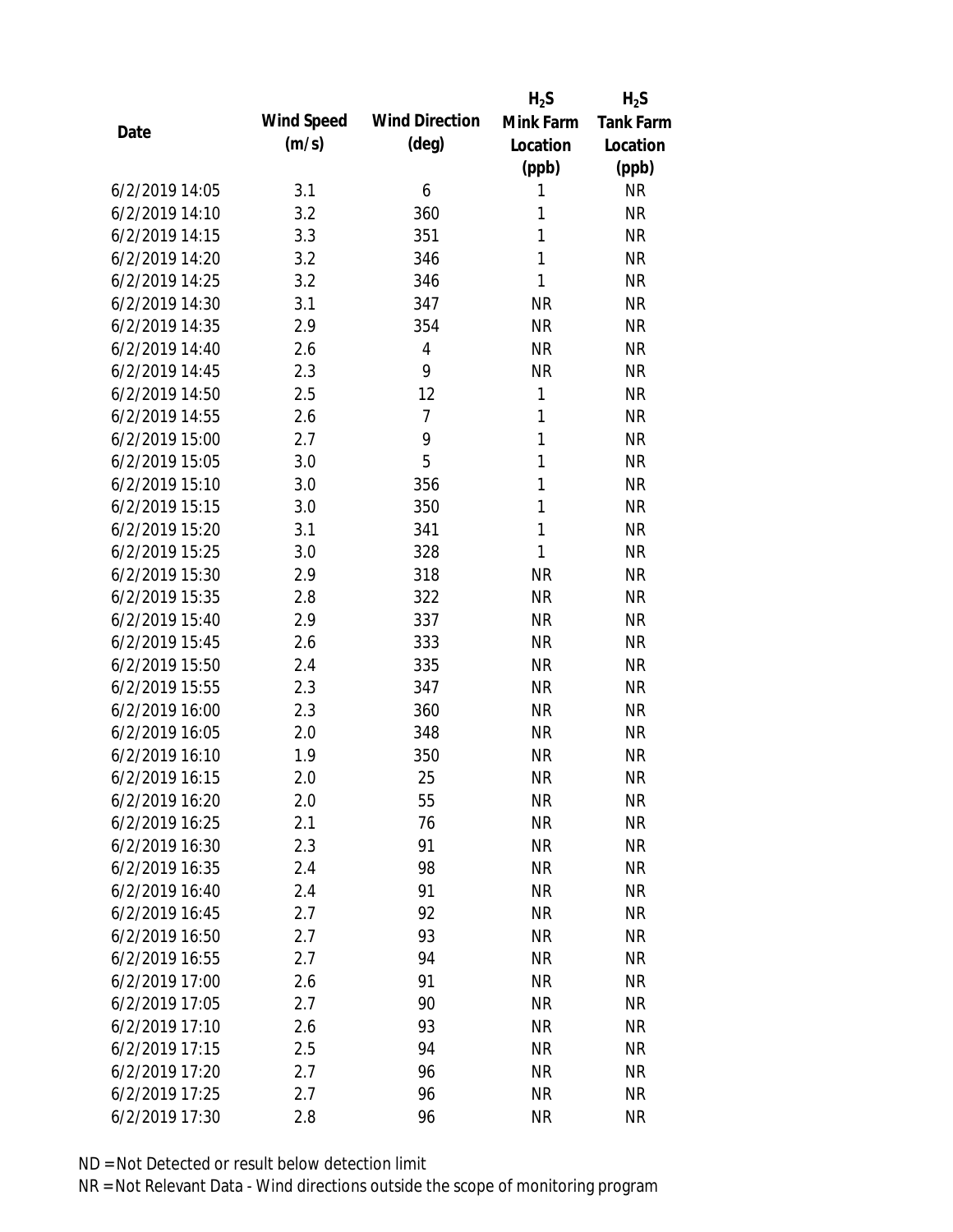| Date | Wind Speed (m/s) | Wind Direction (deg) | $H_2S$ Mink Farm Location (ppb) | $H_2S$ Tank Farm Location (ppb) |
|---|---|---|---|---|
| 6/2/2019 14:05 | 3.1 | 6 | 1 | NR |
| 6/2/2019 14:10 | 3.2 | 360 | 1 | NR |
| 6/2/2019 14:15 | 3.3 | 351 | 1 | NR |
| 6/2/2019 14:20 | 3.2 | 346 | 1 | NR |
| 6/2/2019 14:25 | 3.2 | 346 | 1 | NR |
| 6/2/2019 14:30 | 3.1 | 347 | NR | NR |
| 6/2/2019 14:35 | 2.9 | 354 | NR | NR |
| 6/2/2019 14:40 | 2.6 | 4 | NR | NR |
| 6/2/2019 14:45 | 2.3 | 9 | NR | NR |
| 6/2/2019 14:50 | 2.5 | 12 | 1 | NR |
| 6/2/2019 14:55 | 2.6 | 7 | 1 | NR |
| 6/2/2019 15:00 | 2.7 | 9 | 1 | NR |
| 6/2/2019 15:05 | 3.0 | 5 | 1 | NR |
| 6/2/2019 15:10 | 3.0 | 356 | 1 | NR |
| 6/2/2019 15:15 | 3.0 | 350 | 1 | NR |
| 6/2/2019 15:20 | 3.1 | 341 | 1 | NR |
| 6/2/2019 15:25 | 3.0 | 328 | 1 | NR |
| 6/2/2019 15:30 | 2.9 | 318 | NR | NR |
| 6/2/2019 15:35 | 2.8 | 322 | NR | NR |
| 6/2/2019 15:40 | 2.9 | 337 | NR | NR |
| 6/2/2019 15:45 | 2.6 | 333 | NR | NR |
| 6/2/2019 15:50 | 2.4 | 335 | NR | NR |
| 6/2/2019 15:55 | 2.3 | 347 | NR | NR |
| 6/2/2019 16:00 | 2.3 | 360 | NR | NR |
| 6/2/2019 16:05 | 2.0 | 348 | NR | NR |
| 6/2/2019 16:10 | 1.9 | 350 | NR | NR |
| 6/2/2019 16:15 | 2.0 | 25 | NR | NR |
| 6/2/2019 16:20 | 2.0 | 55 | NR | NR |
| 6/2/2019 16:25 | 2.1 | 76 | NR | NR |
| 6/2/2019 16:30 | 2.3 | 91 | NR | NR |
| 6/2/2019 16:35 | 2.4 | 98 | NR | NR |
| 6/2/2019 16:40 | 2.4 | 91 | NR | NR |
| 6/2/2019 16:45 | 2.7 | 92 | NR | NR |
| 6/2/2019 16:50 | 2.7 | 93 | NR | NR |
| 6/2/2019 16:55 | 2.7 | 94 | NR | NR |
| 6/2/2019 17:00 | 2.6 | 91 | NR | NR |
| 6/2/2019 17:05 | 2.7 | 90 | NR | NR |
| 6/2/2019 17:10 | 2.6 | 93 | NR | NR |
| 6/2/2019 17:15 | 2.5 | 94 | NR | NR |
| 6/2/2019 17:20 | 2.7 | 96 | NR | NR |
| 6/2/2019 17:25 | 2.7 | 96 | NR | NR |
| 6/2/2019 17:30 | 2.8 | 96 | NR | NR |

ND = Not Detected or result below detection limit

NR = Not Relevant Data - Wind directions outside the scope of monitoring program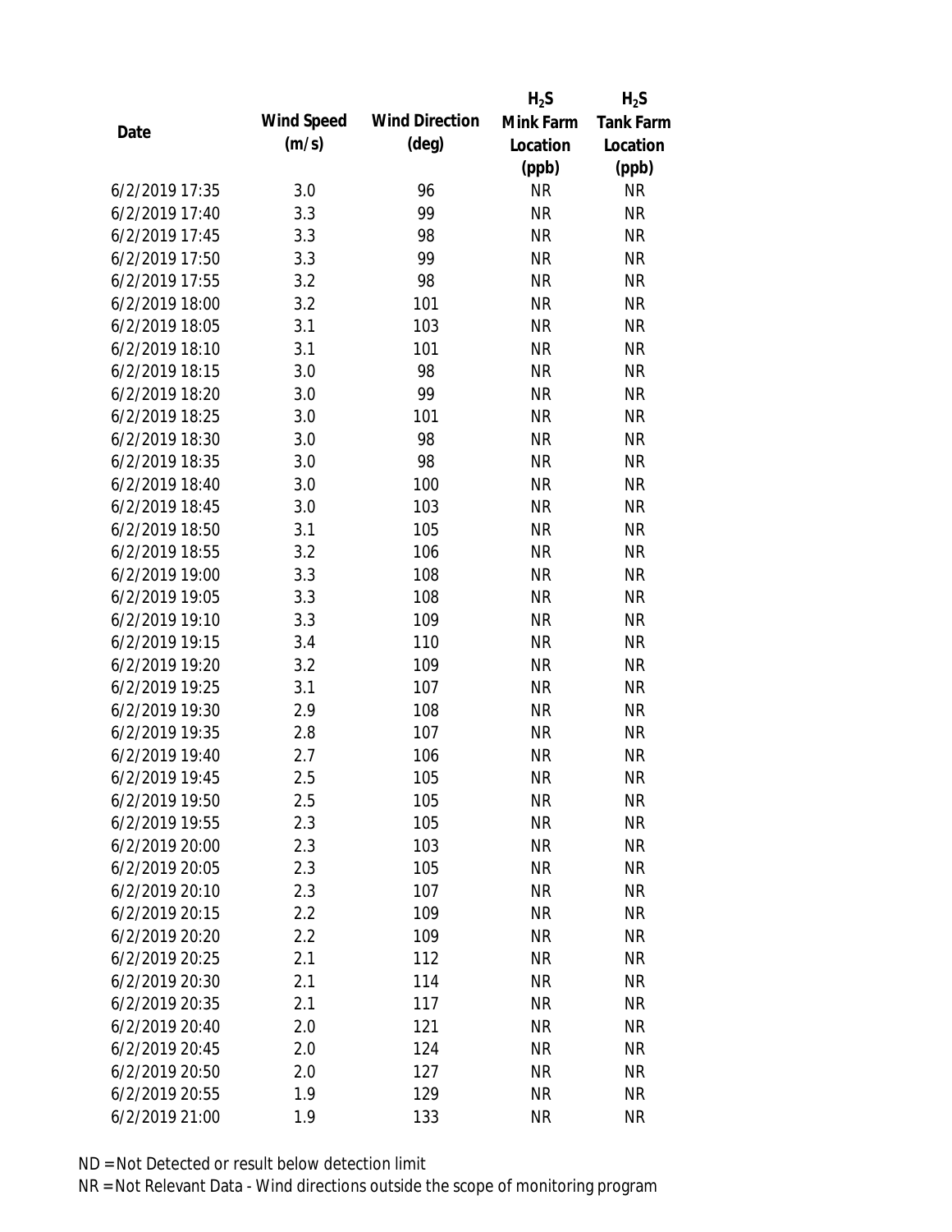| Date | Wind Speed (m/s) | Wind Direction (deg) | $H_2S$ Mink Farm Location (ppb) | $H_2S$ Tank Farm Location (ppb) |
|---|---|---|---|---|
| 6/2/2019 17:35 | 3.0 | 96 | NR | NR |
| 6/2/2019 17:40 | 3.3 | 99 | NR | NR |
| 6/2/2019 17:45 | 3.3 | 98 | NR | NR |
| 6/2/2019 17:50 | 3.3 | 99 | NR | NR |
| 6/2/2019 17:55 | 3.2 | 98 | NR | NR |
| 6/2/2019 18:00 | 3.2 | 101 | NR | NR |
| 6/2/2019 18:05 | 3.1 | 103 | NR | NR |
| 6/2/2019 18:10 | 3.1 | 101 | NR | NR |
| 6/2/2019 18:15 | 3.0 | 98 | NR | NR |
| 6/2/2019 18:20 | 3.0 | 99 | NR | NR |
| 6/2/2019 18:25 | 3.0 | 101 | NR | NR |
| 6/2/2019 18:30 | 3.0 | 98 | NR | NR |
| 6/2/2019 18:35 | 3.0 | 98 | NR | NR |
| 6/2/2019 18:40 | 3.0 | 100 | NR | NR |
| 6/2/2019 18:45 | 3.0 | 103 | NR | NR |
| 6/2/2019 18:50 | 3.1 | 105 | NR | NR |
| 6/2/2019 18:55 | 3.2 | 106 | NR | NR |
| 6/2/2019 19:00 | 3.3 | 108 | NR | NR |
| 6/2/2019 19:05 | 3.3 | 108 | NR | NR |
| 6/2/2019 19:10 | 3.3 | 109 | NR | NR |
| 6/2/2019 19:15 | 3.4 | 110 | NR | NR |
| 6/2/2019 19:20 | 3.2 | 109 | NR | NR |
| 6/2/2019 19:25 | 3.1 | 107 | NR | NR |
| 6/2/2019 19:30 | 2.9 | 108 | NR | NR |
| 6/2/2019 19:35 | 2.8 | 107 | NR | NR |
| 6/2/2019 19:40 | 2.7 | 106 | NR | NR |
| 6/2/2019 19:45 | 2.5 | 105 | NR | NR |
| 6/2/2019 19:50 | 2.5 | 105 | NR | NR |
| 6/2/2019 19:55 | 2.3 | 105 | NR | NR |
| 6/2/2019 20:00 | 2.3 | 103 | NR | NR |
| 6/2/2019 20:05 | 2.3 | 105 | NR | NR |
| 6/2/2019 20:10 | 2.3 | 107 | NR | NR |
| 6/2/2019 20:15 | 2.2 | 109 | NR | NR |
| 6/2/2019 20:20 | 2.2 | 109 | NR | NR |
| 6/2/2019 20:25 | 2.1 | 112 | NR | NR |
| 6/2/2019 20:30 | 2.1 | 114 | NR | NR |
| 6/2/2019 20:35 | 2.1 | 117 | NR | NR |
| 6/2/2019 20:40 | 2.0 | 121 | NR | NR |
| 6/2/2019 20:45 | 2.0 | 124 | NR | NR |
| 6/2/2019 20:50 | 2.0 | 127 | NR | NR |
| 6/2/2019 20:55 | 1.9 | 129 | NR | NR |
| 6/2/2019 21:00 | 1.9 | 133 | NR | NR |

ND = Not Detected or result below detection limit

NR = Not Relevant Data - Wind directions outside the scope of monitoring program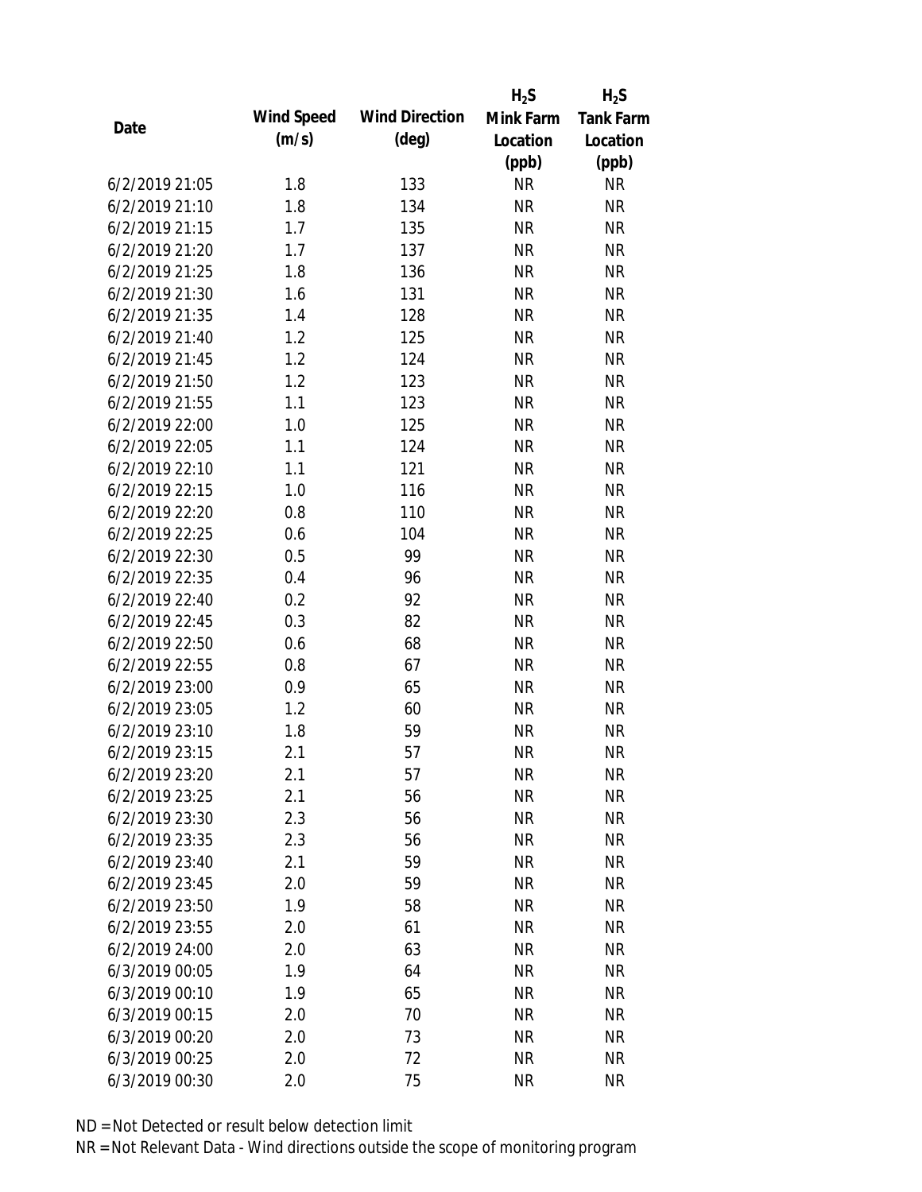| Date | Wind Speed (m/s) | Wind Direction (deg) | $H_2S$ Mink Farm Location (ppb) | $H_2S$ Tank Farm Location (ppb) |
|---|---|---|---|---|
| 6/2/2019 21:05 | 1.8 | 133 | NR | NR |
| 6/2/2019 21:10 | 1.8 | 134 | NR | NR |
| 6/2/2019 21:15 | 1.7 | 135 | NR | NR |
| 6/2/2019 21:20 | 1.7 | 137 | NR | NR |
| 6/2/2019 21:25 | 1.8 | 136 | NR | NR |
| 6/2/2019 21:30 | 1.6 | 131 | NR | NR |
| 6/2/2019 21:35 | 1.4 | 128 | NR | NR |
| 6/2/2019 21:40 | 1.2 | 125 | NR | NR |
| 6/2/2019 21:45 | 1.2 | 124 | NR | NR |
| 6/2/2019 21:50 | 1.2 | 123 | NR | NR |
| 6/2/2019 21:55 | 1.1 | 123 | NR | NR |
| 6/2/2019 22:00 | 1.0 | 125 | NR | NR |
| 6/2/2019 22:05 | 1.1 | 124 | NR | NR |
| 6/2/2019 22:10 | 1.1 | 121 | NR | NR |
| 6/2/2019 22:15 | 1.0 | 116 | NR | NR |
| 6/2/2019 22:20 | 0.8 | 110 | NR | NR |
| 6/2/2019 22:25 | 0.6 | 104 | NR | NR |
| 6/2/2019 22:30 | 0.5 | 99 | NR | NR |
| 6/2/2019 22:35 | 0.4 | 96 | NR | NR |
| 6/2/2019 22:40 | 0.2 | 92 | NR | NR |
| 6/2/2019 22:45 | 0.3 | 82 | NR | NR |
| 6/2/2019 22:50 | 0.6 | 68 | NR | NR |
| 6/2/2019 22:55 | 0.8 | 67 | NR | NR |
| 6/2/2019 23:00 | 0.9 | 65 | NR | NR |
| 6/2/2019 23:05 | 1.2 | 60 | NR | NR |
| 6/2/2019 23:10 | 1.8 | 59 | NR | NR |
| 6/2/2019 23:15 | 2.1 | 57 | NR | NR |
| 6/2/2019 23:20 | 2.1 | 57 | NR | NR |
| 6/2/2019 23:25 | 2.1 | 56 | NR | NR |
| 6/2/2019 23:30 | 2.3 | 56 | NR | NR |
| 6/2/2019 23:35 | 2.3 | 56 | NR | NR |
| 6/2/2019 23:40 | 2.1 | 59 | NR | NR |
| 6/2/2019 23:45 | 2.0 | 59 | NR | NR |
| 6/2/2019 23:50 | 1.9 | 58 | NR | NR |
| 6/2/2019 23:55 | 2.0 | 61 | NR | NR |
| 6/2/2019 24:00 | 2.0 | 63 | NR | NR |
| 6/3/2019 00:05 | 1.9 | 64 | NR | NR |
| 6/3/2019 00:10 | 1.9 | 65 | NR | NR |
| 6/3/2019 00:15 | 2.0 | 70 | NR | NR |
| 6/3/2019 00:20 | 2.0 | 73 | NR | NR |
| 6/3/2019 00:25 | 2.0 | 72 | NR | NR |
| 6/3/2019 00:30 | 2.0 | 75 | NR | NR |

ND = Not Detected or result below detection limit

NR = Not Relevant Data - Wind directions outside the scope of monitoring program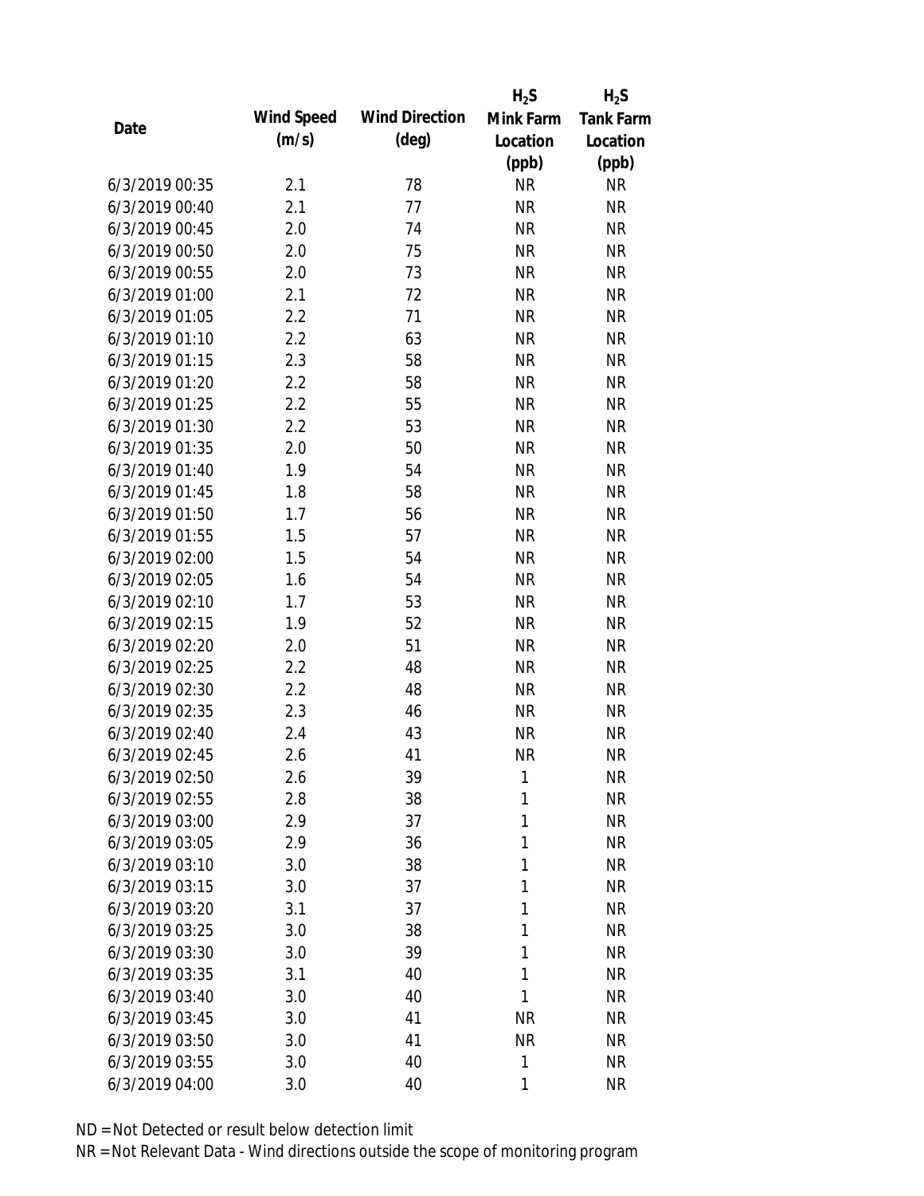| Date | Wind Speed (m/s) | Wind Direction (deg) | $H_2S$ Mink Farm Location (ppb) | $H_2S$ Tank Farm Location (ppb) |
|---|---|---|---|---|
| 6/3/2019 00:35 | 2.1 | 78 | NR | NR |
| 6/3/2019 00:40 | 2.1 | 77 | NR | NR |
| 6/3/2019 00:45 | 2.0 | 74 | NR | NR |
| 6/3/2019 00:50 | 2.0 | 75 | NR | NR |
| 6/3/2019 00:55 | 2.0 | 73 | NR | NR |
| 6/3/2019 01:00 | 2.1 | 72 | NR | NR |
| 6/3/2019 01:05 | 2.2 | 71 | NR | NR |
| 6/3/2019 01:10 | 2.2 | 63 | NR | NR |
| 6/3/2019 01:15 | 2.3 | 58 | NR | NR |
| 6/3/2019 01:20 | 2.2 | 58 | NR | NR |
| 6/3/2019 01:25 | 2.2 | 55 | NR | NR |
| 6/3/2019 01:30 | 2.2 | 53 | NR | NR |
| 6/3/2019 01:35 | 2.0 | 50 | NR | NR |
| 6/3/2019 01:40 | 1.9 | 54 | NR | NR |
| 6/3/2019 01:45 | 1.8 | 58 | NR | NR |
| 6/3/2019 01:50 | 1.7 | 56 | NR | NR |
| 6/3/2019 01:55 | 1.5 | 57 | NR | NR |
| 6/3/2019 02:00 | 1.5 | 54 | NR | NR |
| 6/3/2019 02:05 | 1.6 | 54 | NR | NR |
| 6/3/2019 02:10 | 1.7 | 53 | NR | NR |
| 6/3/2019 02:15 | 1.9 | 52 | NR | NR |
| 6/3/2019 02:20 | 2.0 | 51 | NR | NR |
| 6/3/2019 02:25 | 2.2 | 48 | NR | NR |
| 6/3/2019 02:30 | 2.2 | 48 | NR | NR |
| 6/3/2019 02:35 | 2.3 | 46 | NR | NR |
| 6/3/2019 02:40 | 2.4 | 43 | NR | NR |
| 6/3/2019 02:45 | 2.6 | 41 | NR | NR |
| 6/3/2019 02:50 | 2.6 | 39 | 1 | NR |
| 6/3/2019 02:55 | 2.8 | 38 | 1 | NR |
| 6/3/2019 03:00 | 2.9 | 37 | 1 | NR |
| 6/3/2019 03:05 | 2.9 | 36 | 1 | NR |
| 6/3/2019 03:10 | 3.0 | 38 | 1 | NR |
| 6/3/2019 03:15 | 3.0 | 37 | 1 | NR |
| 6/3/2019 03:20 | 3.1 | 37 | 1 | NR |
| 6/3/2019 03:25 | 3.0 | 38 | 1 | NR |
| 6/3/2019 03:30 | 3.0 | 39 | 1 | NR |
| 6/3/2019 03:35 | 3.1 | 40 | 1 | NR |
| 6/3/2019 03:40 | 3.0 | 40 | 1 | NR |
| 6/3/2019 03:45 | 3.0 | 41 | NR | NR |
| 6/3/2019 03:50 | 3.0 | 41 | NR | NR |
| 6/3/2019 03:55 | 3.0 | 40 | 1 | NR |
| 6/3/2019 04:00 | 3.0 | 40 | 1 | NR |

ND = Not Detected or result below detection limit

NR = Not Relevant Data - Wind directions outside the scope of monitoring program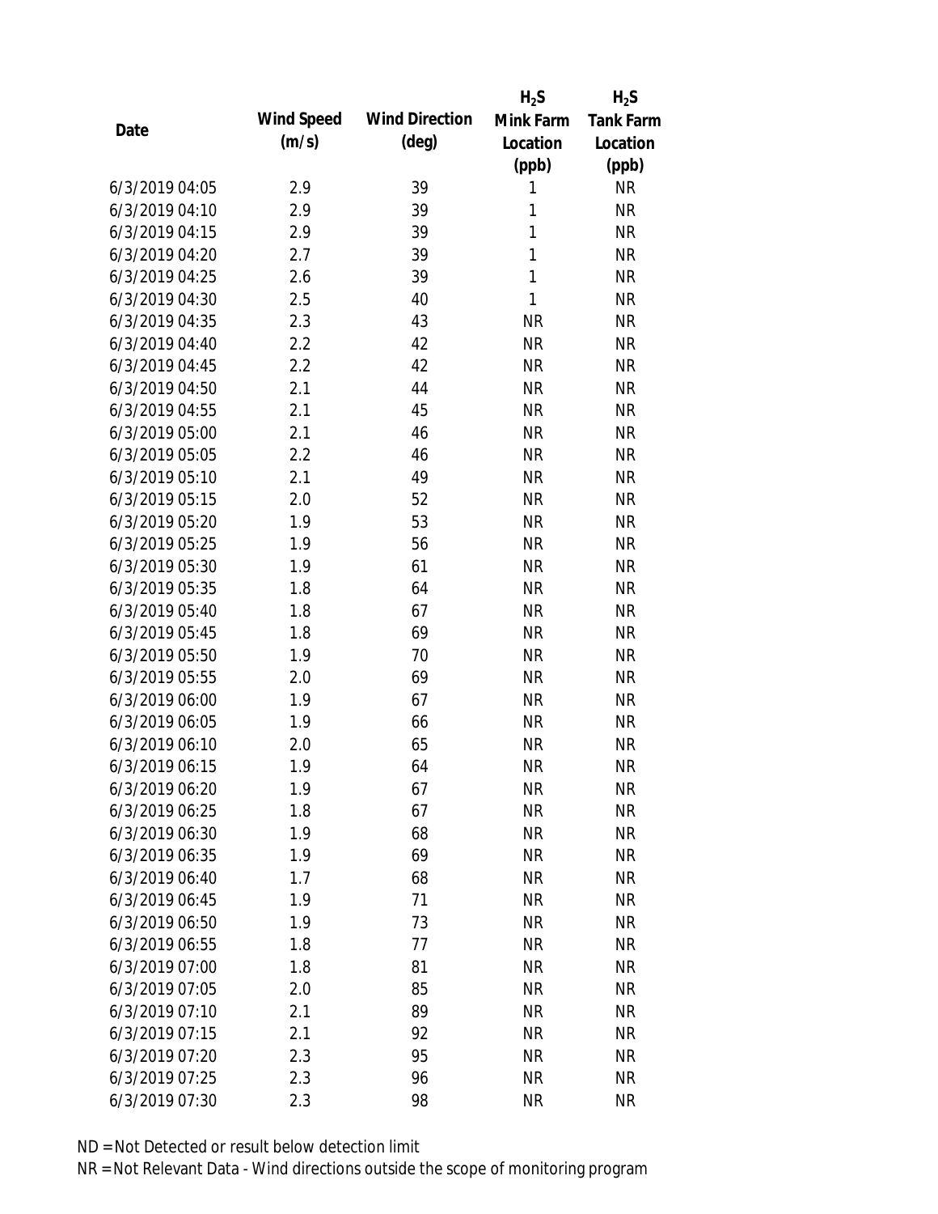| Date | Wind Speed (m/s) | Wind Direction (deg) | $H_2S$ Mink Farm Location (ppb) | $H_2S$ Tank Farm Location (ppb) |
|---|---|---|---|---|
| 6/3/2019 04:05 | 2.9 | 39 | 1 | NR |
| 6/3/2019 04:10 | 2.9 | 39 | 1 | NR |
| 6/3/2019 04:15 | 2.9 | 39 | 1 | NR |
| 6/3/2019 04:20 | 2.7 | 39 | 1 | NR |
| 6/3/2019 04:25 | 2.6 | 39 | 1 | NR |
| 6/3/2019 04:30 | 2.5 | 40 | 1 | NR |
| 6/3/2019 04:35 | 2.3 | 43 | NR | NR |
| 6/3/2019 04:40 | 2.2 | 42 | NR | NR |
| 6/3/2019 04:45 | 2.2 | 42 | NR | NR |
| 6/3/2019 04:50 | 2.1 | 44 | NR | NR |
| 6/3/2019 04:55 | 2.1 | 45 | NR | NR |
| 6/3/2019 05:00 | 2.1 | 46 | NR | NR |
| 6/3/2019 05:05 | 2.2 | 46 | NR | NR |
| 6/3/2019 05:10 | 2.1 | 49 | NR | NR |
| 6/3/2019 05:15 | 2.0 | 52 | NR | NR |
| 6/3/2019 05:20 | 1.9 | 53 | NR | NR |
| 6/3/2019 05:25 | 1.9 | 56 | NR | NR |
| 6/3/2019 05:30 | 1.9 | 61 | NR | NR |
| 6/3/2019 05:35 | 1.8 | 64 | NR | NR |
| 6/3/2019 05:40 | 1.8 | 67 | NR | NR |
| 6/3/2019 05:45 | 1.8 | 69 | NR | NR |
| 6/3/2019 05:50 | 1.9 | 70 | NR | NR |
| 6/3/2019 05:55 | 2.0 | 69 | NR | NR |
| 6/3/2019 06:00 | 1.9 | 67 | NR | NR |
| 6/3/2019 06:05 | 1.9 | 66 | NR | NR |
| 6/3/2019 06:10 | 2.0 | 65 | NR | NR |
| 6/3/2019 06:15 | 1.9 | 64 | NR | NR |
| 6/3/2019 06:20 | 1.9 | 67 | NR | NR |
| 6/3/2019 06:25 | 1.8 | 67 | NR | NR |
| 6/3/2019 06:30 | 1.9 | 68 | NR | NR |
| 6/3/2019 06:35 | 1.9 | 69 | NR | NR |
| 6/3/2019 06:40 | 1.7 | 68 | NR | NR |
| 6/3/2019 06:45 | 1.9 | 71 | NR | NR |
| 6/3/2019 06:50 | 1.9 | 73 | NR | NR |
| 6/3/2019 06:55 | 1.8 | 77 | NR | NR |
| 6/3/2019 07:00 | 1.8 | 81 | NR | NR |
| 6/3/2019 07:05 | 2.0 | 85 | NR | NR |
| 6/3/2019 07:10 | 2.1 | 89 | NR | NR |
| 6/3/2019 07:15 | 2.1 | 92 | NR | NR |
| 6/3/2019 07:20 | 2.3 | 95 | NR | NR |
| 6/3/2019 07:25 | 2.3 | 96 | NR | NR |
| 6/3/2019 07:30 | 2.3 | 98 | NR | NR |

ND = Not Detected or result below detection limit

NR = Not Relevant Data - Wind directions outside the scope of monitoring program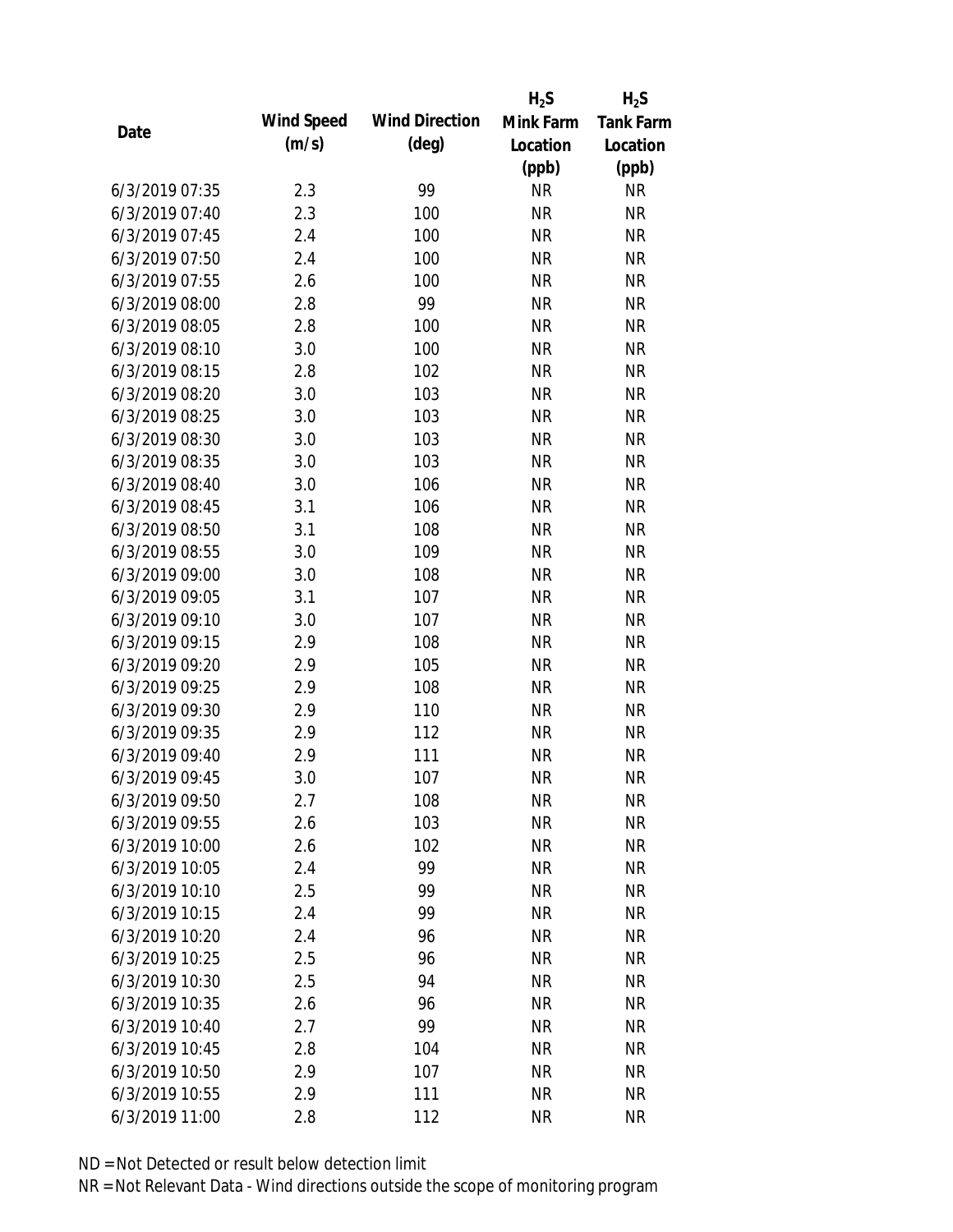| Date | Wind Speed (m/s) | Wind Direction (deg) | $H_2S$ Mink Farm Location (ppb) | $H_2S$ Tank Farm Location (ppb) |
|---|---|---|---|---|
| 6/3/2019 07:35 | 2.3 | 99 | NR | NR |
| 6/3/2019 07:40 | 2.3 | 100 | NR | NR |
| 6/3/2019 07:45 | 2.4 | 100 | NR | NR |
| 6/3/2019 07:50 | 2.4 | 100 | NR | NR |
| 6/3/2019 07:55 | 2.6 | 100 | NR | NR |
| 6/3/2019 08:00 | 2.8 | 99 | NR | NR |
| 6/3/2019 08:05 | 2.8 | 100 | NR | NR |
| 6/3/2019 08:10 | 3.0 | 100 | NR | NR |
| 6/3/2019 08:15 | 2.8 | 102 | NR | NR |
| 6/3/2019 08:20 | 3.0 | 103 | NR | NR |
| 6/3/2019 08:25 | 3.0 | 103 | NR | NR |
| 6/3/2019 08:30 | 3.0 | 103 | NR | NR |
| 6/3/2019 08:35 | 3.0 | 103 | NR | NR |
| 6/3/2019 08:40 | 3.0 | 106 | NR | NR |
| 6/3/2019 08:45 | 3.1 | 106 | NR | NR |
| 6/3/2019 08:50 | 3.1 | 108 | NR | NR |
| 6/3/2019 08:55 | 3.0 | 109 | NR | NR |
| 6/3/2019 09:00 | 3.0 | 108 | NR | NR |
| 6/3/2019 09:05 | 3.1 | 107 | NR | NR |
| 6/3/2019 09:10 | 3.0 | 107 | NR | NR |
| 6/3/2019 09:15 | 2.9 | 108 | NR | NR |
| 6/3/2019 09:20 | 2.9 | 105 | NR | NR |
| 6/3/2019 09:25 | 2.9 | 108 | NR | NR |
| 6/3/2019 09:30 | 2.9 | 110 | NR | NR |
| 6/3/2019 09:35 | 2.9 | 112 | NR | NR |
| 6/3/2019 09:40 | 2.9 | 111 | NR | NR |
| 6/3/2019 09:45 | 3.0 | 107 | NR | NR |
| 6/3/2019 09:50 | 2.7 | 108 | NR | NR |
| 6/3/2019 09:55 | 2.6 | 103 | NR | NR |
| 6/3/2019 10:00 | 2.6 | 102 | NR | NR |
| 6/3/2019 10:05 | 2.4 | 99 | NR | NR |
| 6/3/2019 10:10 | 2.5 | 99 | NR | NR |
| 6/3/2019 10:15 | 2.4 | 99 | NR | NR |
| 6/3/2019 10:20 | 2.4 | 96 | NR | NR |
| 6/3/2019 10:25 | 2.5 | 96 | NR | NR |
| 6/3/2019 10:30 | 2.5 | 94 | NR | NR |
| 6/3/2019 10:35 | 2.6 | 96 | NR | NR |
| 6/3/2019 10:40 | 2.7 | 99 | NR | NR |
| 6/3/2019 10:45 | 2.8 | 104 | NR | NR |
| 6/3/2019 10:50 | 2.9 | 107 | NR | NR |
| 6/3/2019 10:55 | 2.9 | 111 | NR | NR |
| 6/3/2019 11:00 | 2.8 | 112 | NR | NR |

ND = Not Detected or result below detection limit

NR = Not Relevant Data - Wind directions outside the scope of monitoring program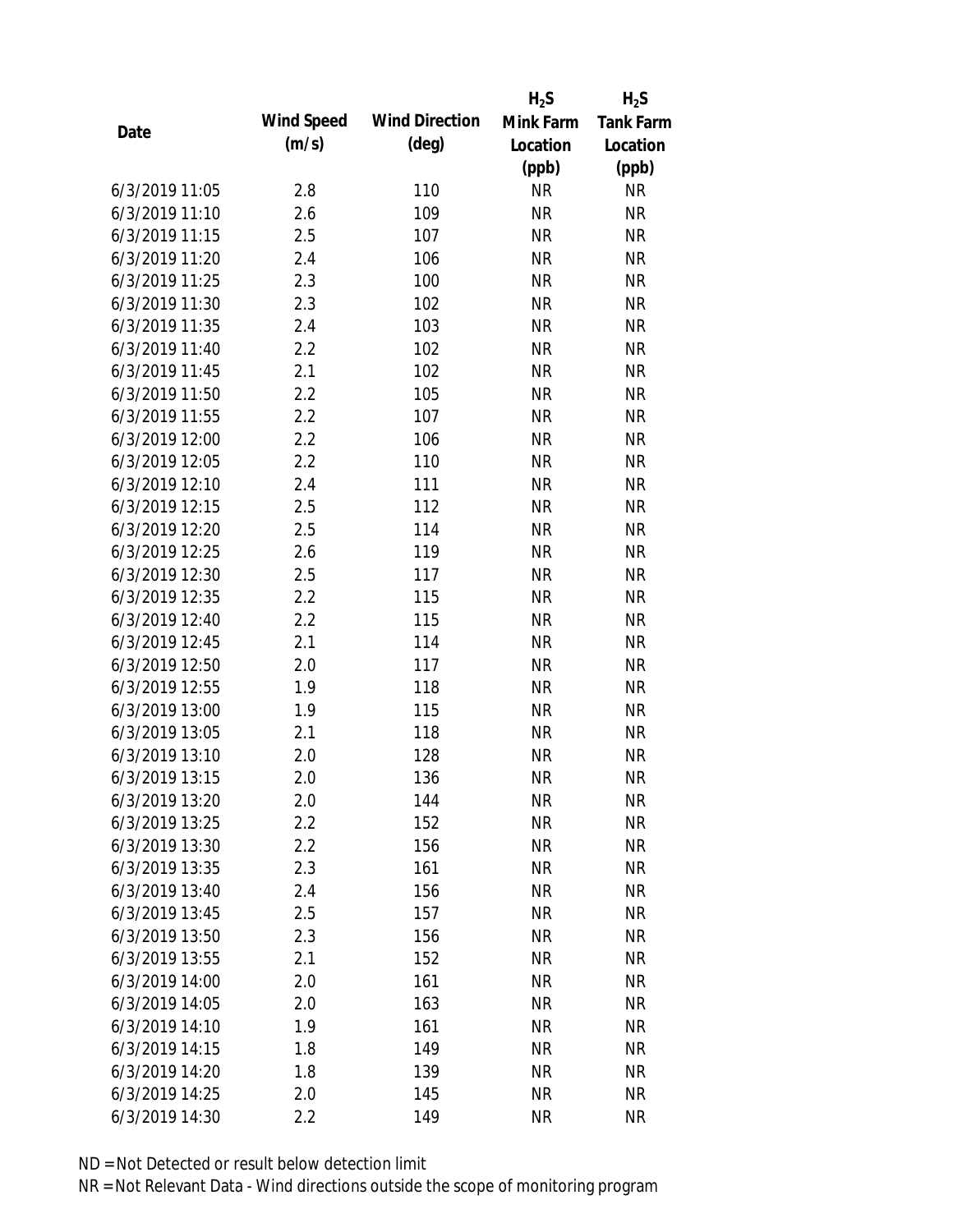| Date | Wind Speed (m/s) | Wind Direction (deg) | $H_2S$ Mink Farm Location (ppb) | $H_2S$ Tank Farm Location (ppb) |
|---|---|---|---|---|
| 6/3/2019 11:05 | 2.8 | 110 | NR | NR |
| 6/3/2019 11:10 | 2.6 | 109 | NR | NR |
| 6/3/2019 11:15 | 2.5 | 107 | NR | NR |
| 6/3/2019 11:20 | 2.4 | 106 | NR | NR |
| 6/3/2019 11:25 | 2.3 | 100 | NR | NR |
| 6/3/2019 11:30 | 2.3 | 102 | NR | NR |
| 6/3/2019 11:35 | 2.4 | 103 | NR | NR |
| 6/3/2019 11:40 | 2.2 | 102 | NR | NR |
| 6/3/2019 11:45 | 2.1 | 102 | NR | NR |
| 6/3/2019 11:50 | 2.2 | 105 | NR | NR |
| 6/3/2019 11:55 | 2.2 | 107 | NR | NR |
| 6/3/2019 12:00 | 2.2 | 106 | NR | NR |
| 6/3/2019 12:05 | 2.2 | 110 | NR | NR |
| 6/3/2019 12:10 | 2.4 | 111 | NR | NR |
| 6/3/2019 12:15 | 2.5 | 112 | NR | NR |
| 6/3/2019 12:20 | 2.5 | 114 | NR | NR |
| 6/3/2019 12:25 | 2.6 | 119 | NR | NR |
| 6/3/2019 12:30 | 2.5 | 117 | NR | NR |
| 6/3/2019 12:35 | 2.2 | 115 | NR | NR |
| 6/3/2019 12:40 | 2.2 | 115 | NR | NR |
| 6/3/2019 12:45 | 2.1 | 114 | NR | NR |
| 6/3/2019 12:50 | 2.0 | 117 | NR | NR |
| 6/3/2019 12:55 | 1.9 | 118 | NR | NR |
| 6/3/2019 13:00 | 1.9 | 115 | NR | NR |
| 6/3/2019 13:05 | 2.1 | 118 | NR | NR |
| 6/3/2019 13:10 | 2.0 | 128 | NR | NR |
| 6/3/2019 13:15 | 2.0 | 136 | NR | NR |
| 6/3/2019 13:20 | 2.0 | 144 | NR | NR |
| 6/3/2019 13:25 | 2.2 | 152 | NR | NR |
| 6/3/2019 13:30 | 2.2 | 156 | NR | NR |
| 6/3/2019 13:35 | 2.3 | 161 | NR | NR |
| 6/3/2019 13:40 | 2.4 | 156 | NR | NR |
| 6/3/2019 13:45 | 2.5 | 157 | NR | NR |
| 6/3/2019 13:50 | 2.3 | 156 | NR | NR |
| 6/3/2019 13:55 | 2.1 | 152 | NR | NR |
| 6/3/2019 14:00 | 2.0 | 161 | NR | NR |
| 6/3/2019 14:05 | 2.0 | 163 | NR | NR |
| 6/3/2019 14:10 | 1.9 | 161 | NR | NR |
| 6/3/2019 14:15 | 1.8 | 149 | NR | NR |
| 6/3/2019 14:20 | 1.8 | 139 | NR | NR |
| 6/3/2019 14:25 | 2.0 | 145 | NR | NR |
| 6/3/2019 14:30 | 2.2 | 149 | NR | NR |

ND = Not Detected or result below detection limit

NR = Not Relevant Data - Wind directions outside the scope of monitoring program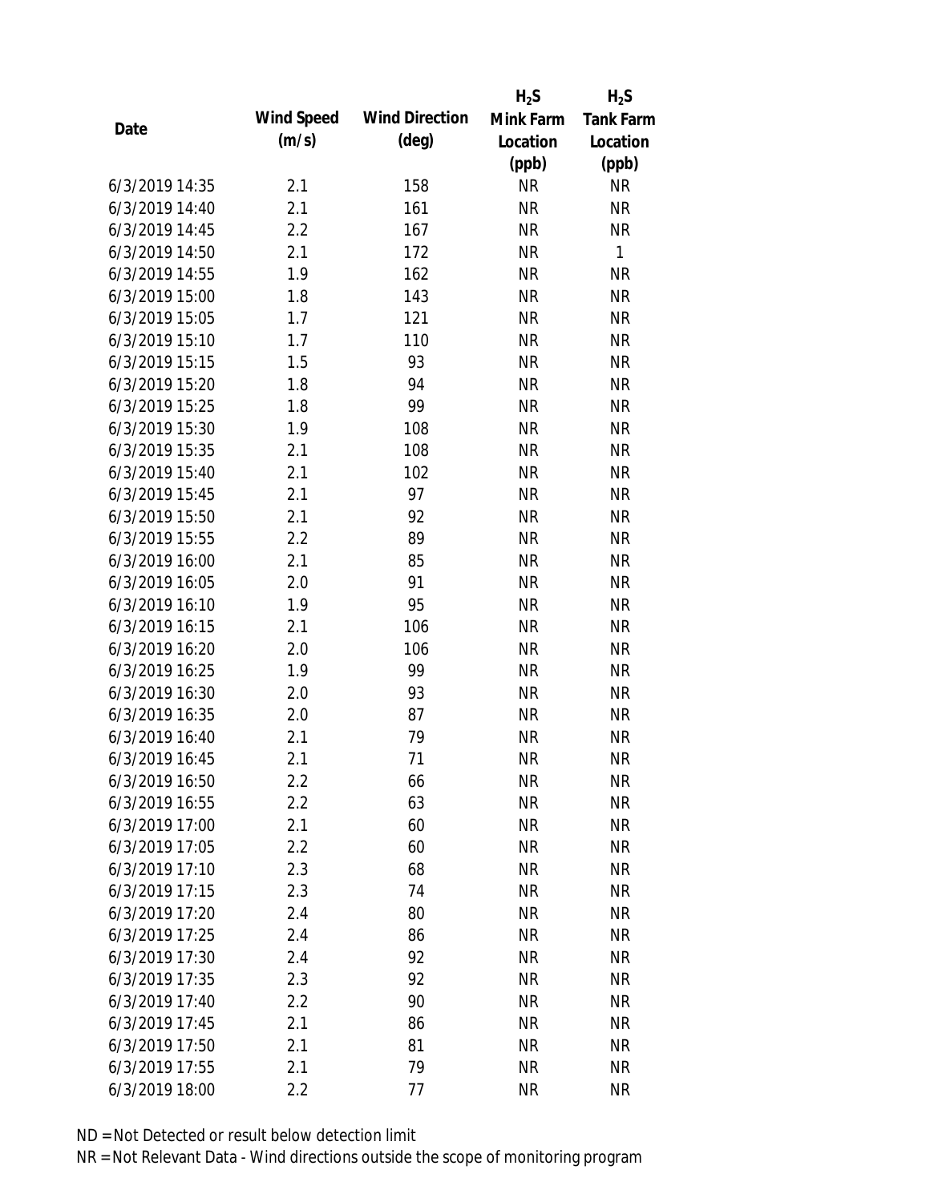| Date | Wind Speed (m/s) | Wind Direction (deg) | $H_2S$ Mink Farm Location (ppb) | $H_2S$ Tank Farm Location (ppb) |
|---|---|---|---|---|
| 6/3/2019 14:35 | 2.1 | 158 | NR | NR |
| 6/3/2019 14:40 | 2.1 | 161 | NR | NR |
| 6/3/2019 14:45 | 2.2 | 167 | NR | NR |
| 6/3/2019 14:50 | 2.1 | 172 | NR | 1 |
| 6/3/2019 14:55 | 1.9 | 162 | NR | NR |
| 6/3/2019 15:00 | 1.8 | 143 | NR | NR |
| 6/3/2019 15:05 | 1.7 | 121 | NR | NR |
| 6/3/2019 15:10 | 1.7 | 110 | NR | NR |
| 6/3/2019 15:15 | 1.5 | 93 | NR | NR |
| 6/3/2019 15:20 | 1.8 | 94 | NR | NR |
| 6/3/2019 15:25 | 1.8 | 99 | NR | NR |
| 6/3/2019 15:30 | 1.9 | 108 | NR | NR |
| 6/3/2019 15:35 | 2.1 | 108 | NR | NR |
| 6/3/2019 15:40 | 2.1 | 102 | NR | NR |
| 6/3/2019 15:45 | 2.1 | 97 | NR | NR |
| 6/3/2019 15:50 | 2.1 | 92 | NR | NR |
| 6/3/2019 15:55 | 2.2 | 89 | NR | NR |
| 6/3/2019 16:00 | 2.1 | 85 | NR | NR |
| 6/3/2019 16:05 | 2.0 | 91 | NR | NR |
| 6/3/2019 16:10 | 1.9 | 95 | NR | NR |
| 6/3/2019 16:15 | 2.1 | 106 | NR | NR |
| 6/3/2019 16:20 | 2.0 | 106 | NR | NR |
| 6/3/2019 16:25 | 1.9 | 99 | NR | NR |
| 6/3/2019 16:30 | 2.0 | 93 | NR | NR |
| 6/3/2019 16:35 | 2.0 | 87 | NR | NR |
| 6/3/2019 16:40 | 2.1 | 79 | NR | NR |
| 6/3/2019 16:45 | 2.1 | 71 | NR | NR |
| 6/3/2019 16:50 | 2.2 | 66 | NR | NR |
| 6/3/2019 16:55 | 2.2 | 63 | NR | NR |
| 6/3/2019 17:00 | 2.1 | 60 | NR | NR |
| 6/3/2019 17:05 | 2.2 | 60 | NR | NR |
| 6/3/2019 17:10 | 2.3 | 68 | NR | NR |
| 6/3/2019 17:15 | 2.3 | 74 | NR | NR |
| 6/3/2019 17:20 | 2.4 | 80 | NR | NR |
| 6/3/2019 17:25 | 2.4 | 86 | NR | NR |
| 6/3/2019 17:30 | 2.4 | 92 | NR | NR |
| 6/3/2019 17:35 | 2.3 | 92 | NR | NR |
| 6/3/2019 17:40 | 2.2 | 90 | NR | NR |
| 6/3/2019 17:45 | 2.1 | 86 | NR | NR |
| 6/3/2019 17:50 | 2.1 | 81 | NR | NR |
| 6/3/2019 17:55 | 2.1 | 79 | NR | NR |
| 6/3/2019 18:00 | 2.2 | 77 | NR | NR |

ND = Not Detected or result below detection limit

NR = Not Relevant Data - Wind directions outside the scope of monitoring program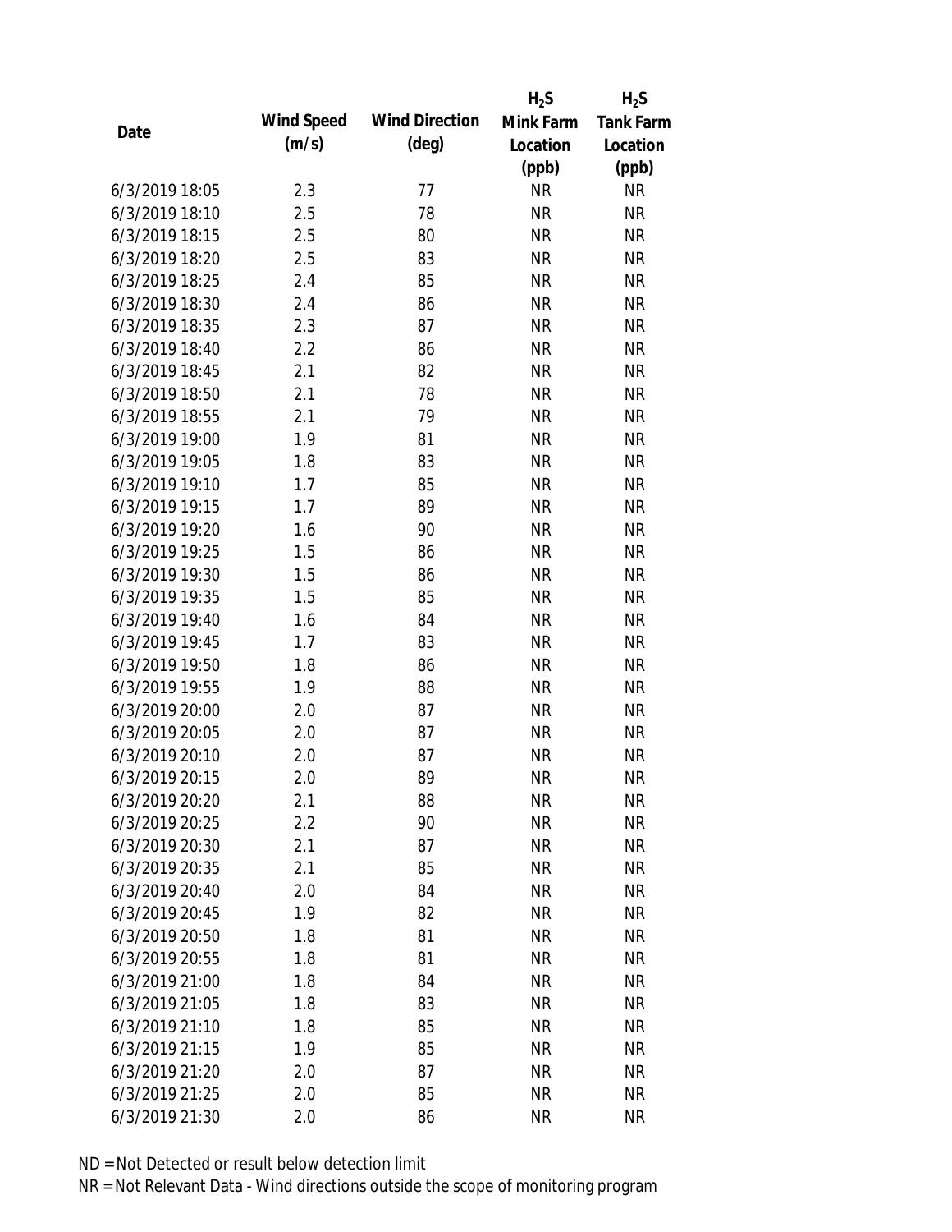| Date | Wind Speed (m/s) | Wind Direction (deg) | $H_2S$ Mink Farm Location (ppb) | $H_2S$ Tank Farm Location (ppb) |
|---|---|---|---|---|
| 6/3/2019 18:05 | 2.3 | 77 | NR | NR |
| 6/3/2019 18:10 | 2.5 | 78 | NR | NR |
| 6/3/2019 18:15 | 2.5 | 80 | NR | NR |
| 6/3/2019 18:20 | 2.5 | 83 | NR | NR |
| 6/3/2019 18:25 | 2.4 | 85 | NR | NR |
| 6/3/2019 18:30 | 2.4 | 86 | NR | NR |
| 6/3/2019 18:35 | 2.3 | 87 | NR | NR |
| 6/3/2019 18:40 | 2.2 | 86 | NR | NR |
| 6/3/2019 18:45 | 2.1 | 82 | NR | NR |
| 6/3/2019 18:50 | 2.1 | 78 | NR | NR |
| 6/3/2019 18:55 | 2.1 | 79 | NR | NR |
| 6/3/2019 19:00 | 1.9 | 81 | NR | NR |
| 6/3/2019 19:05 | 1.8 | 83 | NR | NR |
| 6/3/2019 19:10 | 1.7 | 85 | NR | NR |
| 6/3/2019 19:15 | 1.7 | 89 | NR | NR |
| 6/3/2019 19:20 | 1.6 | 90 | NR | NR |
| 6/3/2019 19:25 | 1.5 | 86 | NR | NR |
| 6/3/2019 19:30 | 1.5 | 86 | NR | NR |
| 6/3/2019 19:35 | 1.5 | 85 | NR | NR |
| 6/3/2019 19:40 | 1.6 | 84 | NR | NR |
| 6/3/2019 19:45 | 1.7 | 83 | NR | NR |
| 6/3/2019 19:50 | 1.8 | 86 | NR | NR |
| 6/3/2019 19:55 | 1.9 | 88 | NR | NR |
| 6/3/2019 20:00 | 2.0 | 87 | NR | NR |
| 6/3/2019 20:05 | 2.0 | 87 | NR | NR |
| 6/3/2019 20:10 | 2.0 | 87 | NR | NR |
| 6/3/2019 20:15 | 2.0 | 89 | NR | NR |
| 6/3/2019 20:20 | 2.1 | 88 | NR | NR |
| 6/3/2019 20:25 | 2.2 | 90 | NR | NR |
| 6/3/2019 20:30 | 2.1 | 87 | NR | NR |
| 6/3/2019 20:35 | 2.1 | 85 | NR | NR |
| 6/3/2019 20:40 | 2.0 | 84 | NR | NR |
| 6/3/2019 20:45 | 1.9 | 82 | NR | NR |
| 6/3/2019 20:50 | 1.8 | 81 | NR | NR |
| 6/3/2019 20:55 | 1.8 | 81 | NR | NR |
| 6/3/2019 21:00 | 1.8 | 84 | NR | NR |
| 6/3/2019 21:05 | 1.8 | 83 | NR | NR |
| 6/3/2019 21:10 | 1.8 | 85 | NR | NR |
| 6/3/2019 21:15 | 1.9 | 85 | NR | NR |
| 6/3/2019 21:20 | 2.0 | 87 | NR | NR |
| 6/3/2019 21:25 | 2.0 | 85 | NR | NR |
| 6/3/2019 21:30 | 2.0 | 86 | NR | NR |

ND = Not Detected or result below detection limit

NR = Not Relevant Data - Wind directions outside the scope of monitoring program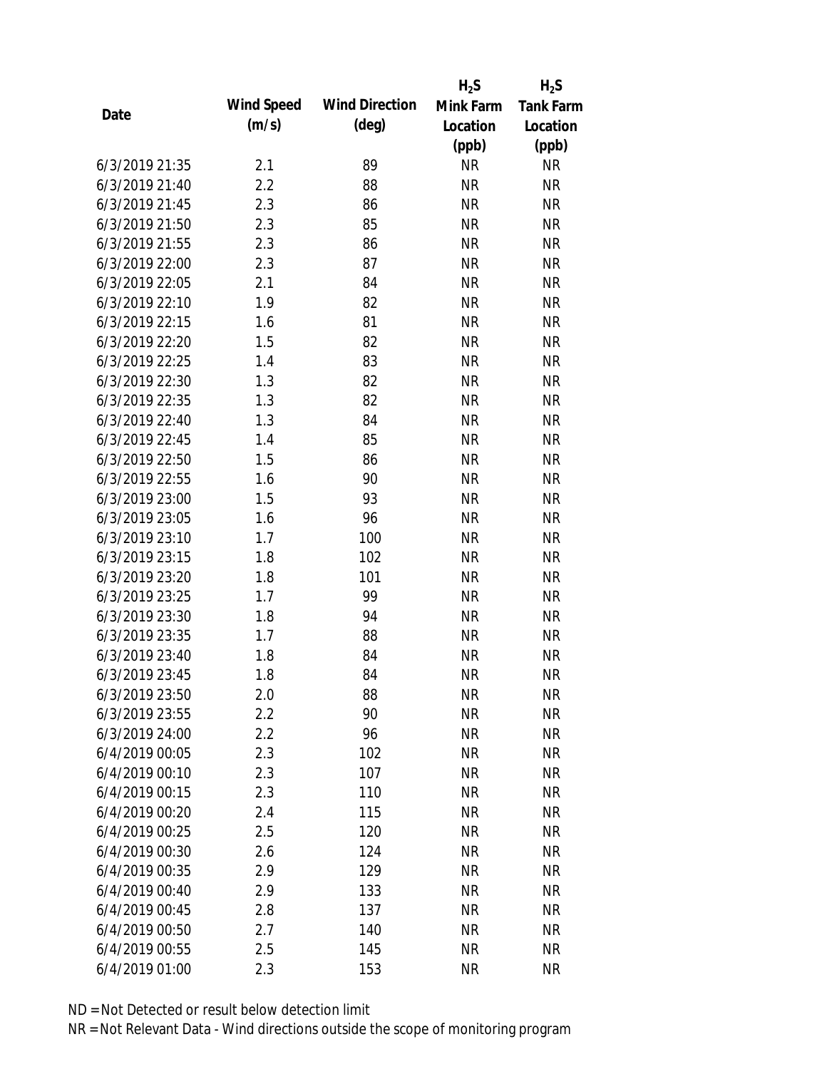| Date | Wind Speed (m/s) | Wind Direction (deg) | $H_2S$ Mink Farm Location (ppb) | $H_2S$ Tank Farm Location (ppb) |
|---|---|---|---|---|
| 6/3/2019 21:35 | 2.1 | 89 | NR | NR |
| 6/3/2019 21:40 | 2.2 | 88 | NR | NR |
| 6/3/2019 21:45 | 2.3 | 86 | NR | NR |
| 6/3/2019 21:50 | 2.3 | 85 | NR | NR |
| 6/3/2019 21:55 | 2.3 | 86 | NR | NR |
| 6/3/2019 22:00 | 2.3 | 87 | NR | NR |
| 6/3/2019 22:05 | 2.1 | 84 | NR | NR |
| 6/3/2019 22:10 | 1.9 | 82 | NR | NR |
| 6/3/2019 22:15 | 1.6 | 81 | NR | NR |
| 6/3/2019 22:20 | 1.5 | 82 | NR | NR |
| 6/3/2019 22:25 | 1.4 | 83 | NR | NR |
| 6/3/2019 22:30 | 1.3 | 82 | NR | NR |
| 6/3/2019 22:35 | 1.3 | 82 | NR | NR |
| 6/3/2019 22:40 | 1.3 | 84 | NR | NR |
| 6/3/2019 22:45 | 1.4 | 85 | NR | NR |
| 6/3/2019 22:50 | 1.5 | 86 | NR | NR |
| 6/3/2019 22:55 | 1.6 | 90 | NR | NR |
| 6/3/2019 23:00 | 1.5 | 93 | NR | NR |
| 6/3/2019 23:05 | 1.6 | 96 | NR | NR |
| 6/3/2019 23:10 | 1.7 | 100 | NR | NR |
| 6/3/2019 23:15 | 1.8 | 102 | NR | NR |
| 6/3/2019 23:20 | 1.8 | 101 | NR | NR |
| 6/3/2019 23:25 | 1.7 | 99 | NR | NR |
| 6/3/2019 23:30 | 1.8 | 94 | NR | NR |
| 6/3/2019 23:35 | 1.7 | 88 | NR | NR |
| 6/3/2019 23:40 | 1.8 | 84 | NR | NR |
| 6/3/2019 23:45 | 1.8 | 84 | NR | NR |
| 6/3/2019 23:50 | 2.0 | 88 | NR | NR |
| 6/3/2019 23:55 | 2.2 | 90 | NR | NR |
| 6/3/2019 24:00 | 2.2 | 96 | NR | NR |
| 6/4/2019 00:05 | 2.3 | 102 | NR | NR |
| 6/4/2019 00:10 | 2.3 | 107 | NR | NR |
| 6/4/2019 00:15 | 2.3 | 110 | NR | NR |
| 6/4/2019 00:20 | 2.4 | 115 | NR | NR |
| 6/4/2019 00:25 | 2.5 | 120 | NR | NR |
| 6/4/2019 00:30 | 2.6 | 124 | NR | NR |
| 6/4/2019 00:35 | 2.9 | 129 | NR | NR |
| 6/4/2019 00:40 | 2.9 | 133 | NR | NR |
| 6/4/2019 00:45 | 2.8 | 137 | NR | NR |
| 6/4/2019 00:50 | 2.7 | 140 | NR | NR |
| 6/4/2019 00:55 | 2.5 | 145 | NR | NR |
| 6/4/2019 01:00 | 2.3 | 153 | NR | NR |

ND = Not Detected or result below detection limit

NR = Not Relevant Data - Wind directions outside the scope of monitoring program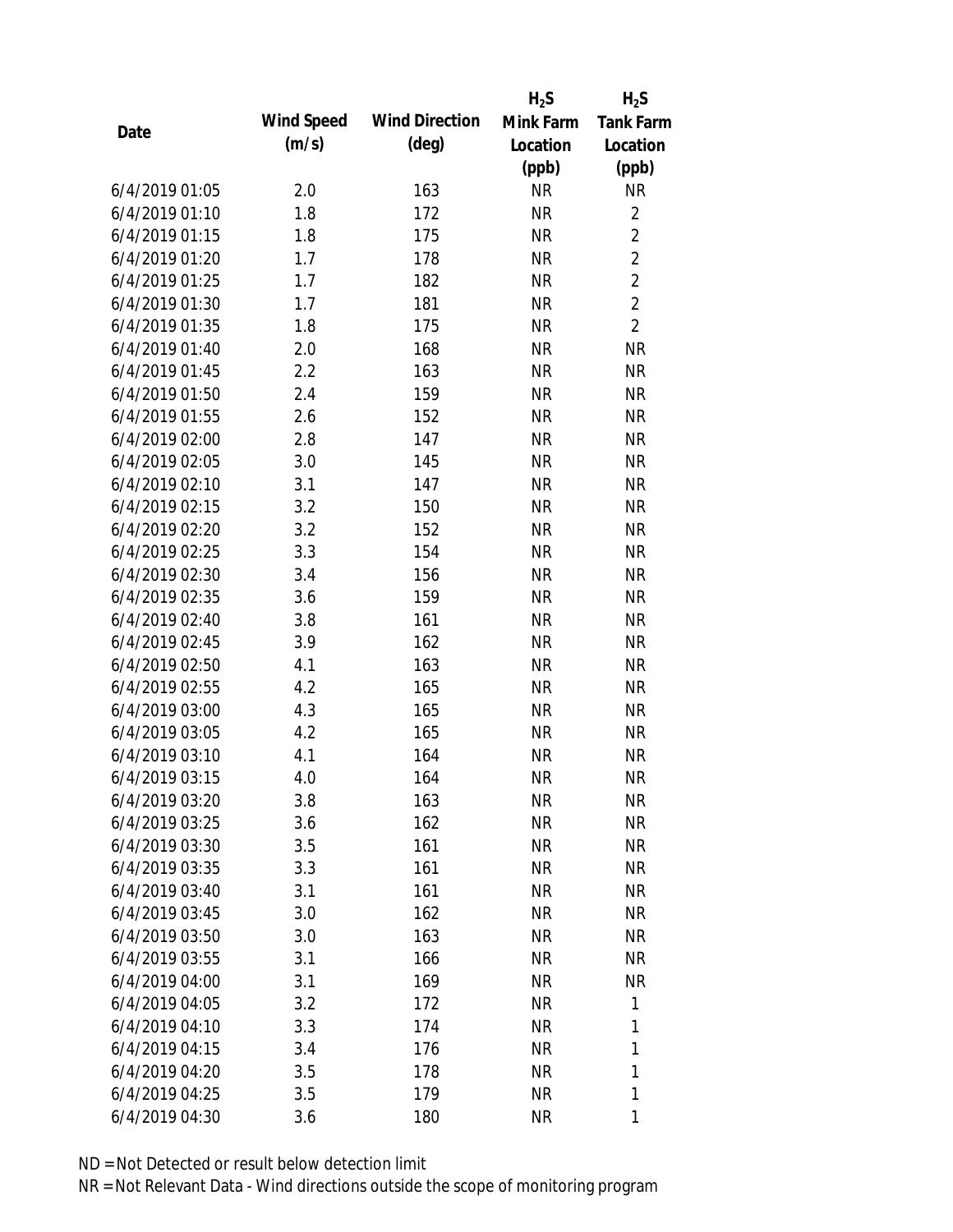| Date | Wind Speed (m/s) | Wind Direction (deg) | $H_2S$ Mink Farm Location (ppb) | $H_2S$ Tank Farm Location (ppb) |
|---|---|---|---|---|
| 6/4/2019 01:05 | 2.0 | 163 | NR | NR |
| 6/4/2019 01:10 | 1.8 | 172 | NR | 2 |
| 6/4/2019 01:15 | 1.8 | 175 | NR | 2 |
| 6/4/2019 01:20 | 1.7 | 178 | NR | 2 |
| 6/4/2019 01:25 | 1.7 | 182 | NR | 2 |
| 6/4/2019 01:30 | 1.7 | 181 | NR | 2 |
| 6/4/2019 01:35 | 1.8 | 175 | NR | 2 |
| 6/4/2019 01:40 | 2.0 | 168 | NR | NR |
| 6/4/2019 01:45 | 2.2 | 163 | NR | NR |
| 6/4/2019 01:50 | 2.4 | 159 | NR | NR |
| 6/4/2019 01:55 | 2.6 | 152 | NR | NR |
| 6/4/2019 02:00 | 2.8 | 147 | NR | NR |
| 6/4/2019 02:05 | 3.0 | 145 | NR | NR |
| 6/4/2019 02:10 | 3.1 | 147 | NR | NR |
| 6/4/2019 02:15 | 3.2 | 150 | NR | NR |
| 6/4/2019 02:20 | 3.2 | 152 | NR | NR |
| 6/4/2019 02:25 | 3.3 | 154 | NR | NR |
| 6/4/2019 02:30 | 3.4 | 156 | NR | NR |
| 6/4/2019 02:35 | 3.6 | 159 | NR | NR |
| 6/4/2019 02:40 | 3.8 | 161 | NR | NR |
| 6/4/2019 02:45 | 3.9 | 162 | NR | NR |
| 6/4/2019 02:50 | 4.1 | 163 | NR | NR |
| 6/4/2019 02:55 | 4.2 | 165 | NR | NR |
| 6/4/2019 03:00 | 4.3 | 165 | NR | NR |
| 6/4/2019 03:05 | 4.2 | 165 | NR | NR |
| 6/4/2019 03:10 | 4.1 | 164 | NR | NR |
| 6/4/2019 03:15 | 4.0 | 164 | NR | NR |
| 6/4/2019 03:20 | 3.8 | 163 | NR | NR |
| 6/4/2019 03:25 | 3.6 | 162 | NR | NR |
| 6/4/2019 03:30 | 3.5 | 161 | NR | NR |
| 6/4/2019 03:35 | 3.3 | 161 | NR | NR |
| 6/4/2019 03:40 | 3.1 | 161 | NR | NR |
| 6/4/2019 03:45 | 3.0 | 162 | NR | NR |
| 6/4/2019 03:50 | 3.0 | 163 | NR | NR |
| 6/4/2019 03:55 | 3.1 | 166 | NR | NR |
| 6/4/2019 04:00 | 3.1 | 169 | NR | NR |
| 6/4/2019 04:05 | 3.2 | 172 | NR | 1 |
| 6/4/2019 04:10 | 3.3 | 174 | NR | 1 |
| 6/4/2019 04:15 | 3.4 | 176 | NR | 1 |
| 6/4/2019 04:20 | 3.5 | 178 | NR | 1 |
| 6/4/2019 04:25 | 3.5 | 179 | NR | 1 |
| 6/4/2019 04:30 | 3.6 | 180 | NR | 1 |

ND = Not Detected or result below detection limit

NR = Not Relevant Data - Wind directions outside the scope of monitoring program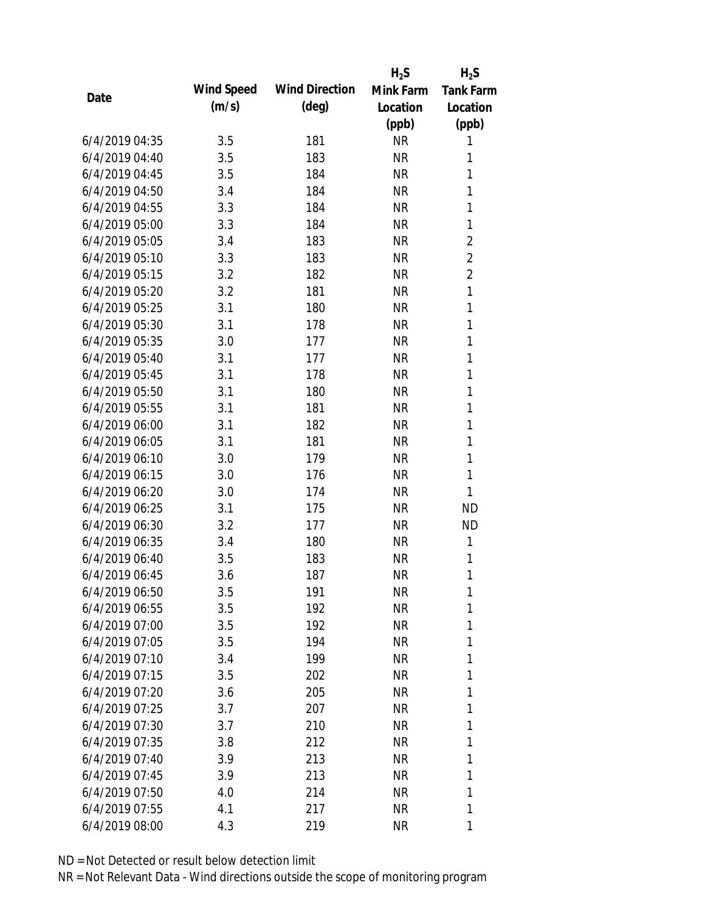| Date | Wind Speed (m/s) | Wind Direction (deg) | $H_2S$ Mink Farm Location (ppb) | $H_2S$ Tank Farm Location (ppb) |
|---|---|---|---|---|
| 6/4/2019 04:35 | 3.5 | 181 | NR | 1 |
| 6/4/2019 04:40 | 3.5 | 183 | NR | 1 |
| 6/4/2019 04:45 | 3.5 | 184 | NR | 1 |
| 6/4/2019 04:50 | 3.4 | 184 | NR | 1 |
| 6/4/2019 04:55 | 3.3 | 184 | NR | 1 |
| 6/4/2019 05:00 | 3.3 | 184 | NR | 1 |
| 6/4/2019 05:05 | 3.4 | 183 | NR | 2 |
| 6/4/2019 05:10 | 3.3 | 183 | NR | 2 |
| 6/4/2019 05:15 | 3.2 | 182 | NR | 2 |
| 6/4/2019 05:20 | 3.2 | 181 | NR | 1 |
| 6/4/2019 05:25 | 3.1 | 180 | NR | 1 |
| 6/4/2019 05:30 | 3.1 | 178 | NR | 1 |
| 6/4/2019 05:35 | 3.0 | 177 | NR | 1 |
| 6/4/2019 05:40 | 3.1 | 177 | NR | 1 |
| 6/4/2019 05:45 | 3.1 | 178 | NR | 1 |
| 6/4/2019 05:50 | 3.1 | 180 | NR | 1 |
| 6/4/2019 05:55 | 3.1 | 181 | NR | 1 |
| 6/4/2019 06:00 | 3.1 | 182 | NR | 1 |
| 6/4/2019 06:05 | 3.1 | 181 | NR | 1 |
| 6/4/2019 06:10 | 3.0 | 179 | NR | 1 |
| 6/4/2019 06:15 | 3.0 | 176 | NR | 1 |
| 6/4/2019 06:20 | 3.0 | 174 | NR | 1 |
| 6/4/2019 06:25 | 3.1 | 175 | NR | ND |
| 6/4/2019 06:30 | 3.2 | 177 | NR | ND |
| 6/4/2019 06:35 | 3.4 | 180 | NR | 1 |
| 6/4/2019 06:40 | 3.5 | 183 | NR | 1 |
| 6/4/2019 06:45 | 3.6 | 187 | NR | 1 |
| 6/4/2019 06:50 | 3.5 | 191 | NR | 1 |
| 6/4/2019 06:55 | 3.5 | 192 | NR | 1 |
| 6/4/2019 07:00 | 3.5 | 192 | NR | 1 |
| 6/4/2019 07:05 | 3.5 | 194 | NR | 1 |
| 6/4/2019 07:10 | 3.4 | 199 | NR | 1 |
| 6/4/2019 07:15 | 3.5 | 202 | NR | 1 |
| 6/4/2019 07:20 | 3.6 | 205 | NR | 1 |
| 6/4/2019 07:25 | 3.7 | 207 | NR | 1 |
| 6/4/2019 07:30 | 3.7 | 210 | NR | 1 |
| 6/4/2019 07:35 | 3.8 | 212 | NR | 1 |
| 6/4/2019 07:40 | 3.9 | 213 | NR | 1 |
| 6/4/2019 07:45 | 3.9 | 213 | NR | 1 |
| 6/4/2019 07:50 | 4.0 | 214 | NR | 1 |
| 6/4/2019 07:55 | 4.1 | 217 | NR | 1 |
| 6/4/2019 08:00 | 4.3 | 219 | NR | 1 |

ND = Not Detected or result below detection limit

NR = Not Relevant Data - Wind directions outside the scope of monitoring program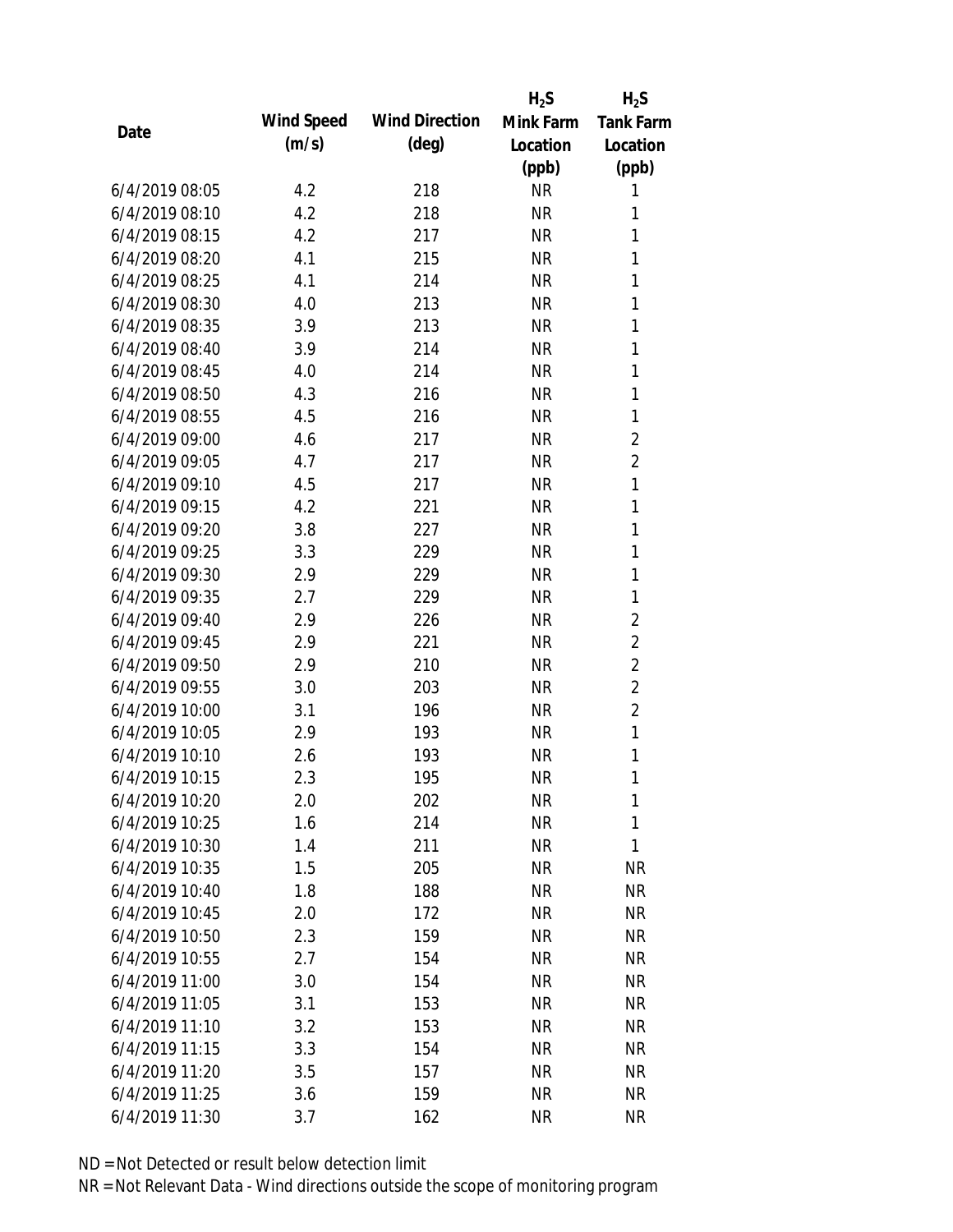| Date | Wind Speed (m/s) | Wind Direction (deg) | $H_2S$ Mink Farm Location (ppb) | $H_2S$ Tank Farm Location (ppb) |
|---|---|---|---|---|
| 6/4/2019 08:05 | 4.2 | 218 | NR | 1 |
| 6/4/2019 08:10 | 4.2 | 218 | NR | 1 |
| 6/4/2019 08:15 | 4.2 | 217 | NR | 1 |
| 6/4/2019 08:20 | 4.1 | 215 | NR | 1 |
| 6/4/2019 08:25 | 4.1 | 214 | NR | 1 |
| 6/4/2019 08:30 | 4.0 | 213 | NR | 1 |
| 6/4/2019 08:35 | 3.9 | 213 | NR | 1 |
| 6/4/2019 08:40 | 3.9 | 214 | NR | 1 |
| 6/4/2019 08:45 | 4.0 | 214 | NR | 1 |
| 6/4/2019 08:50 | 4.3 | 216 | NR | 1 |
| 6/4/2019 08:55 | 4.5 | 216 | NR | 1 |
| 6/4/2019 09:00 | 4.6 | 217 | NR | 2 |
| 6/4/2019 09:05 | 4.7 | 217 | NR | 2 |
| 6/4/2019 09:10 | 4.5 | 217 | NR | 1 |
| 6/4/2019 09:15 | 4.2 | 221 | NR | 1 |
| 6/4/2019 09:20 | 3.8 | 227 | NR | 1 |
| 6/4/2019 09:25 | 3.3 | 229 | NR | 1 |
| 6/4/2019 09:30 | 2.9 | 229 | NR | 1 |
| 6/4/2019 09:35 | 2.7 | 229 | NR | 1 |
| 6/4/2019 09:40 | 2.9 | 226 | NR | 2 |
| 6/4/2019 09:45 | 2.9 | 221 | NR | 2 |
| 6/4/2019 09:50 | 2.9 | 210 | NR | 2 |
| 6/4/2019 09:55 | 3.0 | 203 | NR | 2 |
| 6/4/2019 10:00 | 3.1 | 196 | NR | 2 |
| 6/4/2019 10:05 | 2.9 | 193 | NR | 1 |
| 6/4/2019 10:10 | 2.6 | 193 | NR | 1 |
| 6/4/2019 10:15 | 2.3 | 195 | NR | 1 |
| 6/4/2019 10:20 | 2.0 | 202 | NR | 1 |
| 6/4/2019 10:25 | 1.6 | 214 | NR | 1 |
| 6/4/2019 10:30 | 1.4 | 211 | NR | 1 |
| 6/4/2019 10:35 | 1.5 | 205 | NR | NR |
| 6/4/2019 10:40 | 1.8 | 188 | NR | NR |
| 6/4/2019 10:45 | 2.0 | 172 | NR | NR |
| 6/4/2019 10:50 | 2.3 | 159 | NR | NR |
| 6/4/2019 10:55 | 2.7 | 154 | NR | NR |
| 6/4/2019 11:00 | 3.0 | 154 | NR | NR |
| 6/4/2019 11:05 | 3.1 | 153 | NR | NR |
| 6/4/2019 11:10 | 3.2 | 153 | NR | NR |
| 6/4/2019 11:15 | 3.3 | 154 | NR | NR |
| 6/4/2019 11:20 | 3.5 | 157 | NR | NR |
| 6/4/2019 11:25 | 3.6 | 159 | NR | NR |
| 6/4/2019 11:30 | 3.7 | 162 | NR | NR |

ND = Not Detected or result below detection limit
NR = Not Relevant Data - Wind directions outside the scope of monitoring program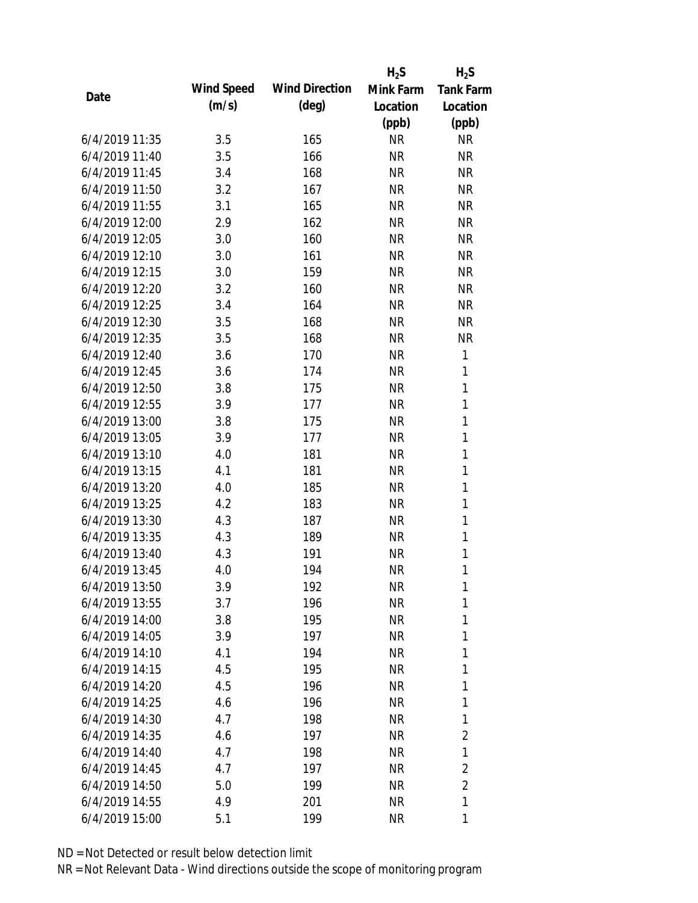| Date | Wind Speed (m/s) | Wind Direction (deg) | $H_2S$ Mink Farm Location (ppb) | $H_2S$ Tank Farm Location (ppb) |
| --- | --- | --- | --- | --- |
| 6/4/2019 11:35 | 3.5 | 165 | NR | NR |
| 6/4/2019 11:40 | 3.5 | 166 | NR | NR |
| 6/4/2019 11:45 | 3.4 | 168 | NR | NR |
| 6/4/2019 11:50 | 3.2 | 167 | NR | NR |
| 6/4/2019 11:55 | 3.1 | 165 | NR | NR |
| 6/4/2019 12:00 | 2.9 | 162 | NR | NR |
| 6/4/2019 12:05 | 3.0 | 160 | NR | NR |
| 6/4/2019 12:10 | 3.0 | 161 | NR | NR |
| 6/4/2019 12:15 | 3.0 | 159 | NR | NR |
| 6/4/2019 12:20 | 3.2 | 160 | NR | NR |
| 6/4/2019 12:25 | 3.4 | 164 | NR | NR |
| 6/4/2019 12:30 | 3.5 | 168 | NR | NR |
| 6/4/2019 12:35 | 3.5 | 168 | NR | NR |
| 6/4/2019 12:40 | 3.6 | 170 | NR | 1 |
| 6/4/2019 12:45 | 3.6 | 174 | NR | 1 |
| 6/4/2019 12:50 | 3.8 | 175 | NR | 1 |
| 6/4/2019 12:55 | 3.9 | 177 | NR | 1 |
| 6/4/2019 13:00 | 3.8 | 175 | NR | 1 |
| 6/4/2019 13:05 | 3.9 | 177 | NR | 1 |
| 6/4/2019 13:10 | 4.0 | 181 | NR | 1 |
| 6/4/2019 13:15 | 4.1 | 181 | NR | 1 |
| 6/4/2019 13:20 | 4.0 | 185 | NR | 1 |
| 6/4/2019 13:25 | 4.2 | 183 | NR | 1 |
| 6/4/2019 13:30 | 4.3 | 187 | NR | 1 |
| 6/4/2019 13:35 | 4.3 | 189 | NR | 1 |
| 6/4/2019 13:40 | 4.3 | 191 | NR | 1 |
| 6/4/2019 13:45 | 4.0 | 194 | NR | 1 |
| 6/4/2019 13:50 | 3.9 | 192 | NR | 1 |
| 6/4/2019 13:55 | 3.7 | 196 | NR | 1 |
| 6/4/2019 14:00 | 3.8 | 195 | NR | 1 |
| 6/4/2019 14:05 | 3.9 | 197 | NR | 1 |
| 6/4/2019 14:10 | 4.1 | 194 | NR | 1 |
| 6/4/2019 14:15 | 4.5 | 195 | NR | 1 |
| 6/4/2019 14:20 | 4.5 | 196 | NR | 1 |
| 6/4/2019 14:25 | 4.6 | 196 | NR | 1 |
| 6/4/2019 14:30 | 4.7 | 198 | NR | 1 |
| 6/4/2019 14:35 | 4.6 | 197 | NR | 2 |
| 6/4/2019 14:40 | 4.7 | 198 | NR | 1 |
| 6/4/2019 14:45 | 4.7 | 197 | NR | 2 |
| 6/4/2019 14:50 | 5.0 | 199 | NR | 2 |
| 6/4/2019 14:55 | 4.9 | 201 | NR | 1 |
| 6/4/2019 15:00 | 5.1 | 199 | NR | 1 |

ND = Not Detected or result below detection limit

NR = Not Relevant Data - Wind directions outside the scope of monitoring program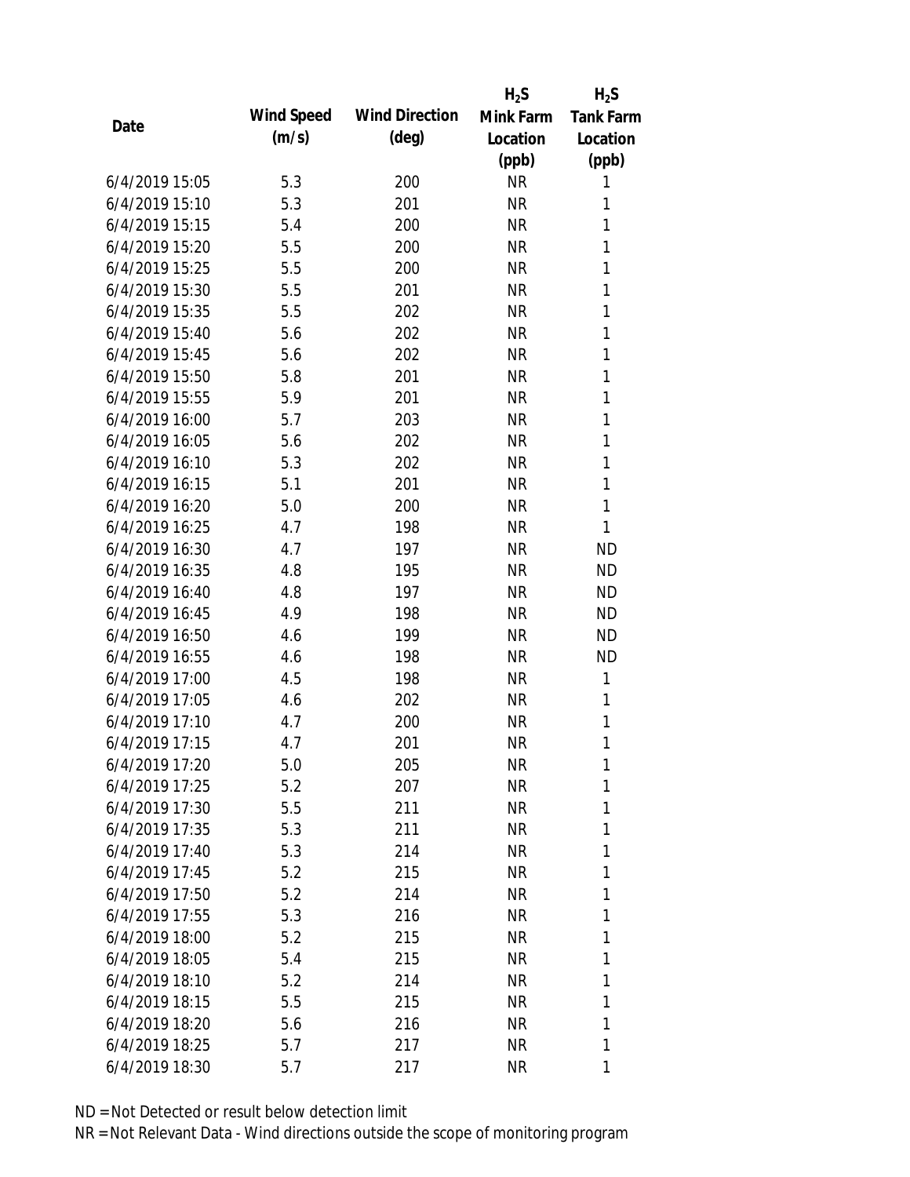| Date | Wind Speed (m/s) | Wind Direction (deg) | $H_2S$ Mink Farm Location (ppb) | $H_2S$ Tank Farm Location (ppb) |
|---|---|---|---|---|
| 6/4/2019 15:05 | 5.3 | 200 | NR | 1 |
| 6/4/2019 15:10 | 5.3 | 201 | NR | 1 |
| 6/4/2019 15:15 | 5.4 | 200 | NR | 1 |
| 6/4/2019 15:20 | 5.5 | 200 | NR | 1 |
| 6/4/2019 15:25 | 5.5 | 200 | NR | 1 |
| 6/4/2019 15:30 | 5.5 | 201 | NR | 1 |
| 6/4/2019 15:35 | 5.5 | 202 | NR | 1 |
| 6/4/2019 15:40 | 5.6 | 202 | NR | 1 |
| 6/4/2019 15:45 | 5.6 | 202 | NR | 1 |
| 6/4/2019 15:50 | 5.8 | 201 | NR | 1 |
| 6/4/2019 15:55 | 5.9 | 201 | NR | 1 |
| 6/4/2019 16:00 | 5.7 | 203 | NR | 1 |
| 6/4/2019 16:05 | 5.6 | 202 | NR | 1 |
| 6/4/2019 16:10 | 5.3 | 202 | NR | 1 |
| 6/4/2019 16:15 | 5.1 | 201 | NR | 1 |
| 6/4/2019 16:20 | 5.0 | 200 | NR | 1 |
| 6/4/2019 16:25 | 4.7 | 198 | NR | 1 |
| 6/4/2019 16:30 | 4.7 | 197 | NR | ND |
| 6/4/2019 16:35 | 4.8 | 195 | NR | ND |
| 6/4/2019 16:40 | 4.8 | 197 | NR | ND |
| 6/4/2019 16:45 | 4.9 | 198 | NR | ND |
| 6/4/2019 16:50 | 4.6 | 199 | NR | ND |
| 6/4/2019 16:55 | 4.6 | 198 | NR | ND |
| 6/4/2019 17:00 | 4.5 | 198 | NR | 1 |
| 6/4/2019 17:05 | 4.6 | 202 | NR | 1 |
| 6/4/2019 17:10 | 4.7 | 200 | NR | 1 |
| 6/4/2019 17:15 | 4.7 | 201 | NR | 1 |
| 6/4/2019 17:20 | 5.0 | 205 | NR | 1 |
| 6/4/2019 17:25 | 5.2 | 207 | NR | 1 |
| 6/4/2019 17:30 | 5.5 | 211 | NR | 1 |
| 6/4/2019 17:35 | 5.3 | 211 | NR | 1 |
| 6/4/2019 17:40 | 5.3 | 214 | NR | 1 |
| 6/4/2019 17:45 | 5.2 | 215 | NR | 1 |
| 6/4/2019 17:50 | 5.2 | 214 | NR | 1 |
| 6/4/2019 17:55 | 5.3 | 216 | NR | 1 |
| 6/4/2019 18:00 | 5.2 | 215 | NR | 1 |
| 6/4/2019 18:05 | 5.4 | 215 | NR | 1 |
| 6/4/2019 18:10 | 5.2 | 214 | NR | 1 |
| 6/4/2019 18:15 | 5.5 | 215 | NR | 1 |
| 6/4/2019 18:20 | 5.6 | 216 | NR | 1 |
| 6/4/2019 18:25 | 5.7 | 217 | NR | 1 |
| 6/4/2019 18:30 | 5.7 | 217 | NR | 1 |

ND = Not Detected or result below detection limit

NR = Not Relevant Data - Wind directions outside the scope of monitoring program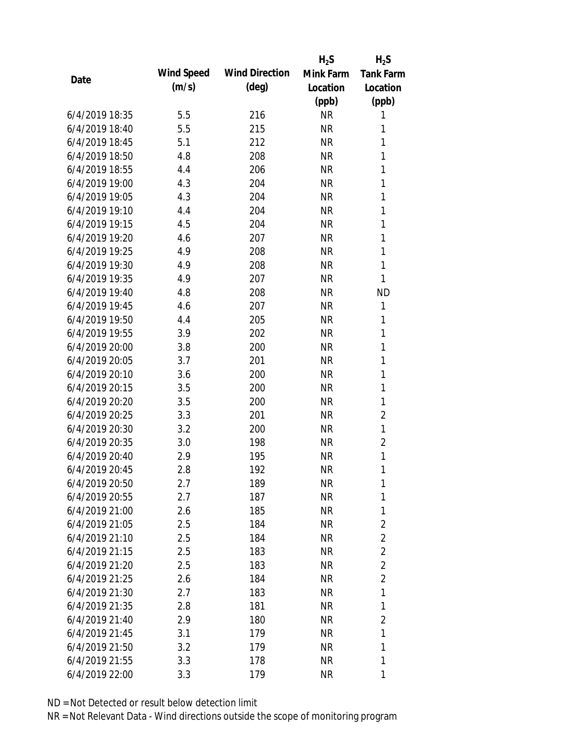| Date | Wind Speed (m/s) | Wind Direction (deg) | $H_2S$ Mink Farm Location (ppb) | $H_2S$ Tank Farm Location (ppb) |
|---|---|---|---|---|
| 6/4/2019 18:35 | 5.5 | 216 | NR | 1 |
| 6/4/2019 18:40 | 5.5 | 215 | NR | 1 |
| 6/4/2019 18:45 | 5.1 | 212 | NR | 1 |
| 6/4/2019 18:50 | 4.8 | 208 | NR | 1 |
| 6/4/2019 18:55 | 4.4 | 206 | NR | 1 |
| 6/4/2019 19:00 | 4.3 | 204 | NR | 1 |
| 6/4/2019 19:05 | 4.3 | 204 | NR | 1 |
| 6/4/2019 19:10 | 4.4 | 204 | NR | 1 |
| 6/4/2019 19:15 | 4.5 | 204 | NR | 1 |
| 6/4/2019 19:20 | 4.6 | 207 | NR | 1 |
| 6/4/2019 19:25 | 4.9 | 208 | NR | 1 |
| 6/4/2019 19:30 | 4.9 | 208 | NR | 1 |
| 6/4/2019 19:35 | 4.9 | 207 | NR | 1 |
| 6/4/2019 19:40 | 4.8 | 208 | NR | ND |
| 6/4/2019 19:45 | 4.6 | 207 | NR | 1 |
| 6/4/2019 19:50 | 4.4 | 205 | NR | 1 |
| 6/4/2019 19:55 | 3.9 | 202 | NR | 1 |
| 6/4/2019 20:00 | 3.8 | 200 | NR | 1 |
| 6/4/2019 20:05 | 3.7 | 201 | NR | 1 |
| 6/4/2019 20:10 | 3.6 | 200 | NR | 1 |
| 6/4/2019 20:15 | 3.5 | 200 | NR | 1 |
| 6/4/2019 20:20 | 3.5 | 200 | NR | 1 |
| 6/4/2019 20:25 | 3.3 | 201 | NR | 2 |
| 6/4/2019 20:30 | 3.2 | 200 | NR | 1 |
| 6/4/2019 20:35 | 3.0 | 198 | NR | 2 |
| 6/4/2019 20:40 | 2.9 | 195 | NR | 1 |
| 6/4/2019 20:45 | 2.8 | 192 | NR | 1 |
| 6/4/2019 20:50 | 2.7 | 189 | NR | 1 |
| 6/4/2019 20:55 | 2.7 | 187 | NR | 1 |
| 6/4/2019 21:00 | 2.6 | 185 | NR | 1 |
| 6/4/2019 21:05 | 2.5 | 184 | NR | 2 |
| 6/4/2019 21:10 | 2.5 | 184 | NR | 2 |
| 6/4/2019 21:15 | 2.5 | 183 | NR | 2 |
| 6/4/2019 21:20 | 2.5 | 183 | NR | 2 |
| 6/4/2019 21:25 | 2.6 | 184 | NR | 2 |
| 6/4/2019 21:30 | 2.7 | 183 | NR | 1 |
| 6/4/2019 21:35 | 2.8 | 181 | NR | 1 |
| 6/4/2019 21:40 | 2.9 | 180 | NR | 2 |
| 6/4/2019 21:45 | 3.1 | 179 | NR | 1 |
| 6/4/2019 21:50 | 3.2 | 179 | NR | 1 |
| 6/4/2019 21:55 | 3.3 | 178 | NR | 1 |
| 6/4/2019 22:00 | 3.3 | 179 | NR | 1 |

ND = Not Detected or result below detection limit

NR = Not Relevant Data - Wind directions outside the scope of monitoring program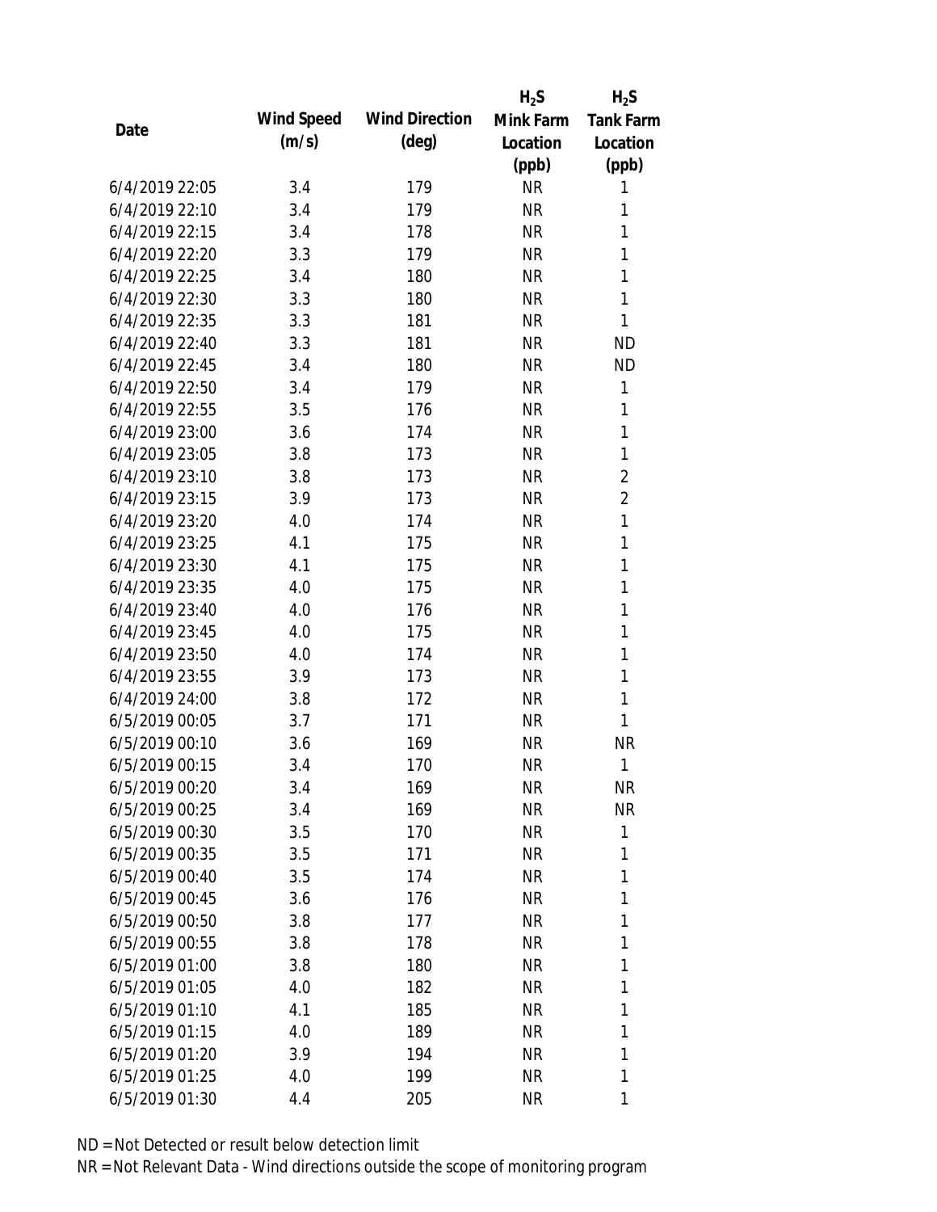| Date | Wind Speed (m/s) | Wind Direction (deg) | $H_2S$ Mink Farm Location (ppb) | $H_2S$ Tank Farm Location (ppb) |
|---|---|---|---|---|
| 6/4/2019 22:05 | 3.4 | 179 | NR | 1 |
| 6/4/2019 22:10 | 3.4 | 179 | NR | 1 |
| 6/4/2019 22:15 | 3.4 | 178 | NR | 1 |
| 6/4/2019 22:20 | 3.3 | 179 | NR | 1 |
| 6/4/2019 22:25 | 3.4 | 180 | NR | 1 |
| 6/4/2019 22:30 | 3.3 | 180 | NR | 1 |
| 6/4/2019 22:35 | 3.3 | 181 | NR | 1 |
| 6/4/2019 22:40 | 3.3 | 181 | NR | ND |
| 6/4/2019 22:45 | 3.4 | 180 | NR | ND |
| 6/4/2019 22:50 | 3.4 | 179 | NR | 1 |
| 6/4/2019 22:55 | 3.5 | 176 | NR | 1 |
| 6/4/2019 23:00 | 3.6 | 174 | NR | 1 |
| 6/4/2019 23:05 | 3.8 | 173 | NR | 1 |
| 6/4/2019 23:10 | 3.8 | 173 | NR | 2 |
| 6/4/2019 23:15 | 3.9 | 173 | NR | 2 |
| 6/4/2019 23:20 | 4.0 | 174 | NR | 1 |
| 6/4/2019 23:25 | 4.1 | 175 | NR | 1 |
| 6/4/2019 23:30 | 4.1 | 175 | NR | 1 |
| 6/4/2019 23:35 | 4.0 | 175 | NR | 1 |
| 6/4/2019 23:40 | 4.0 | 176 | NR | 1 |
| 6/4/2019 23:45 | 4.0 | 175 | NR | 1 |
| 6/4/2019 23:50 | 4.0 | 174 | NR | 1 |
| 6/4/2019 23:55 | 3.9 | 173 | NR | 1 |
| 6/4/2019 24:00 | 3.8 | 172 | NR | 1 |
| 6/5/2019 00:05 | 3.7 | 171 | NR | 1 |
| 6/5/2019 00:10 | 3.6 | 169 | NR | NR |
| 6/5/2019 00:15 | 3.4 | 170 | NR | 1 |
| 6/5/2019 00:20 | 3.4 | 169 | NR | NR |
| 6/5/2019 00:25 | 3.4 | 169 | NR | NR |
| 6/5/2019 00:30 | 3.5 | 170 | NR | 1 |
| 6/5/2019 00:35 | 3.5 | 171 | NR | 1 |
| 6/5/2019 00:40 | 3.5 | 174 | NR | 1 |
| 6/5/2019 00:45 | 3.6 | 176 | NR | 1 |
| 6/5/2019 00:50 | 3.8 | 177 | NR | 1 |
| 6/5/2019 00:55 | 3.8 | 178 | NR | 1 |
| 6/5/2019 01:00 | 3.8 | 180 | NR | 1 |
| 6/5/2019 01:05 | 4.0 | 182 | NR | 1 |
| 6/5/2019 01:10 | 4.1 | 185 | NR | 1 |
| 6/5/2019 01:15 | 4.0 | 189 | NR | 1 |
| 6/5/2019 01:20 | 3.9 | 194 | NR | 1 |
| 6/5/2019 01:25 | 4.0 | 199 | NR | 1 |
| 6/5/2019 01:30 | 4.4 | 205 | NR | 1 |

ND = Not Detected or result below detection limit
NR = Not Relevant Data - Wind directions outside the scope of monitoring program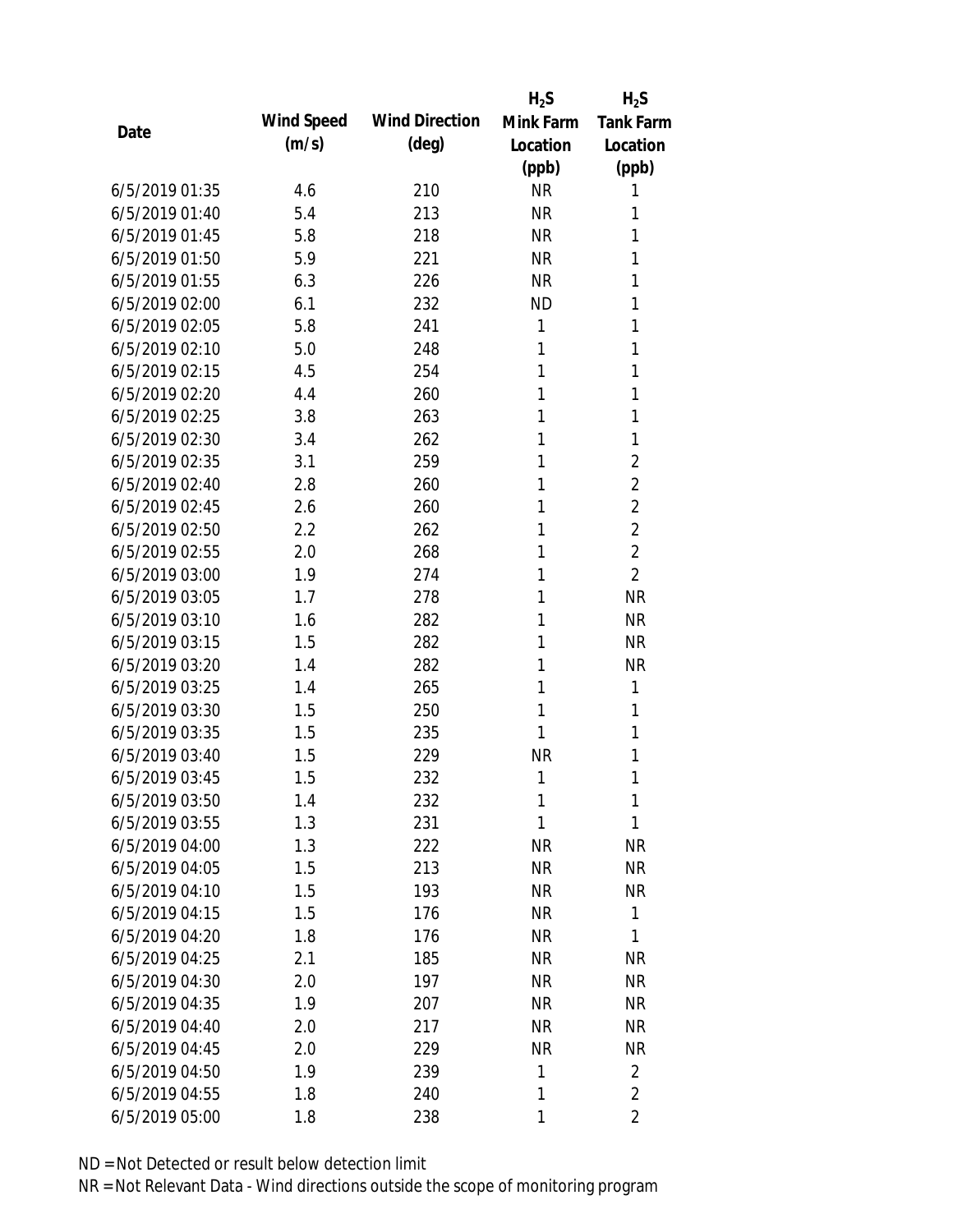| Date | Wind Speed (m/s) | Wind Direction (deg) | $H_2S$ Mink Farm Location (ppb) | $H_2S$ Tank Farm Location (ppb) |
|---|---|---|---|---|
| 6/5/2019 01:35 | 4.6 | 210 | NR | 1 |
| 6/5/2019 01:40 | 5.4 | 213 | NR | 1 |
| 6/5/2019 01:45 | 5.8 | 218 | NR | 1 |
| 6/5/2019 01:50 | 5.9 | 221 | NR | 1 |
| 6/5/2019 01:55 | 6.3 | 226 | NR | 1 |
| 6/5/2019 02:00 | 6.1 | 232 | ND | 1 |
| 6/5/2019 02:05 | 5.8 | 241 | 1 | 1 |
| 6/5/2019 02:10 | 5.0 | 248 | 1 | 1 |
| 6/5/2019 02:15 | 4.5 | 254 | 1 | 1 |
| 6/5/2019 02:20 | 4.4 | 260 | 1 | 1 |
| 6/5/2019 02:25 | 3.8 | 263 | 1 | 1 |
| 6/5/2019 02:30 | 3.4 | 262 | 1 | 1 |
| 6/5/2019 02:35 | 3.1 | 259 | 1 | 2 |
| 6/5/2019 02:40 | 2.8 | 260 | 1 | 2 |
| 6/5/2019 02:45 | 2.6 | 260 | 1 | 2 |
| 6/5/2019 02:50 | 2.2 | 262 | 1 | 2 |
| 6/5/2019 02:55 | 2.0 | 268 | 1 | 2 |
| 6/5/2019 03:00 | 1.9 | 274 | 1 | 2 |
| 6/5/2019 03:05 | 1.7 | 278 | 1 | NR |
| 6/5/2019 03:10 | 1.6 | 282 | 1 | NR |
| 6/5/2019 03:15 | 1.5 | 282 | 1 | NR |
| 6/5/2019 03:20 | 1.4 | 282 | 1 | NR |
| 6/5/2019 03:25 | 1.4 | 265 | 1 | 1 |
| 6/5/2019 03:30 | 1.5 | 250 | 1 | 1 |
| 6/5/2019 03:35 | 1.5 | 235 | 1 | 1 |
| 6/5/2019 03:40 | 1.5 | 229 | NR | 1 |
| 6/5/2019 03:45 | 1.5 | 232 | 1 | 1 |
| 6/5/2019 03:50 | 1.4 | 232 | 1 | 1 |
| 6/5/2019 03:55 | 1.3 | 231 | 1 | 1 |
| 6/5/2019 04:00 | 1.3 | 222 | NR | NR |
| 6/5/2019 04:05 | 1.5 | 213 | NR | NR |
| 6/5/2019 04:10 | 1.5 | 193 | NR | NR |
| 6/5/2019 04:15 | 1.5 | 176 | NR | 1 |
| 6/5/2019 04:20 | 1.8 | 176 | NR | 1 |
| 6/5/2019 04:25 | 2.1 | 185 | NR | NR |
| 6/5/2019 04:30 | 2.0 | 197 | NR | NR |
| 6/5/2019 04:35 | 1.9 | 207 | NR | NR |
| 6/5/2019 04:40 | 2.0 | 217 | NR | NR |
| 6/5/2019 04:45 | 2.0 | 229 | NR | NR |
| 6/5/2019 04:50 | 1.9 | 239 | 1 | 2 |
| 6/5/2019 04:55 | 1.8 | 240 | 1 | 2 |
| 6/5/2019 05:00 | 1.8 | 238 | 1 | 2 |

ND = Not Detected or result below detection limit
NR = Not Relevant Data - Wind directions outside the scope of monitoring program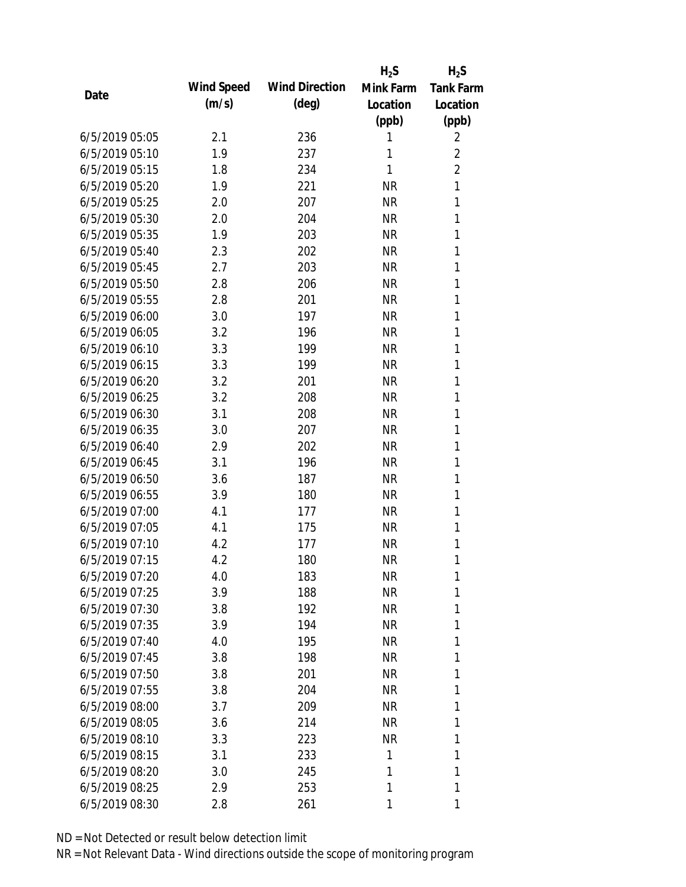| Date | Wind Speed (m/s) | Wind Direction (deg) | $H_2S$ Mink Farm Location (ppb) | $H_2S$ Tank Farm Location (ppb) |
|---|---|---|---|---|
| 6/5/2019 05:05 | 2.1 | 236 | 1 | 2 |
| 6/5/2019 05:10 | 1.9 | 237 | 1 | 2 |
| 6/5/2019 05:15 | 1.8 | 234 | 1 | 2 |
| 6/5/2019 05:20 | 1.9 | 221 | NR | 1 |
| 6/5/2019 05:25 | 2.0 | 207 | NR | 1 |
| 6/5/2019 05:30 | 2.0 | 204 | NR | 1 |
| 6/5/2019 05:35 | 1.9 | 203 | NR | 1 |
| 6/5/2019 05:40 | 2.3 | 202 | NR | 1 |
| 6/5/2019 05:45 | 2.7 | 203 | NR | 1 |
| 6/5/2019 05:50 | 2.8 | 206 | NR | 1 |
| 6/5/2019 05:55 | 2.8 | 201 | NR | 1 |
| 6/5/2019 06:00 | 3.0 | 197 | NR | 1 |
| 6/5/2019 06:05 | 3.2 | 196 | NR | 1 |
| 6/5/2019 06:10 | 3.3 | 199 | NR | 1 |
| 6/5/2019 06:15 | 3.3 | 199 | NR | 1 |
| 6/5/2019 06:20 | 3.2 | 201 | NR | 1 |
| 6/5/2019 06:25 | 3.2 | 208 | NR | 1 |
| 6/5/2019 06:30 | 3.1 | 208 | NR | 1 |
| 6/5/2019 06:35 | 3.0 | 207 | NR | 1 |
| 6/5/2019 06:40 | 2.9 | 202 | NR | 1 |
| 6/5/2019 06:45 | 3.1 | 196 | NR | 1 |
| 6/5/2019 06:50 | 3.6 | 187 | NR | 1 |
| 6/5/2019 06:55 | 3.9 | 180 | NR | 1 |
| 6/5/2019 07:00 | 4.1 | 177 | NR | 1 |
| 6/5/2019 07:05 | 4.1 | 175 | NR | 1 |
| 6/5/2019 07:10 | 4.2 | 177 | NR | 1 |
| 6/5/2019 07:15 | 4.2 | 180 | NR | 1 |
| 6/5/2019 07:20 | 4.0 | 183 | NR | 1 |
| 6/5/2019 07:25 | 3.9 | 188 | NR | 1 |
| 6/5/2019 07:30 | 3.8 | 192 | NR | 1 |
| 6/5/2019 07:35 | 3.9 | 194 | NR | 1 |
| 6/5/2019 07:40 | 4.0 | 195 | NR | 1 |
| 6/5/2019 07:45 | 3.8 | 198 | NR | 1 |
| 6/5/2019 07:50 | 3.8 | 201 | NR | 1 |
| 6/5/2019 07:55 | 3.8 | 204 | NR | 1 |
| 6/5/2019 08:00 | 3.7 | 209 | NR | 1 |
| 6/5/2019 08:05 | 3.6 | 214 | NR | 1 |
| 6/5/2019 08:10 | 3.3 | 223 | NR | 1 |
| 6/5/2019 08:15 | 3.1 | 233 | 1 | 1 |
| 6/5/2019 08:20 | 3.0 | 245 | 1 | 1 |
| 6/5/2019 08:25 | 2.9 | 253 | 1 | 1 |
| 6/5/2019 08:30 | 2.8 | 261 | 1 | 1 |

ND = Not Detected or result below detection limit
NR = Not Relevant Data - Wind directions outside the scope of monitoring program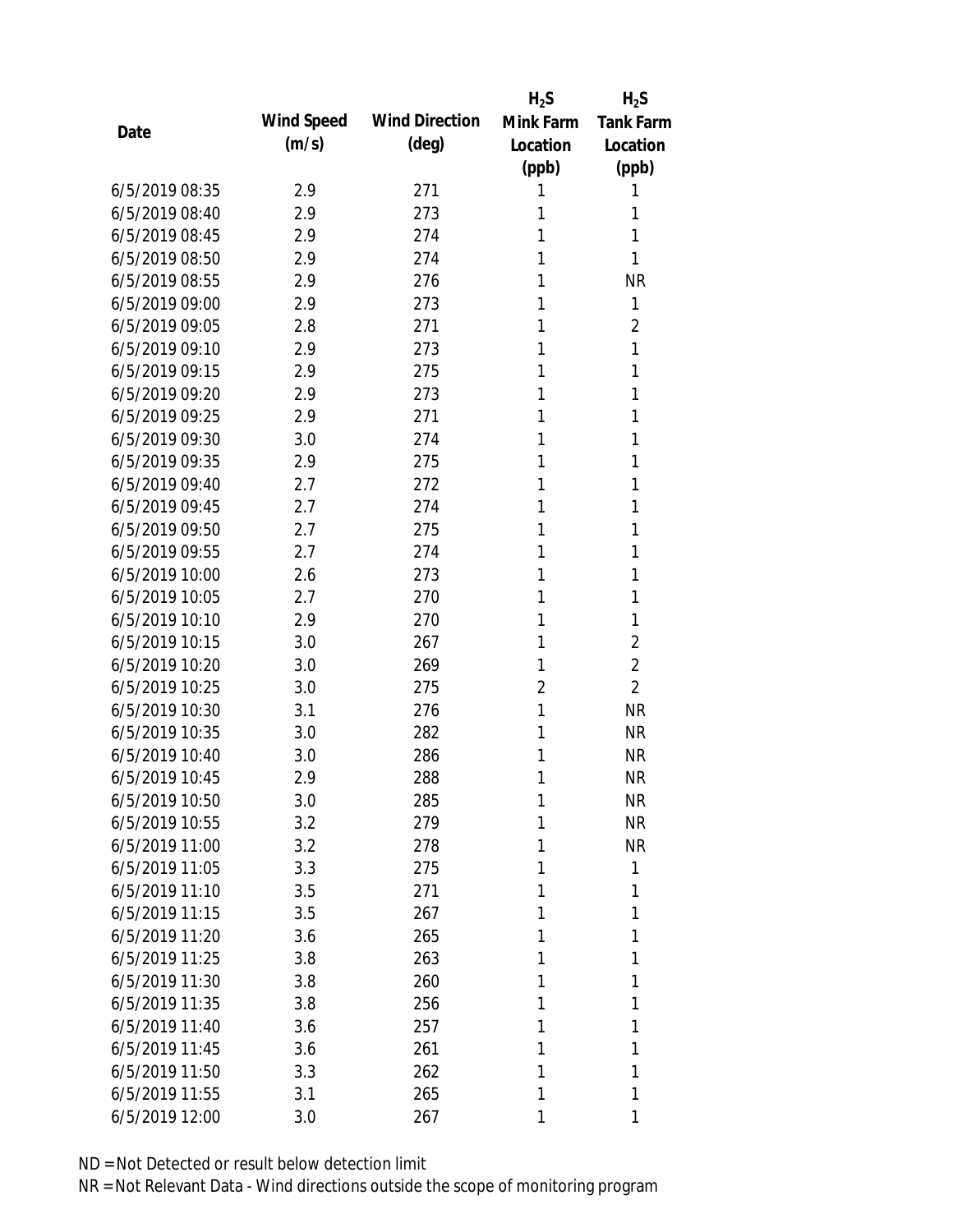| Date | Wind Speed (m/s) | Wind Direction (deg) | $H_2S$ Mink Farm Location (ppb) | $H_2S$ Tank Farm Location (ppb) |
|---|---|---|---|---|
| 6/5/2019 08:35 | 2.9 | 271 | 1 | 1 |
| 6/5/2019 08:40 | 2.9 | 273 | 1 | 1 |
| 6/5/2019 08:45 | 2.9 | 274 | 1 | 1 |
| 6/5/2019 08:50 | 2.9 | 274 | 1 | 1 |
| 6/5/2019 08:55 | 2.9 | 276 | 1 | NR |
| 6/5/2019 09:00 | 2.9 | 273 | 1 | 1 |
| 6/5/2019 09:05 | 2.8 | 271 | 1 | 2 |
| 6/5/2019 09:10 | 2.9 | 273 | 1 | 1 |
| 6/5/2019 09:15 | 2.9 | 275 | 1 | 1 |
| 6/5/2019 09:20 | 2.9 | 273 | 1 | 1 |
| 6/5/2019 09:25 | 2.9 | 271 | 1 | 1 |
| 6/5/2019 09:30 | 3.0 | 274 | 1 | 1 |
| 6/5/2019 09:35 | 2.9 | 275 | 1 | 1 |
| 6/5/2019 09:40 | 2.7 | 272 | 1 | 1 |
| 6/5/2019 09:45 | 2.7 | 274 | 1 | 1 |
| 6/5/2019 09:50 | 2.7 | 275 | 1 | 1 |
| 6/5/2019 09:55 | 2.7 | 274 | 1 | 1 |
| 6/5/2019 10:00 | 2.6 | 273 | 1 | 1 |
| 6/5/2019 10:05 | 2.7 | 270 | 1 | 1 |
| 6/5/2019 10:10 | 2.9 | 270 | 1 | 1 |
| 6/5/2019 10:15 | 3.0 | 267 | 1 | 2 |
| 6/5/2019 10:20 | 3.0 | 269 | 1 | 2 |
| 6/5/2019 10:25 | 3.0 | 275 | 2 | 2 |
| 6/5/2019 10:30 | 3.1 | 276 | 1 | NR |
| 6/5/2019 10:35 | 3.0 | 282 | 1 | NR |
| 6/5/2019 10:40 | 3.0 | 286 | 1 | NR |
| 6/5/2019 10:45 | 2.9 | 288 | 1 | NR |
| 6/5/2019 10:50 | 3.0 | 285 | 1 | NR |
| 6/5/2019 10:55 | 3.2 | 279 | 1 | NR |
| 6/5/2019 11:00 | 3.2 | 278 | 1 | NR |
| 6/5/2019 11:05 | 3.3 | 275 | 1 | 1 |
| 6/5/2019 11:10 | 3.5 | 271 | 1 | 1 |
| 6/5/2019 11:15 | 3.5 | 267 | 1 | 1 |
| 6/5/2019 11:20 | 3.6 | 265 | 1 | 1 |
| 6/5/2019 11:25 | 3.8 | 263 | 1 | 1 |
| 6/5/2019 11:30 | 3.8 | 260 | 1 | 1 |
| 6/5/2019 11:35 | 3.8 | 256 | 1 | 1 |
| 6/5/2019 11:40 | 3.6 | 257 | 1 | 1 |
| 6/5/2019 11:45 | 3.6 | 261 | 1 | 1 |
| 6/5/2019 11:50 | 3.3 | 262 | 1 | 1 |
| 6/5/2019 11:55 | 3.1 | 265 | 1 | 1 |
| 6/5/2019 12:00 | 3.0 | 267 | 1 | 1 |

ND = Not Detected or result below detection limit

NR = Not Relevant Data - Wind directions outside the scope of monitoring program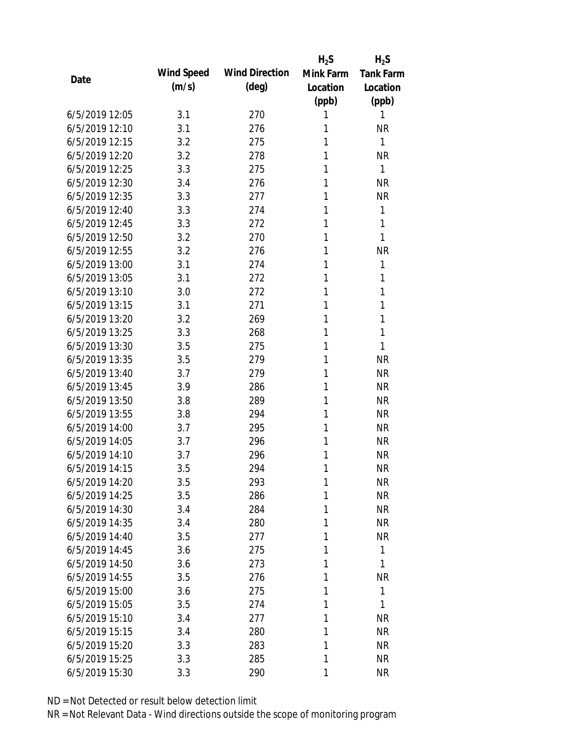| Date | Wind Speed (m/s) | Wind Direction (deg) | $H_2S$ Mink Farm Location (ppb) | $H_2S$ Tank Farm Location (ppb) |
| --- | --- | --- | --- | --- |
| 6/5/2019 12:05 | 3.1 | 270 | 1 | 1 |
| 6/5/2019 12:10 | 3.1 | 276 | 1 | NR |
| 6/5/2019 12:15 | 3.2 | 275 | 1 | 1 |
| 6/5/2019 12:20 | 3.2 | 278 | 1 | NR |
| 6/5/2019 12:25 | 3.3 | 275 | 1 | 1 |
| 6/5/2019 12:30 | 3.4 | 276 | 1 | NR |
| 6/5/2019 12:35 | 3.3 | 277 | 1 | NR |
| 6/5/2019 12:40 | 3.3 | 274 | 1 | 1 |
| 6/5/2019 12:45 | 3.3 | 272 | 1 | 1 |
| 6/5/2019 12:50 | 3.2 | 270 | 1 | 1 |
| 6/5/2019 12:55 | 3.2 | 276 | 1 | NR |
| 6/5/2019 13:00 | 3.1 | 274 | 1 | 1 |
| 6/5/2019 13:05 | 3.1 | 272 | 1 | 1 |
| 6/5/2019 13:10 | 3.0 | 272 | 1 | 1 |
| 6/5/2019 13:15 | 3.1 | 271 | 1 | 1 |
| 6/5/2019 13:20 | 3.2 | 269 | 1 | 1 |
| 6/5/2019 13:25 | 3.3 | 268 | 1 | 1 |
| 6/5/2019 13:30 | 3.5 | 275 | 1 | 1 |
| 6/5/2019 13:35 | 3.5 | 279 | 1 | NR |
| 6/5/2019 13:40 | 3.7 | 279 | 1 | NR |
| 6/5/2019 13:45 | 3.9 | 286 | 1 | NR |
| 6/5/2019 13:50 | 3.8 | 289 | 1 | NR |
| 6/5/2019 13:55 | 3.8 | 294 | 1 | NR |
| 6/5/2019 14:00 | 3.7 | 295 | 1 | NR |
| 6/5/2019 14:05 | 3.7 | 296 | 1 | NR |
| 6/5/2019 14:10 | 3.7 | 296 | 1 | NR |
| 6/5/2019 14:15 | 3.5 | 294 | 1 | NR |
| 6/5/2019 14:20 | 3.5 | 293 | 1 | NR |
| 6/5/2019 14:25 | 3.5 | 286 | 1 | NR |
| 6/5/2019 14:30 | 3.4 | 284 | 1 | NR |
| 6/5/2019 14:35 | 3.4 | 280 | 1 | NR |
| 6/5/2019 14:40 | 3.5 | 277 | 1 | NR |
| 6/5/2019 14:45 | 3.6 | 275 | 1 | 1 |
| 6/5/2019 14:50 | 3.6 | 273 | 1 | 1 |
| 6/5/2019 14:55 | 3.5 | 276 | 1 | NR |
| 6/5/2019 15:00 | 3.6 | 275 | 1 | 1 |
| 6/5/2019 15:05 | 3.5 | 274 | 1 | 1 |
| 6/5/2019 15:10 | 3.4 | 277 | 1 | NR |
| 6/5/2019 15:15 | 3.4 | 280 | 1 | NR |
| 6/5/2019 15:20 | 3.3 | 283 | 1 | NR |
| 6/5/2019 15:25 | 3.3 | 285 | 1 | NR |
| 6/5/2019 15:30 | 3.3 | 290 | 1 | NR |

ND = Not Detected or result below detection limit

NR = Not Relevant Data - Wind directions outside the scope of monitoring program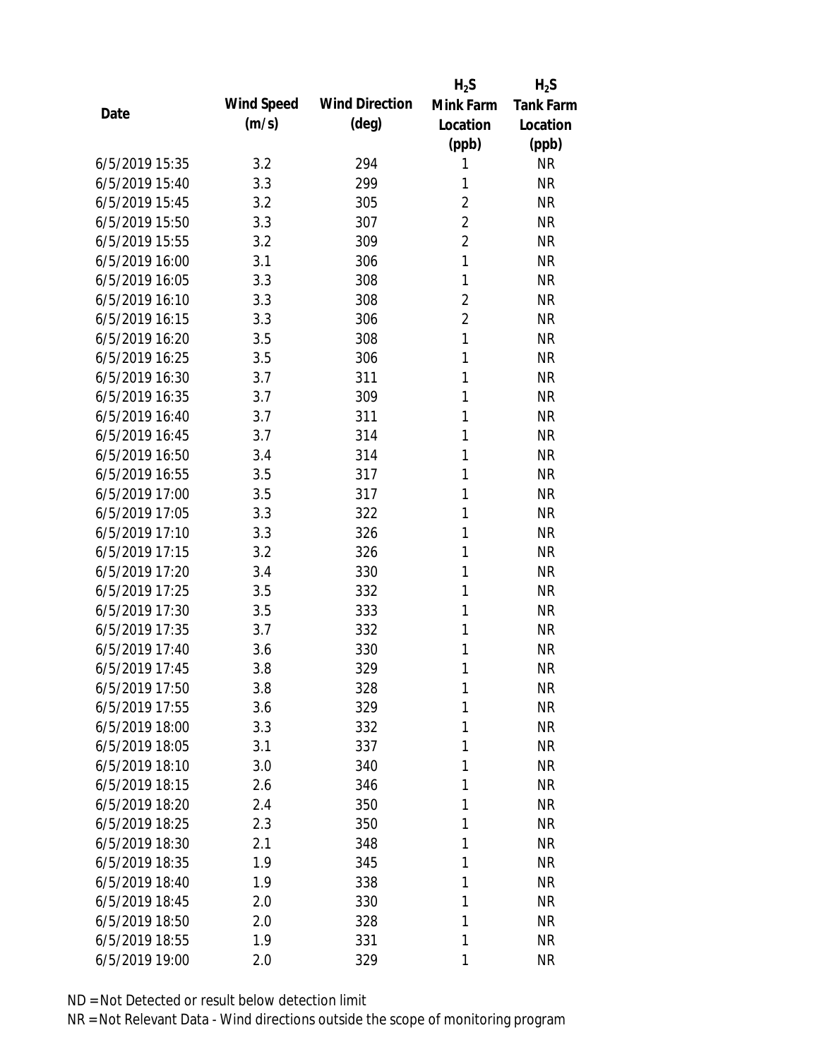| Date | Wind Speed (m/s) | Wind Direction (deg) | $H_2S$ Mink Farm Location (ppb) | $H_2S$ Tank Farm Location (ppb) |
|---|---|---|---|---|
| 6/5/2019 15:35 | 3.2 | 294 | 1 | NR |
| 6/5/2019 15:40 | 3.3 | 299 | 1 | NR |
| 6/5/2019 15:45 | 3.2 | 305 | 2 | NR |
| 6/5/2019 15:50 | 3.3 | 307 | 2 | NR |
| 6/5/2019 15:55 | 3.2 | 309 | 2 | NR |
| 6/5/2019 16:00 | 3.1 | 306 | 1 | NR |
| 6/5/2019 16:05 | 3.3 | 308 | 1 | NR |
| 6/5/2019 16:10 | 3.3 | 308 | 2 | NR |
| 6/5/2019 16:15 | 3.3 | 306 | 2 | NR |
| 6/5/2019 16:20 | 3.5 | 308 | 1 | NR |
| 6/5/2019 16:25 | 3.5 | 306 | 1 | NR |
| 6/5/2019 16:30 | 3.7 | 311 | 1 | NR |
| 6/5/2019 16:35 | 3.7 | 309 | 1 | NR |
| 6/5/2019 16:40 | 3.7 | 311 | 1 | NR |
| 6/5/2019 16:45 | 3.7 | 314 | 1 | NR |
| 6/5/2019 16:50 | 3.4 | 314 | 1 | NR |
| 6/5/2019 16:55 | 3.5 | 317 | 1 | NR |
| 6/5/2019 17:00 | 3.5 | 317 | 1 | NR |
| 6/5/2019 17:05 | 3.3 | 322 | 1 | NR |
| 6/5/2019 17:10 | 3.3 | 326 | 1 | NR |
| 6/5/2019 17:15 | 3.2 | 326 | 1 | NR |
| 6/5/2019 17:20 | 3.4 | 330 | 1 | NR |
| 6/5/2019 17:25 | 3.5 | 332 | 1 | NR |
| 6/5/2019 17:30 | 3.5 | 333 | 1 | NR |
| 6/5/2019 17:35 | 3.7 | 332 | 1 | NR |
| 6/5/2019 17:40 | 3.6 | 330 | 1 | NR |
| 6/5/2019 17:45 | 3.8 | 329 | 1 | NR |
| 6/5/2019 17:50 | 3.8 | 328 | 1 | NR |
| 6/5/2019 17:55 | 3.6 | 329 | 1 | NR |
| 6/5/2019 18:00 | 3.3 | 332 | 1 | NR |
| 6/5/2019 18:05 | 3.1 | 337 | 1 | NR |
| 6/5/2019 18:10 | 3.0 | 340 | 1 | NR |
| 6/5/2019 18:15 | 2.6 | 346 | 1 | NR |
| 6/5/2019 18:20 | 2.4 | 350 | 1 | NR |
| 6/5/2019 18:25 | 2.3 | 350 | 1 | NR |
| 6/5/2019 18:30 | 2.1 | 348 | 1 | NR |
| 6/5/2019 18:35 | 1.9 | 345 | 1 | NR |
| 6/5/2019 18:40 | 1.9 | 338 | 1 | NR |
| 6/5/2019 18:45 | 2.0 | 330 | 1 | NR |
| 6/5/2019 18:50 | 2.0 | 328 | 1 | NR |
| 6/5/2019 18:55 | 1.9 | 331 | 1 | NR |
| 6/5/2019 19:00 | 2.0 | 329 | 1 | NR |

ND = Not Detected or result below detection limit

NR = Not Relevant Data - Wind directions outside the scope of monitoring program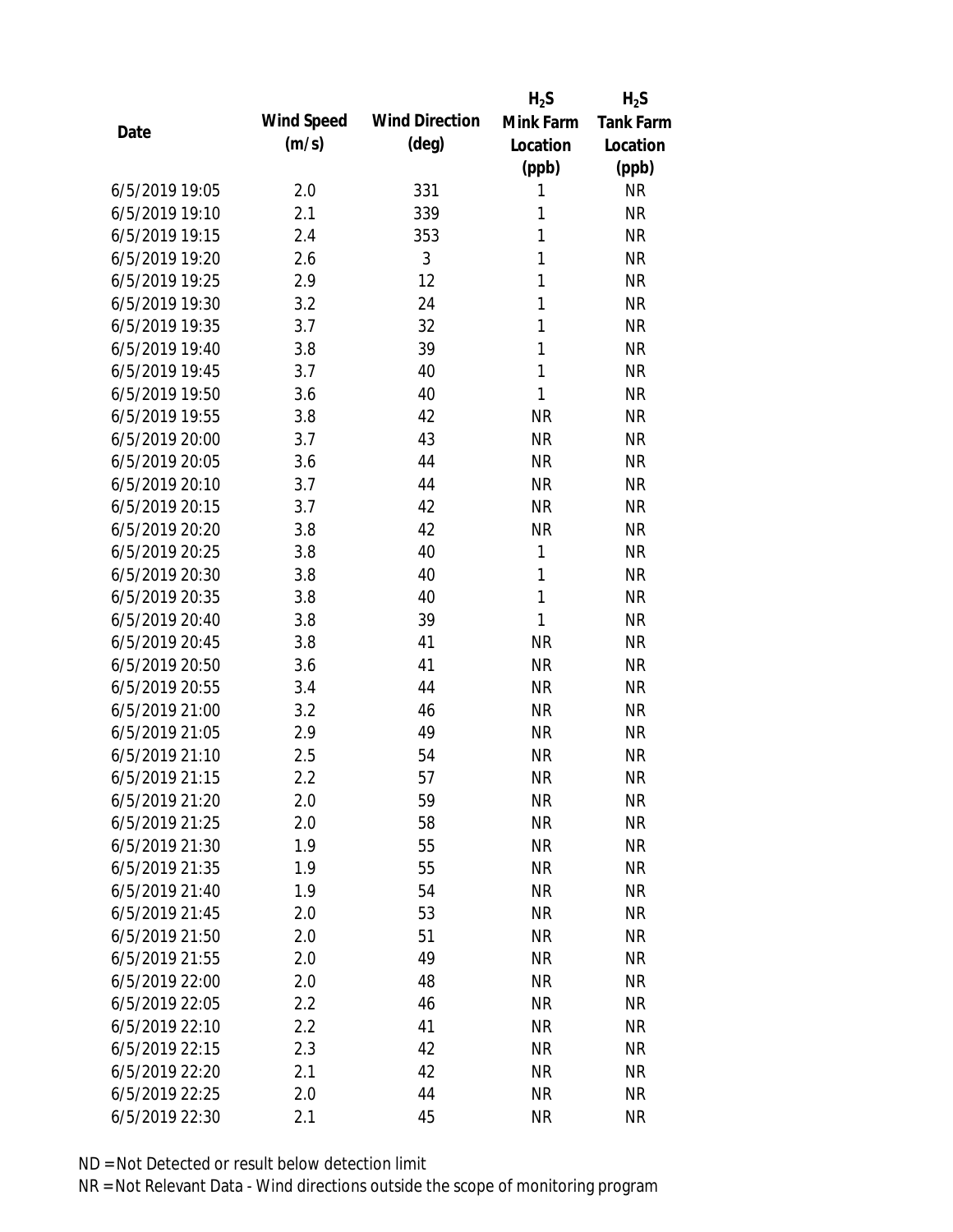| Date | Wind Speed (m/s) | Wind Direction (deg) | $H_2S$ Mink Farm Location (ppb) | $H_2S$ Tank Farm Location (ppb) |
|---|---|---|---|---|
| 6/5/2019 19:05 | 2.0 | 331 | 1 | NR |
| 6/5/2019 19:10 | 2.1 | 339 | 1 | NR |
| 6/5/2019 19:15 | 2.4 | 353 | 1 | NR |
| 6/5/2019 19:20 | 2.6 | 3 | 1 | NR |
| 6/5/2019 19:25 | 2.9 | 12 | 1 | NR |
| 6/5/2019 19:30 | 3.2 | 24 | 1 | NR |
| 6/5/2019 19:35 | 3.7 | 32 | 1 | NR |
| 6/5/2019 19:40 | 3.8 | 39 | 1 | NR |
| 6/5/2019 19:45 | 3.7 | 40 | 1 | NR |
| 6/5/2019 19:50 | 3.6 | 40 | 1 | NR |
| 6/5/2019 19:55 | 3.8 | 42 | NR | NR |
| 6/5/2019 20:00 | 3.7 | 43 | NR | NR |
| 6/5/2019 20:05 | 3.6 | 44 | NR | NR |
| 6/5/2019 20:10 | 3.7 | 44 | NR | NR |
| 6/5/2019 20:15 | 3.7 | 42 | NR | NR |
| 6/5/2019 20:20 | 3.8 | 42 | NR | NR |
| 6/5/2019 20:25 | 3.8 | 40 | 1 | NR |
| 6/5/2019 20:30 | 3.8 | 40 | 1 | NR |
| 6/5/2019 20:35 | 3.8 | 40 | 1 | NR |
| 6/5/2019 20:40 | 3.8 | 39 | 1 | NR |
| 6/5/2019 20:45 | 3.8 | 41 | NR | NR |
| 6/5/2019 20:50 | 3.6 | 41 | NR | NR |
| 6/5/2019 20:55 | 3.4 | 44 | NR | NR |
| 6/5/2019 21:00 | 3.2 | 46 | NR | NR |
| 6/5/2019 21:05 | 2.9 | 49 | NR | NR |
| 6/5/2019 21:10 | 2.5 | 54 | NR | NR |
| 6/5/2019 21:15 | 2.2 | 57 | NR | NR |
| 6/5/2019 21:20 | 2.0 | 59 | NR | NR |
| 6/5/2019 21:25 | 2.0 | 58 | NR | NR |
| 6/5/2019 21:30 | 1.9 | 55 | NR | NR |
| 6/5/2019 21:35 | 1.9 | 55 | NR | NR |
| 6/5/2019 21:40 | 1.9 | 54 | NR | NR |
| 6/5/2019 21:45 | 2.0 | 53 | NR | NR |
| 6/5/2019 21:50 | 2.0 | 51 | NR | NR |
| 6/5/2019 21:55 | 2.0 | 49 | NR | NR |
| 6/5/2019 22:00 | 2.0 | 48 | NR | NR |
| 6/5/2019 22:05 | 2.2 | 46 | NR | NR |
| 6/5/2019 22:10 | 2.2 | 41 | NR | NR |
| 6/5/2019 22:15 | 2.3 | 42 | NR | NR |
| 6/5/2019 22:20 | 2.1 | 42 | NR | NR |
| 6/5/2019 22:25 | 2.0 | 44 | NR | NR |
| 6/5/2019 22:30 | 2.1 | 45 | NR | NR |

ND = Not Detected or result below detection limit
NR = Not Relevant Data - Wind directions outside the scope of monitoring program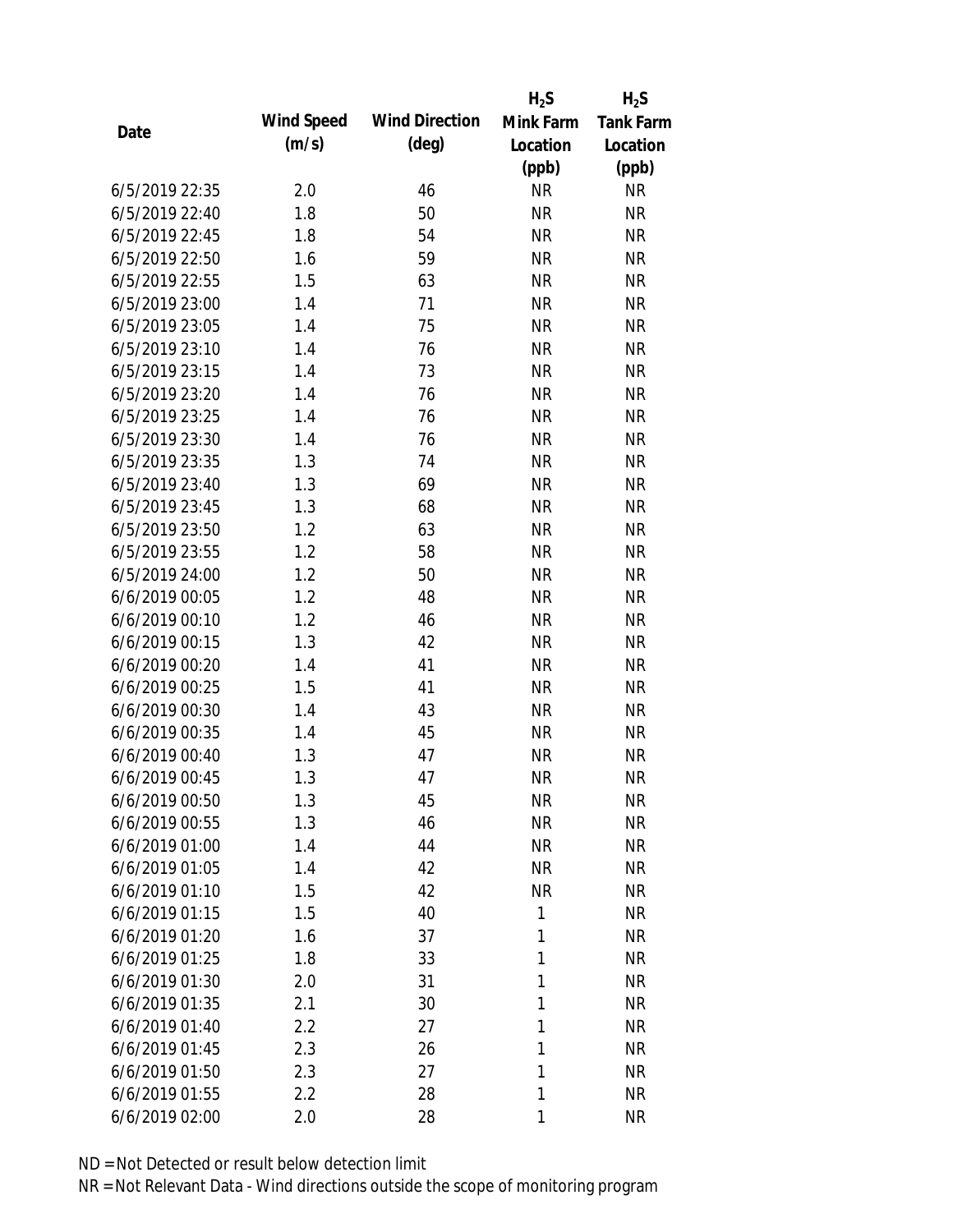| Date | Wind Speed (m/s) | Wind Direction (deg) | $H_2S$ Mink Farm Location (ppb) | $H_2S$ Tank Farm Location (ppb) |
|---|---|---|---|---|
| 6/5/2019 22:35 | 2.0 | 46 | NR | NR |
| 6/5/2019 22:40 | 1.8 | 50 | NR | NR |
| 6/5/2019 22:45 | 1.8 | 54 | NR | NR |
| 6/5/2019 22:50 | 1.6 | 59 | NR | NR |
| 6/5/2019 22:55 | 1.5 | 63 | NR | NR |
| 6/5/2019 23:00 | 1.4 | 71 | NR | NR |
| 6/5/2019 23:05 | 1.4 | 75 | NR | NR |
| 6/5/2019 23:10 | 1.4 | 76 | NR | NR |
| 6/5/2019 23:15 | 1.4 | 73 | NR | NR |
| 6/5/2019 23:20 | 1.4 | 76 | NR | NR |
| 6/5/2019 23:25 | 1.4 | 76 | NR | NR |
| 6/5/2019 23:30 | 1.4 | 76 | NR | NR |
| 6/5/2019 23:35 | 1.3 | 74 | NR | NR |
| 6/5/2019 23:40 | 1.3 | 69 | NR | NR |
| 6/5/2019 23:45 | 1.3 | 68 | NR | NR |
| 6/5/2019 23:50 | 1.2 | 63 | NR | NR |
| 6/5/2019 23:55 | 1.2 | 58 | NR | NR |
| 6/5/2019 24:00 | 1.2 | 50 | NR | NR |
| 6/6/2019 00:05 | 1.2 | 48 | NR | NR |
| 6/6/2019 00:10 | 1.2 | 46 | NR | NR |
| 6/6/2019 00:15 | 1.3 | 42 | NR | NR |
| 6/6/2019 00:20 | 1.4 | 41 | NR | NR |
| 6/6/2019 00:25 | 1.5 | 41 | NR | NR |
| 6/6/2019 00:30 | 1.4 | 43 | NR | NR |
| 6/6/2019 00:35 | 1.4 | 45 | NR | NR |
| 6/6/2019 00:40 | 1.3 | 47 | NR | NR |
| 6/6/2019 00:45 | 1.3 | 47 | NR | NR |
| 6/6/2019 00:50 | 1.3 | 45 | NR | NR |
| 6/6/2019 00:55 | 1.3 | 46 | NR | NR |
| 6/6/2019 01:00 | 1.4 | 44 | NR | NR |
| 6/6/2019 01:05 | 1.4 | 42 | NR | NR |
| 6/6/2019 01:10 | 1.5 | 42 | NR | NR |
| 6/6/2019 01:15 | 1.5 | 40 | 1 | NR |
| 6/6/2019 01:20 | 1.6 | 37 | 1 | NR |
| 6/6/2019 01:25 | 1.8 | 33 | 1 | NR |
| 6/6/2019 01:30 | 2.0 | 31 | 1 | NR |
| 6/6/2019 01:35 | 2.1 | 30 | 1 | NR |
| 6/6/2019 01:40 | 2.2 | 27 | 1 | NR |
| 6/6/2019 01:45 | 2.3 | 26 | 1 | NR |
| 6/6/2019 01:50 | 2.3 | 27 | 1 | NR |
| 6/6/2019 01:55 | 2.2 | 28 | 1 | NR |
| 6/6/2019 02:00 | 2.0 | 28 | 1 | NR |

ND = Not Detected or result below detection limit

NR = Not Relevant Data - Wind directions outside the scope of monitoring program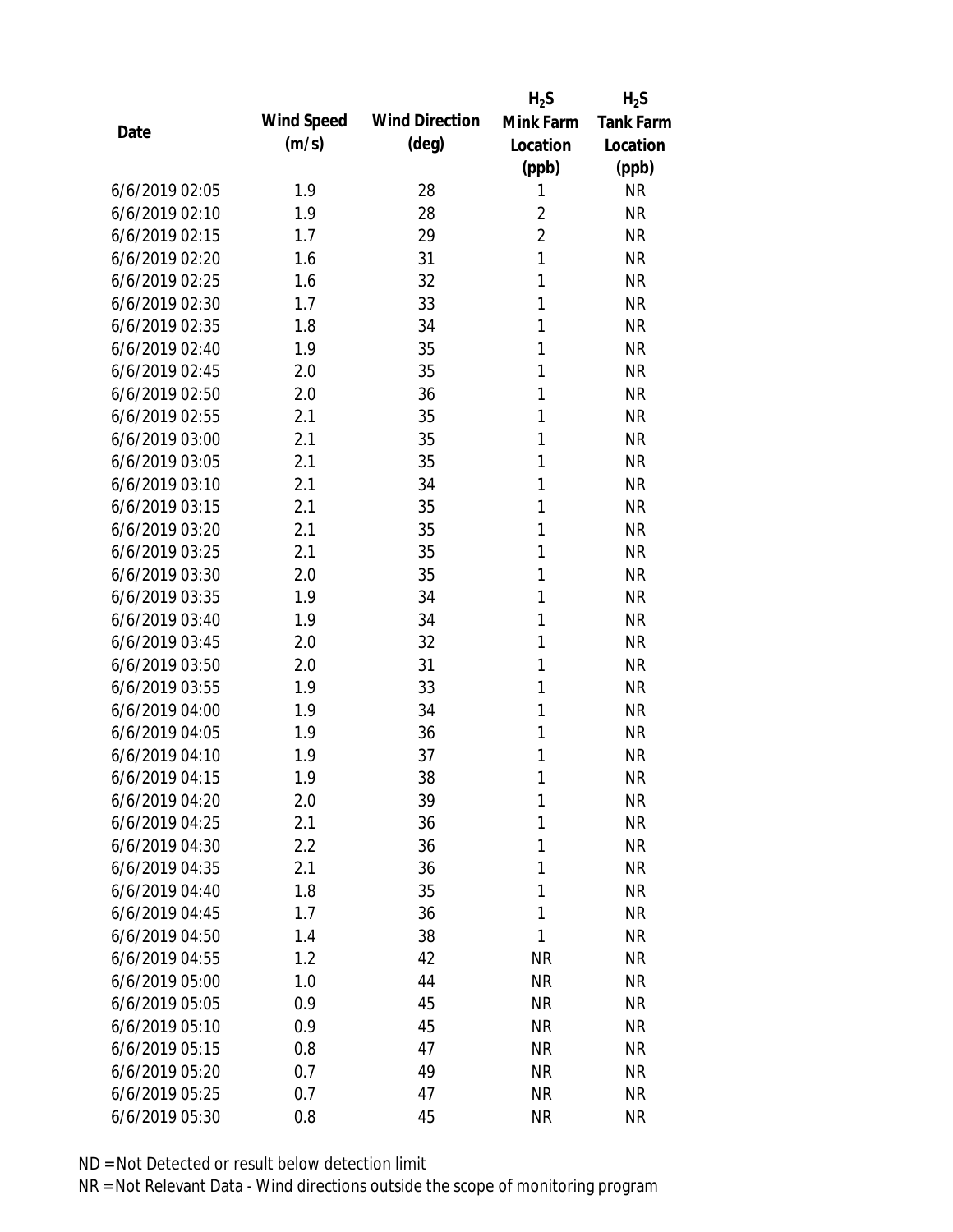| Date | Wind Speed (m/s) | Wind Direction (deg) | $H_2S$ Mink Farm Location (ppb) | $H_2S$ Tank Farm Location (ppb) |
|---|---|---|---|---|
| 6/6/2019 02:05 | 1.9 | 28 | 1 | NR |
| 6/6/2019 02:10 | 1.9 | 28 | 2 | NR |
| 6/6/2019 02:15 | 1.7 | 29 | 2 | NR |
| 6/6/2019 02:20 | 1.6 | 31 | 1 | NR |
| 6/6/2019 02:25 | 1.6 | 32 | 1 | NR |
| 6/6/2019 02:30 | 1.7 | 33 | 1 | NR |
| 6/6/2019 02:35 | 1.8 | 34 | 1 | NR |
| 6/6/2019 02:40 | 1.9 | 35 | 1 | NR |
| 6/6/2019 02:45 | 2.0 | 35 | 1 | NR |
| 6/6/2019 02:50 | 2.0 | 36 | 1 | NR |
| 6/6/2019 02:55 | 2.1 | 35 | 1 | NR |
| 6/6/2019 03:00 | 2.1 | 35 | 1 | NR |
| 6/6/2019 03:05 | 2.1 | 35 | 1 | NR |
| 6/6/2019 03:10 | 2.1 | 34 | 1 | NR |
| 6/6/2019 03:15 | 2.1 | 35 | 1 | NR |
| 6/6/2019 03:20 | 2.1 | 35 | 1 | NR |
| 6/6/2019 03:25 | 2.1 | 35 | 1 | NR |
| 6/6/2019 03:30 | 2.0 | 35 | 1 | NR |
| 6/6/2019 03:35 | 1.9 | 34 | 1 | NR |
| 6/6/2019 03:40 | 1.9 | 34 | 1 | NR |
| 6/6/2019 03:45 | 2.0 | 32 | 1 | NR |
| 6/6/2019 03:50 | 2.0 | 31 | 1 | NR |
| 6/6/2019 03:55 | 1.9 | 33 | 1 | NR |
| 6/6/2019 04:00 | 1.9 | 34 | 1 | NR |
| 6/6/2019 04:05 | 1.9 | 36 | 1 | NR |
| 6/6/2019 04:10 | 1.9 | 37 | 1 | NR |
| 6/6/2019 04:15 | 1.9 | 38 | 1 | NR |
| 6/6/2019 04:20 | 2.0 | 39 | 1 | NR |
| 6/6/2019 04:25 | 2.1 | 36 | 1 | NR |
| 6/6/2019 04:30 | 2.2 | 36 | 1 | NR |
| 6/6/2019 04:35 | 2.1 | 36 | 1 | NR |
| 6/6/2019 04:40 | 1.8 | 35 | 1 | NR |
| 6/6/2019 04:45 | 1.7 | 36 | 1 | NR |
| 6/6/2019 04:50 | 1.4 | 38 | 1 | NR |
| 6/6/2019 04:55 | 1.2 | 42 | NR | NR |
| 6/6/2019 05:00 | 1.0 | 44 | NR | NR |
| 6/6/2019 05:05 | 0.9 | 45 | NR | NR |
| 6/6/2019 05:10 | 0.9 | 45 | NR | NR |
| 6/6/2019 05:15 | 0.8 | 47 | NR | NR |
| 6/6/2019 05:20 | 0.7 | 49 | NR | NR |
| 6/6/2019 05:25 | 0.7 | 47 | NR | NR |
| 6/6/2019 05:30 | 0.8 | 45 | NR | NR |

ND = Not Detected or result below detection limit

NR = Not Relevant Data - Wind directions outside the scope of monitoring program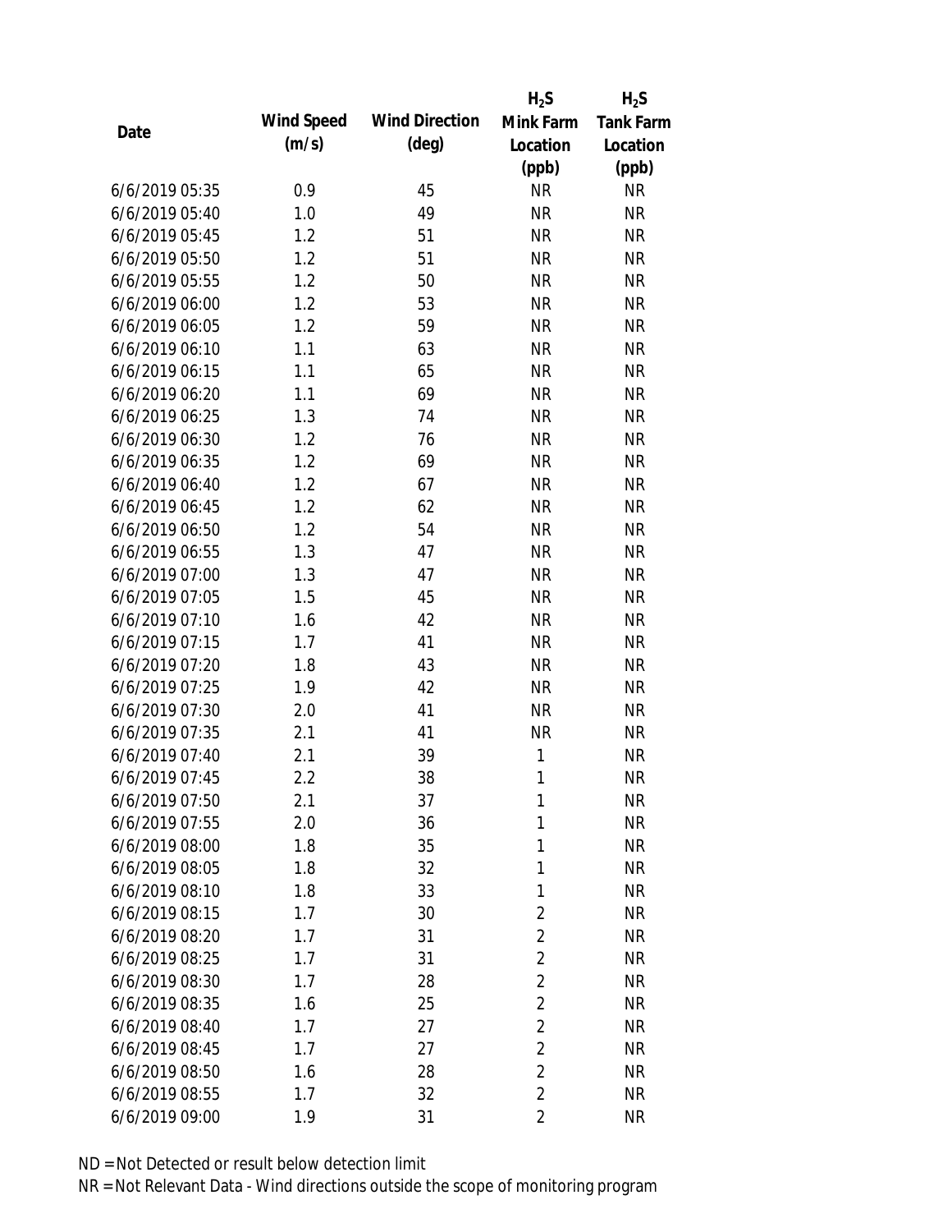| Date | Wind Speed (m/s) | Wind Direction (deg) | $H_2S$ Mink Farm Location (ppb) | $H_2S$ Tank Farm Location (ppb) |
| --- | --- | --- | --- | --- |
| 6/6/2019 05:35 | 0.9 | 45 | NR | NR |
| 6/6/2019 05:40 | 1.0 | 49 | NR | NR |
| 6/6/2019 05:45 | 1.2 | 51 | NR | NR |
| 6/6/2019 05:50 | 1.2 | 51 | NR | NR |
| 6/6/2019 05:55 | 1.2 | 50 | NR | NR |
| 6/6/2019 06:00 | 1.2 | 53 | NR | NR |
| 6/6/2019 06:05 | 1.2 | 59 | NR | NR |
| 6/6/2019 06:10 | 1.1 | 63 | NR | NR |
| 6/6/2019 06:15 | 1.1 | 65 | NR | NR |
| 6/6/2019 06:20 | 1.1 | 69 | NR | NR |
| 6/6/2019 06:25 | 1.3 | 74 | NR | NR |
| 6/6/2019 06:30 | 1.2 | 76 | NR | NR |
| 6/6/2019 06:35 | 1.2 | 69 | NR | NR |
| 6/6/2019 06:40 | 1.2 | 67 | NR | NR |
| 6/6/2019 06:45 | 1.2 | 62 | NR | NR |
| 6/6/2019 06:50 | 1.2 | 54 | NR | NR |
| 6/6/2019 06:55 | 1.3 | 47 | NR | NR |
| 6/6/2019 07:00 | 1.3 | 47 | NR | NR |
| 6/6/2019 07:05 | 1.5 | 45 | NR | NR |
| 6/6/2019 07:10 | 1.6 | 42 | NR | NR |
| 6/6/2019 07:15 | 1.7 | 41 | NR | NR |
| 6/6/2019 07:20 | 1.8 | 43 | NR | NR |
| 6/6/2019 07:25 | 1.9 | 42 | NR | NR |
| 6/6/2019 07:30 | 2.0 | 41 | NR | NR |
| 6/6/2019 07:35 | 2.1 | 41 | NR | NR |
| 6/6/2019 07:40 | 2.1 | 39 | 1 | NR |
| 6/6/2019 07:45 | 2.2 | 38 | 1 | NR |
| 6/6/2019 07:50 | 2.1 | 37 | 1 | NR |
| 6/6/2019 07:55 | 2.0 | 36 | 1 | NR |
| 6/6/2019 08:00 | 1.8 | 35 | 1 | NR |
| 6/6/2019 08:05 | 1.8 | 32 | 1 | NR |
| 6/6/2019 08:10 | 1.8 | 33 | 1 | NR |
| 6/6/2019 08:15 | 1.7 | 30 | 2 | NR |
| 6/6/2019 08:20 | 1.7 | 31 | 2 | NR |
| 6/6/2019 08:25 | 1.7 | 31 | 2 | NR |
| 6/6/2019 08:30 | 1.7 | 28 | 2 | NR |
| 6/6/2019 08:35 | 1.6 | 25 | 2 | NR |
| 6/6/2019 08:40 | 1.7 | 27 | 2 | NR |
| 6/6/2019 08:45 | 1.7 | 27 | 2 | NR |
| 6/6/2019 08:50 | 1.6 | 28 | 2 | NR |
| 6/6/2019 08:55 | 1.7 | 32 | 2 | NR |
| 6/6/2019 09:00 | 1.9 | 31 | 2 | NR |

ND = Not Detected or result below detection limit

NR = Not Relevant Data - Wind directions outside the scope of monitoring program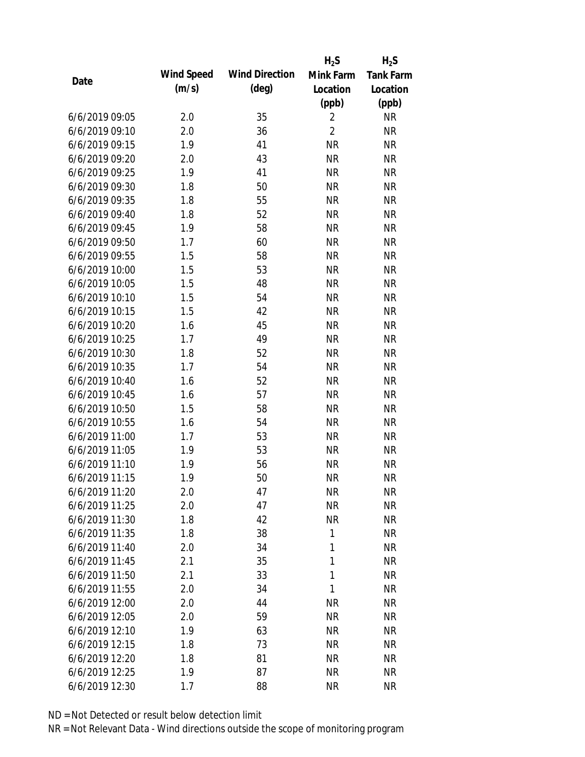| Date | Wind Speed (m/s) | Wind Direction (deg) | $H_2S$ Mink Farm Location (ppb) | $H_2S$ Tank Farm Location (ppb) |
| --- | --- | --- | --- | --- |
| 6/6/2019 09:05 | 2.0 | 35 | 2 | NR |
| 6/6/2019 09:10 | 2.0 | 36 | 2 | NR |
| 6/6/2019 09:15 | 1.9 | 41 | NR | NR |
| 6/6/2019 09:20 | 2.0 | 43 | NR | NR |
| 6/6/2019 09:25 | 1.9 | 41 | NR | NR |
| 6/6/2019 09:30 | 1.8 | 50 | NR | NR |
| 6/6/2019 09:35 | 1.8 | 55 | NR | NR |
| 6/6/2019 09:40 | 1.8 | 52 | NR | NR |
| 6/6/2019 09:45 | 1.9 | 58 | NR | NR |
| 6/6/2019 09:50 | 1.7 | 60 | NR | NR |
| 6/6/2019 09:55 | 1.5 | 58 | NR | NR |
| 6/6/2019 10:00 | 1.5 | 53 | NR | NR |
| 6/6/2019 10:05 | 1.5 | 48 | NR | NR |
| 6/6/2019 10:10 | 1.5 | 54 | NR | NR |
| 6/6/2019 10:15 | 1.5 | 42 | NR | NR |
| 6/6/2019 10:20 | 1.6 | 45 | NR | NR |
| 6/6/2019 10:25 | 1.7 | 49 | NR | NR |
| 6/6/2019 10:30 | 1.8 | 52 | NR | NR |
| 6/6/2019 10:35 | 1.7 | 54 | NR | NR |
| 6/6/2019 10:40 | 1.6 | 52 | NR | NR |
| 6/6/2019 10:45 | 1.6 | 57 | NR | NR |
| 6/6/2019 10:50 | 1.5 | 58 | NR | NR |
| 6/6/2019 10:55 | 1.6 | 54 | NR | NR |
| 6/6/2019 11:00 | 1.7 | 53 | NR | NR |
| 6/6/2019 11:05 | 1.9 | 53 | NR | NR |
| 6/6/2019 11:10 | 1.9 | 56 | NR | NR |
| 6/6/2019 11:15 | 1.9 | 50 | NR | NR |
| 6/6/2019 11:20 | 2.0 | 47 | NR | NR |
| 6/6/2019 11:25 | 2.0 | 47 | NR | NR |
| 6/6/2019 11:30 | 1.8 | 42 | NR | NR |
| 6/6/2019 11:35 | 1.8 | 38 | 1 | NR |
| 6/6/2019 11:40 | 2.0 | 34 | 1 | NR |
| 6/6/2019 11:45 | 2.1 | 35 | 1 | NR |
| 6/6/2019 11:50 | 2.1 | 33 | 1 | NR |
| 6/6/2019 11:55 | 2.0 | 34 | 1 | NR |
| 6/6/2019 12:00 | 2.0 | 44 | NR | NR |
| 6/6/2019 12:05 | 2.0 | 59 | NR | NR |
| 6/6/2019 12:10 | 1.9 | 63 | NR | NR |
| 6/6/2019 12:15 | 1.8 | 73 | NR | NR |
| 6/6/2019 12:20 | 1.8 | 81 | NR | NR |
| 6/6/2019 12:25 | 1.9 | 87 | NR | NR |
| 6/6/2019 12:30 | 1.7 | 88 | NR | NR |

ND = Not Detected or result below detection limit
NR = Not Relevant Data - Wind directions outside the scope of monitoring program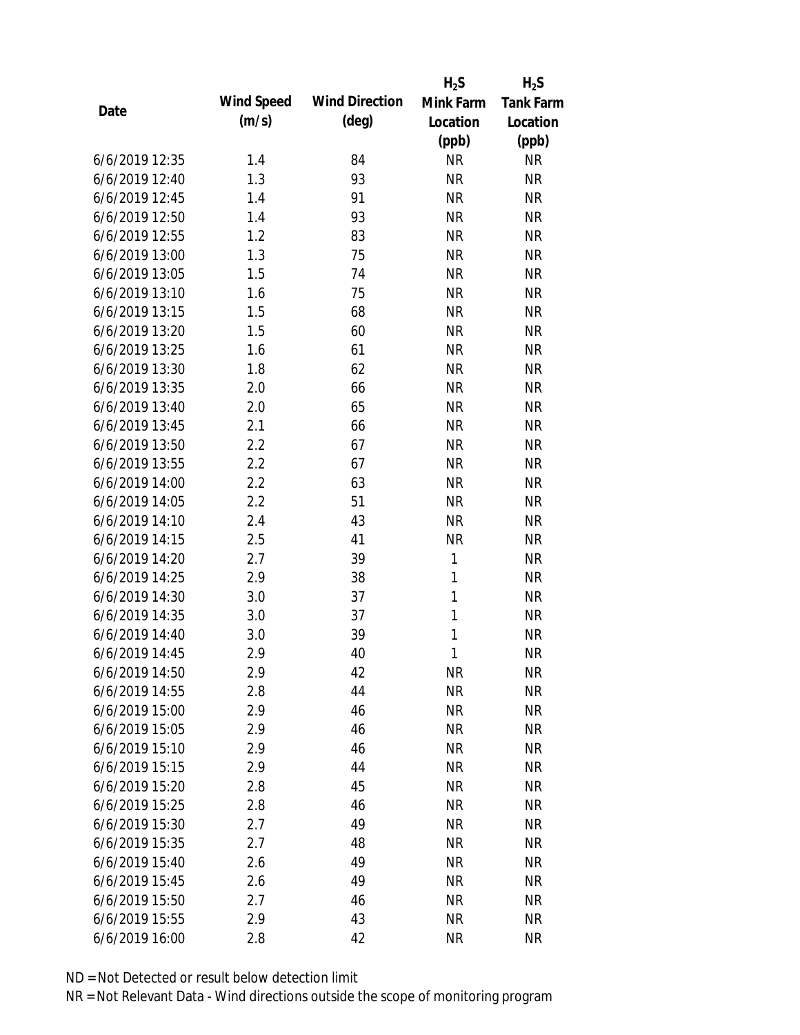| Date | Wind Speed (m/s) | Wind Direction (deg) | $H_2S$ Mink Farm Location (ppb) | $H_2S$ Tank Farm Location (ppb) |
|---|---|---|---|---|
| 6/6/2019 12:35 | 1.4 | 84 | NR | NR |
| 6/6/2019 12:40 | 1.3 | 93 | NR | NR |
| 6/6/2019 12:45 | 1.4 | 91 | NR | NR |
| 6/6/2019 12:50 | 1.4 | 93 | NR | NR |
| 6/6/2019 12:55 | 1.2 | 83 | NR | NR |
| 6/6/2019 13:00 | 1.3 | 75 | NR | NR |
| 6/6/2019 13:05 | 1.5 | 74 | NR | NR |
| 6/6/2019 13:10 | 1.6 | 75 | NR | NR |
| 6/6/2019 13:15 | 1.5 | 68 | NR | NR |
| 6/6/2019 13:20 | 1.5 | 60 | NR | NR |
| 6/6/2019 13:25 | 1.6 | 61 | NR | NR |
| 6/6/2019 13:30 | 1.8 | 62 | NR | NR |
| 6/6/2019 13:35 | 2.0 | 66 | NR | NR |
| 6/6/2019 13:40 | 2.0 | 65 | NR | NR |
| 6/6/2019 13:45 | 2.1 | 66 | NR | NR |
| 6/6/2019 13:50 | 2.2 | 67 | NR | NR |
| 6/6/2019 13:55 | 2.2 | 67 | NR | NR |
| 6/6/2019 14:00 | 2.2 | 63 | NR | NR |
| 6/6/2019 14:05 | 2.2 | 51 | NR | NR |
| 6/6/2019 14:10 | 2.4 | 43 | NR | NR |
| 6/6/2019 14:15 | 2.5 | 41 | NR | NR |
| 6/6/2019 14:20 | 2.7 | 39 | 1 | NR |
| 6/6/2019 14:25 | 2.9 | 38 | 1 | NR |
| 6/6/2019 14:30 | 3.0 | 37 | 1 | NR |
| 6/6/2019 14:35 | 3.0 | 37 | 1 | NR |
| 6/6/2019 14:40 | 3.0 | 39 | 1 | NR |
| 6/6/2019 14:45 | 2.9 | 40 | 1 | NR |
| 6/6/2019 14:50 | 2.9 | 42 | NR | NR |
| 6/6/2019 14:55 | 2.8 | 44 | NR | NR |
| 6/6/2019 15:00 | 2.9 | 46 | NR | NR |
| 6/6/2019 15:05 | 2.9 | 46 | NR | NR |
| 6/6/2019 15:10 | 2.9 | 46 | NR | NR |
| 6/6/2019 15:15 | 2.9 | 44 | NR | NR |
| 6/6/2019 15:20 | 2.8 | 45 | NR | NR |
| 6/6/2019 15:25 | 2.8 | 46 | NR | NR |
| 6/6/2019 15:30 | 2.7 | 49 | NR | NR |
| 6/6/2019 15:35 | 2.7 | 48 | NR | NR |
| 6/6/2019 15:40 | 2.6 | 49 | NR | NR |
| 6/6/2019 15:45 | 2.6 | 49 | NR | NR |
| 6/6/2019 15:50 | 2.7 | 46 | NR | NR |
| 6/6/2019 15:55 | 2.9 | 43 | NR | NR |
| 6/6/2019 16:00 | 2.8 | 42 | NR | NR |

ND = Not Detected or result below detection limit

NR = Not Relevant Data - Wind directions outside the scope of monitoring program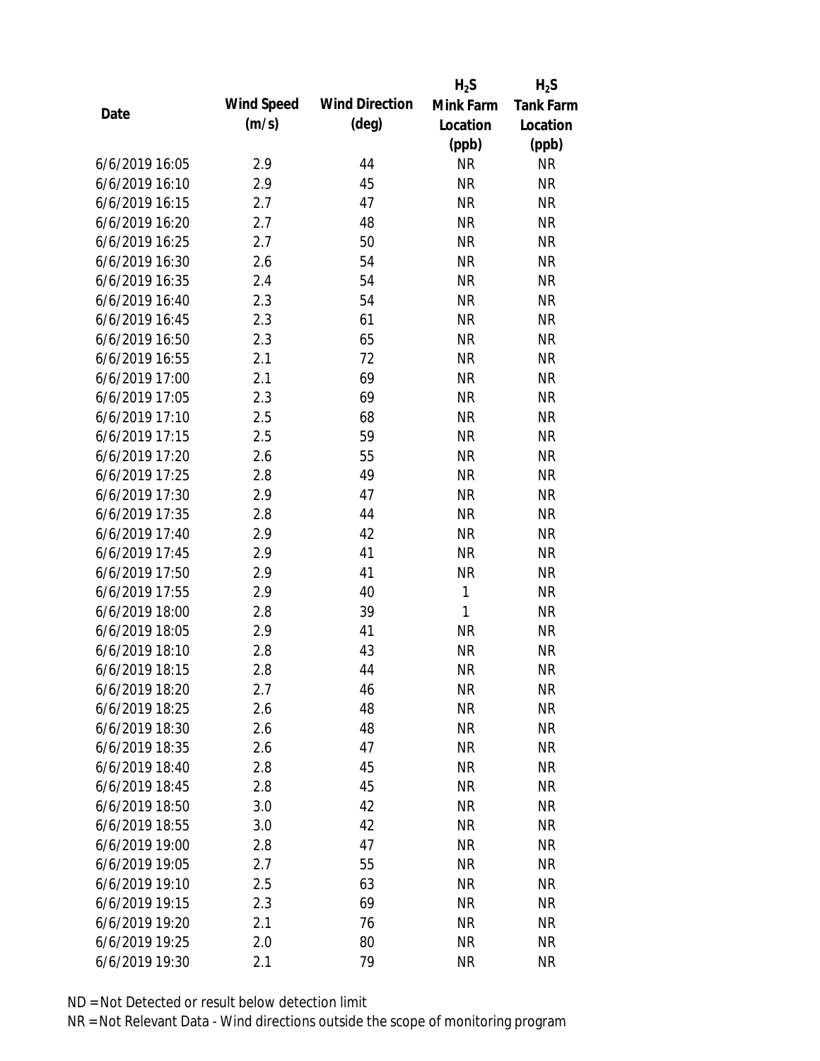| Date | Wind Speed (m/s) | Wind Direction (deg) | $H_2S$ Mink Farm Location (ppb) | $H_2S$ Tank Farm Location (ppb) |
|---|---|---|---|---|
| 6/6/2019 16:05 | 2.9 | 44 | NR | NR |
| 6/6/2019 16:10 | 2.9 | 45 | NR | NR |
| 6/6/2019 16:15 | 2.7 | 47 | NR | NR |
| 6/6/2019 16:20 | 2.7 | 48 | NR | NR |
| 6/6/2019 16:25 | 2.7 | 50 | NR | NR |
| 6/6/2019 16:30 | 2.6 | 54 | NR | NR |
| 6/6/2019 16:35 | 2.4 | 54 | NR | NR |
| 6/6/2019 16:40 | 2.3 | 54 | NR | NR |
| 6/6/2019 16:45 | 2.3 | 61 | NR | NR |
| 6/6/2019 16:50 | 2.3 | 65 | NR | NR |
| 6/6/2019 16:55 | 2.1 | 72 | NR | NR |
| 6/6/2019 17:00 | 2.1 | 69 | NR | NR |
| 6/6/2019 17:05 | 2.3 | 69 | NR | NR |
| 6/6/2019 17:10 | 2.5 | 68 | NR | NR |
| 6/6/2019 17:15 | 2.5 | 59 | NR | NR |
| 6/6/2019 17:20 | 2.6 | 55 | NR | NR |
| 6/6/2019 17:25 | 2.8 | 49 | NR | NR |
| 6/6/2019 17:30 | 2.9 | 47 | NR | NR |
| 6/6/2019 17:35 | 2.8 | 44 | NR | NR |
| 6/6/2019 17:40 | 2.9 | 42 | NR | NR |
| 6/6/2019 17:45 | 2.9 | 41 | NR | NR |
| 6/6/2019 17:50 | 2.9 | 41 | NR | NR |
| 6/6/2019 17:55 | 2.9 | 40 | 1 | NR |
| 6/6/2019 18:00 | 2.8 | 39 | 1 | NR |
| 6/6/2019 18:05 | 2.9 | 41 | NR | NR |
| 6/6/2019 18:10 | 2.8 | 43 | NR | NR |
| 6/6/2019 18:15 | 2.8 | 44 | NR | NR |
| 6/6/2019 18:20 | 2.7 | 46 | NR | NR |
| 6/6/2019 18:25 | 2.6 | 48 | NR | NR |
| 6/6/2019 18:30 | 2.6 | 48 | NR | NR |
| 6/6/2019 18:35 | 2.6 | 47 | NR | NR |
| 6/6/2019 18:40 | 2.8 | 45 | NR | NR |
| 6/6/2019 18:45 | 2.8 | 45 | NR | NR |
| 6/6/2019 18:50 | 3.0 | 42 | NR | NR |
| 6/6/2019 18:55 | 3.0 | 42 | NR | NR |
| 6/6/2019 19:00 | 2.8 | 47 | NR | NR |
| 6/6/2019 19:05 | 2.7 | 55 | NR | NR |
| 6/6/2019 19:10 | 2.5 | 63 | NR | NR |
| 6/6/2019 19:15 | 2.3 | 69 | NR | NR |
| 6/6/2019 19:20 | 2.1 | 76 | NR | NR |
| 6/6/2019 19:25 | 2.0 | 80 | NR | NR |
| 6/6/2019 19:30 | 2.1 | 79 | NR | NR |

ND = Not Detected or result below detection limit

NR = Not Relevant Data - Wind directions outside the scope of monitoring program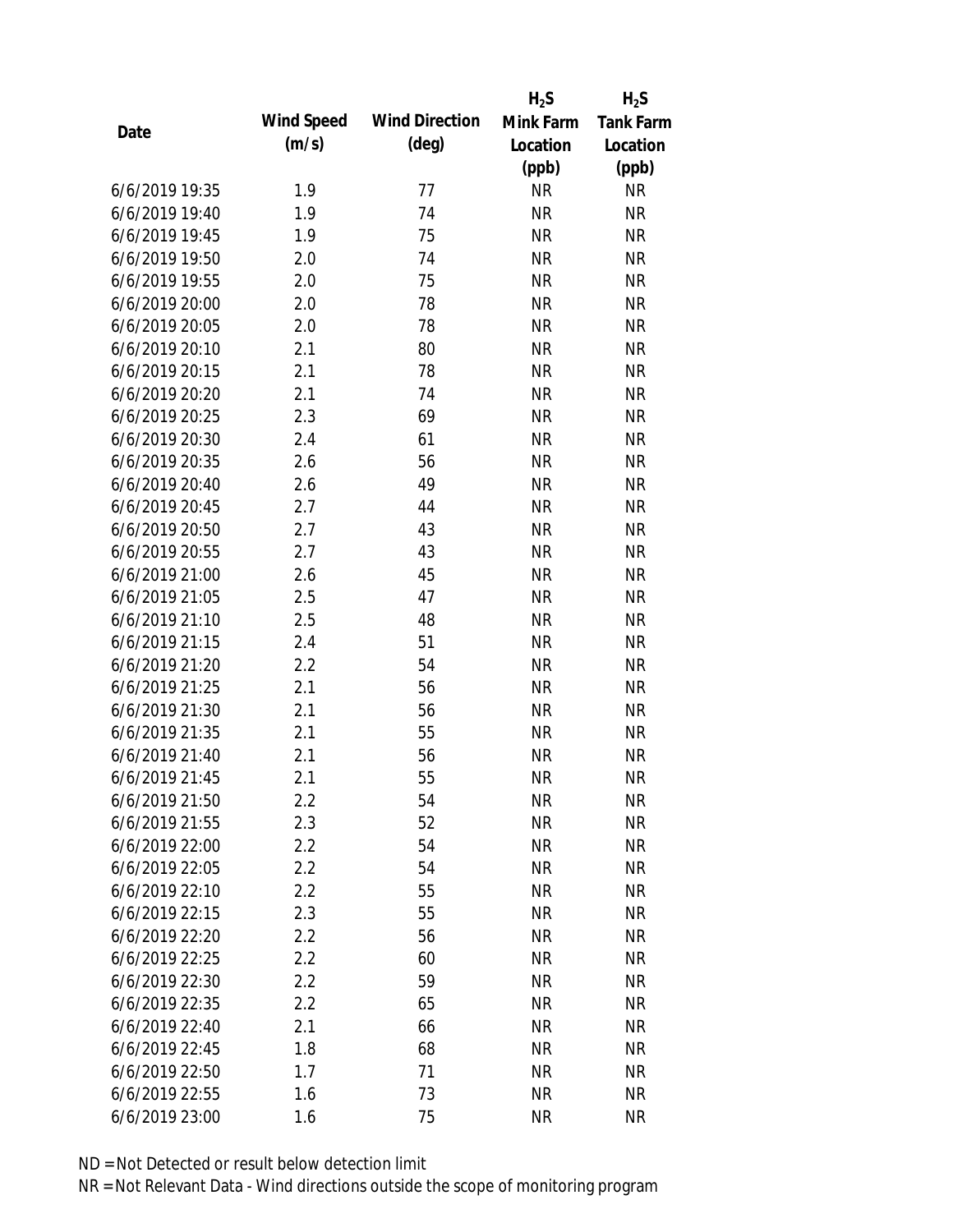| Date | Wind Speed (m/s) | Wind Direction (deg) | $H_2S$ Mink Farm Location (ppb) | $H_2S$ Tank Farm Location (ppb) |
|---|---|---|---|---|
| 6/6/2019 19:35 | 1.9 | 77 | NR | NR |
| 6/6/2019 19:40 | 1.9 | 74 | NR | NR |
| 6/6/2019 19:45 | 1.9 | 75 | NR | NR |
| 6/6/2019 19:50 | 2.0 | 74 | NR | NR |
| 6/6/2019 19:55 | 2.0 | 75 | NR | NR |
| 6/6/2019 20:00 | 2.0 | 78 | NR | NR |
| 6/6/2019 20:05 | 2.0 | 78 | NR | NR |
| 6/6/2019 20:10 | 2.1 | 80 | NR | NR |
| 6/6/2019 20:15 | 2.1 | 78 | NR | NR |
| 6/6/2019 20:20 | 2.1 | 74 | NR | NR |
| 6/6/2019 20:25 | 2.3 | 69 | NR | NR |
| 6/6/2019 20:30 | 2.4 | 61 | NR | NR |
| 6/6/2019 20:35 | 2.6 | 56 | NR | NR |
| 6/6/2019 20:40 | 2.6 | 49 | NR | NR |
| 6/6/2019 20:45 | 2.7 | 44 | NR | NR |
| 6/6/2019 20:50 | 2.7 | 43 | NR | NR |
| 6/6/2019 20:55 | 2.7 | 43 | NR | NR |
| 6/6/2019 21:00 | 2.6 | 45 | NR | NR |
| 6/6/2019 21:05 | 2.5 | 47 | NR | NR |
| 6/6/2019 21:10 | 2.5 | 48 | NR | NR |
| 6/6/2019 21:15 | 2.4 | 51 | NR | NR |
| 6/6/2019 21:20 | 2.2 | 54 | NR | NR |
| 6/6/2019 21:25 | 2.1 | 56 | NR | NR |
| 6/6/2019 21:30 | 2.1 | 56 | NR | NR |
| 6/6/2019 21:35 | 2.1 | 55 | NR | NR |
| 6/6/2019 21:40 | 2.1 | 56 | NR | NR |
| 6/6/2019 21:45 | 2.1 | 55 | NR | NR |
| 6/6/2019 21:50 | 2.2 | 54 | NR | NR |
| 6/6/2019 21:55 | 2.3 | 52 | NR | NR |
| 6/6/2019 22:00 | 2.2 | 54 | NR | NR |
| 6/6/2019 22:05 | 2.2 | 54 | NR | NR |
| 6/6/2019 22:10 | 2.2 | 55 | NR | NR |
| 6/6/2019 22:15 | 2.3 | 55 | NR | NR |
| 6/6/2019 22:20 | 2.2 | 56 | NR | NR |
| 6/6/2019 22:25 | 2.2 | 60 | NR | NR |
| 6/6/2019 22:30 | 2.2 | 59 | NR | NR |
| 6/6/2019 22:35 | 2.2 | 65 | NR | NR |
| 6/6/2019 22:40 | 2.1 | 66 | NR | NR |
| 6/6/2019 22:45 | 1.8 | 68 | NR | NR |
| 6/6/2019 22:50 | 1.7 | 71 | NR | NR |
| 6/6/2019 22:55 | 1.6 | 73 | NR | NR |
| 6/6/2019 23:00 | 1.6 | 75 | NR | NR |

ND = Not Detected or result below detection limit

NR = Not Relevant Data - Wind directions outside the scope of monitoring program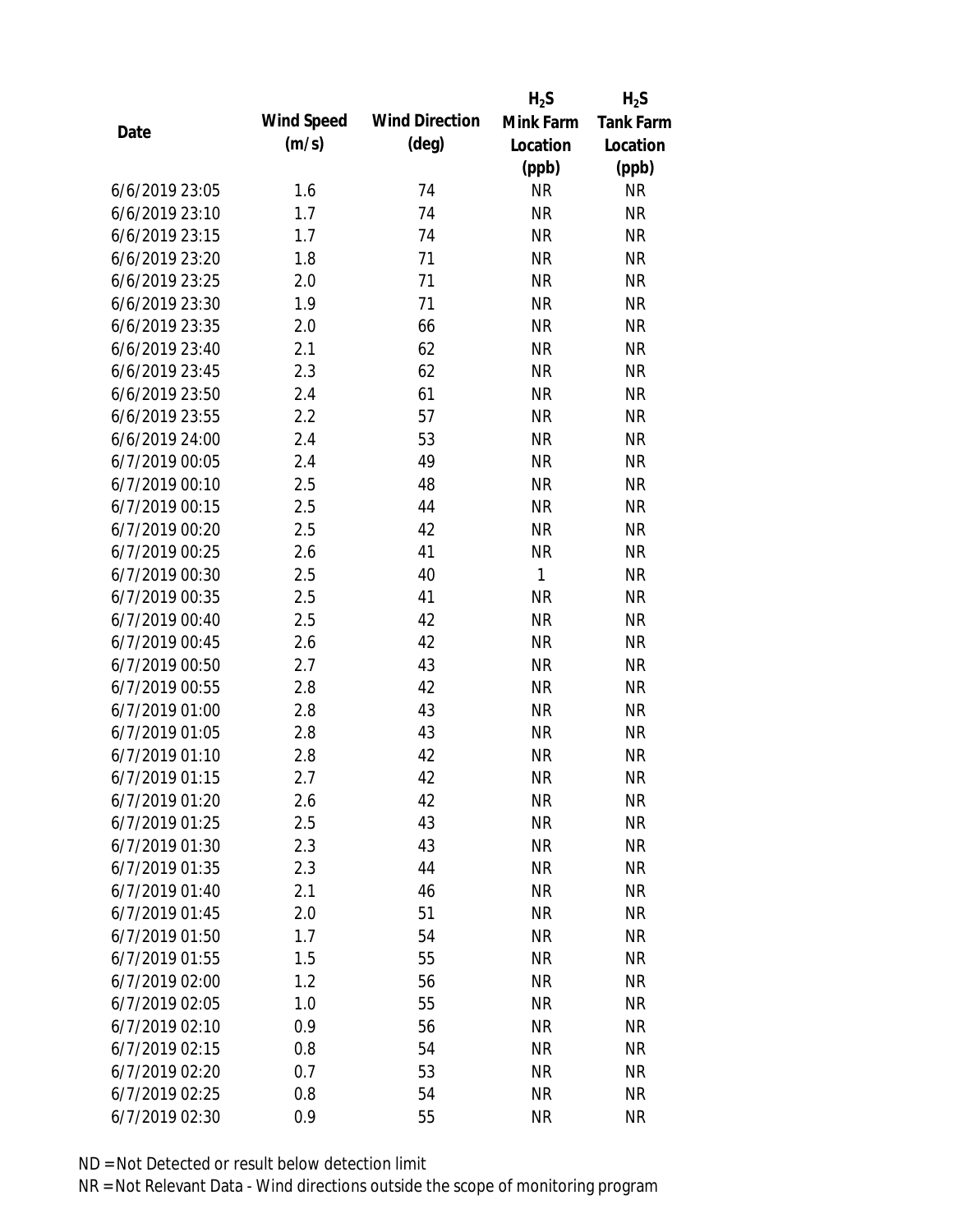| Date | Wind Speed (m/s) | Wind Direction (deg) | $H_2S$ Mink Farm Location (ppb) | $H_2S$ Tank Farm Location (ppb) |
|---|---|---|---|---|
| 6/6/2019 23:05 | 1.6 | 74 | NR | NR |
| 6/6/2019 23:10 | 1.7 | 74 | NR | NR |
| 6/6/2019 23:15 | 1.7 | 74 | NR | NR |
| 6/6/2019 23:20 | 1.8 | 71 | NR | NR |
| 6/6/2019 23:25 | 2.0 | 71 | NR | NR |
| 6/6/2019 23:30 | 1.9 | 71 | NR | NR |
| 6/6/2019 23:35 | 2.0 | 66 | NR | NR |
| 6/6/2019 23:40 | 2.1 | 62 | NR | NR |
| 6/6/2019 23:45 | 2.3 | 62 | NR | NR |
| 6/6/2019 23:50 | 2.4 | 61 | NR | NR |
| 6/6/2019 23:55 | 2.2 | 57 | NR | NR |
| 6/6/2019 24:00 | 2.4 | 53 | NR | NR |
| 6/7/2019 00:05 | 2.4 | 49 | NR | NR |
| 6/7/2019 00:10 | 2.5 | 48 | NR | NR |
| 6/7/2019 00:15 | 2.5 | 44 | NR | NR |
| 6/7/2019 00:20 | 2.5 | 42 | NR | NR |
| 6/7/2019 00:25 | 2.6 | 41 | NR | NR |
| 6/7/2019 00:30 | 2.5 | 40 | 1 | NR |
| 6/7/2019 00:35 | 2.5 | 41 | NR | NR |
| 6/7/2019 00:40 | 2.5 | 42 | NR | NR |
| 6/7/2019 00:45 | 2.6 | 42 | NR | NR |
| 6/7/2019 00:50 | 2.7 | 43 | NR | NR |
| 6/7/2019 00:55 | 2.8 | 42 | NR | NR |
| 6/7/2019 01:00 | 2.8 | 43 | NR | NR |
| 6/7/2019 01:05 | 2.8 | 43 | NR | NR |
| 6/7/2019 01:10 | 2.8 | 42 | NR | NR |
| 6/7/2019 01:15 | 2.7 | 42 | NR | NR |
| 6/7/2019 01:20 | 2.6 | 42 | NR | NR |
| 6/7/2019 01:25 | 2.5 | 43 | NR | NR |
| 6/7/2019 01:30 | 2.3 | 43 | NR | NR |
| 6/7/2019 01:35 | 2.3 | 44 | NR | NR |
| 6/7/2019 01:40 | 2.1 | 46 | NR | NR |
| 6/7/2019 01:45 | 2.0 | 51 | NR | NR |
| 6/7/2019 01:50 | 1.7 | 54 | NR | NR |
| 6/7/2019 01:55 | 1.5 | 55 | NR | NR |
| 6/7/2019 02:00 | 1.2 | 56 | NR | NR |
| 6/7/2019 02:05 | 1.0 | 55 | NR | NR |
| 6/7/2019 02:10 | 0.9 | 56 | NR | NR |
| 6/7/2019 02:15 | 0.8 | 54 | NR | NR |
| 6/7/2019 02:20 | 0.7 | 53 | NR | NR |
| 6/7/2019 02:25 | 0.8 | 54 | NR | NR |
| 6/7/2019 02:30 | 0.9 | 55 | NR | NR |

ND = Not Detected or result below detection limit

NR = Not Relevant Data - Wind directions outside the scope of monitoring program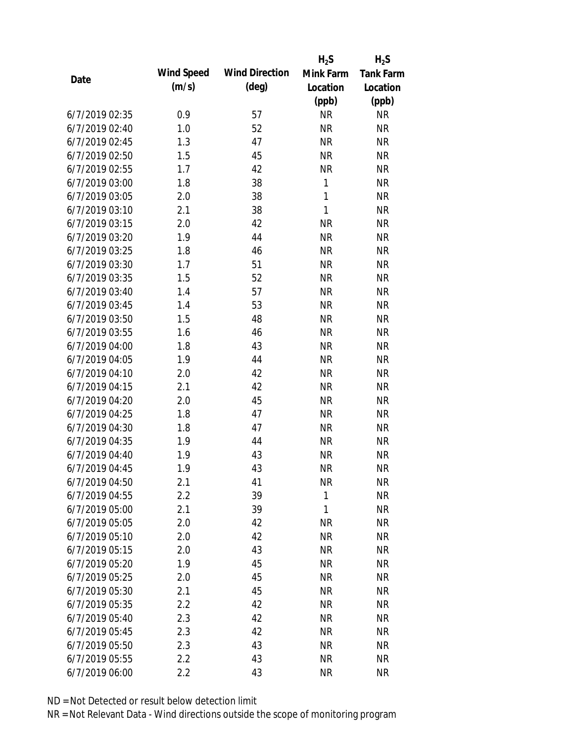| Date | Wind Speed (m/s) | Wind Direction (deg) | $H_2S$ Mink Farm Location (ppb) | $H_2S$ Tank Farm Location (ppb) |
|---|---|---|---|---|
| 6/7/2019 02:35 | 0.9 | 57 | NR | NR |
| 6/7/2019 02:40 | 1.0 | 52 | NR | NR |
| 6/7/2019 02:45 | 1.3 | 47 | NR | NR |
| 6/7/2019 02:50 | 1.5 | 45 | NR | NR |
| 6/7/2019 02:55 | 1.7 | 42 | NR | NR |
| 6/7/2019 03:00 | 1.8 | 38 | 1 | NR |
| 6/7/2019 03:05 | 2.0 | 38 | 1 | NR |
| 6/7/2019 03:10 | 2.1 | 38 | 1 | NR |
| 6/7/2019 03:15 | 2.0 | 42 | NR | NR |
| 6/7/2019 03:20 | 1.9 | 44 | NR | NR |
| 6/7/2019 03:25 | 1.8 | 46 | NR | NR |
| 6/7/2019 03:30 | 1.7 | 51 | NR | NR |
| 6/7/2019 03:35 | 1.5 | 52 | NR | NR |
| 6/7/2019 03:40 | 1.4 | 57 | NR | NR |
| 6/7/2019 03:45 | 1.4 | 53 | NR | NR |
| 6/7/2019 03:50 | 1.5 | 48 | NR | NR |
| 6/7/2019 03:55 | 1.6 | 46 | NR | NR |
| 6/7/2019 04:00 | 1.8 | 43 | NR | NR |
| 6/7/2019 04:05 | 1.9 | 44 | NR | NR |
| 6/7/2019 04:10 | 2.0 | 42 | NR | NR |
| 6/7/2019 04:15 | 2.1 | 42 | NR | NR |
| 6/7/2019 04:20 | 2.0 | 45 | NR | NR |
| 6/7/2019 04:25 | 1.8 | 47 | NR | NR |
| 6/7/2019 04:30 | 1.8 | 47 | NR | NR |
| 6/7/2019 04:35 | 1.9 | 44 | NR | NR |
| 6/7/2019 04:40 | 1.9 | 43 | NR | NR |
| 6/7/2019 04:45 | 1.9 | 43 | NR | NR |
| 6/7/2019 04:50 | 2.1 | 41 | NR | NR |
| 6/7/2019 04:55 | 2.2 | 39 | 1 | NR |
| 6/7/2019 05:00 | 2.1 | 39 | 1 | NR |
| 6/7/2019 05:05 | 2.0 | 42 | NR | NR |
| 6/7/2019 05:10 | 2.0 | 42 | NR | NR |
| 6/7/2019 05:15 | 2.0 | 43 | NR | NR |
| 6/7/2019 05:20 | 1.9 | 45 | NR | NR |
| 6/7/2019 05:25 | 2.0 | 45 | NR | NR |
| 6/7/2019 05:30 | 2.1 | 45 | NR | NR |
| 6/7/2019 05:35 | 2.2 | 42 | NR | NR |
| 6/7/2019 05:40 | 2.3 | 42 | NR | NR |
| 6/7/2019 05:45 | 2.3 | 42 | NR | NR |
| 6/7/2019 05:50 | 2.3 | 43 | NR | NR |
| 6/7/2019 05:55 | 2.2 | 43 | NR | NR |
| 6/7/2019 06:00 | 2.2 | 43 | NR | NR |

ND = Not Detected or result below detection limit

NR = Not Relevant Data - Wind directions outside the scope of monitoring program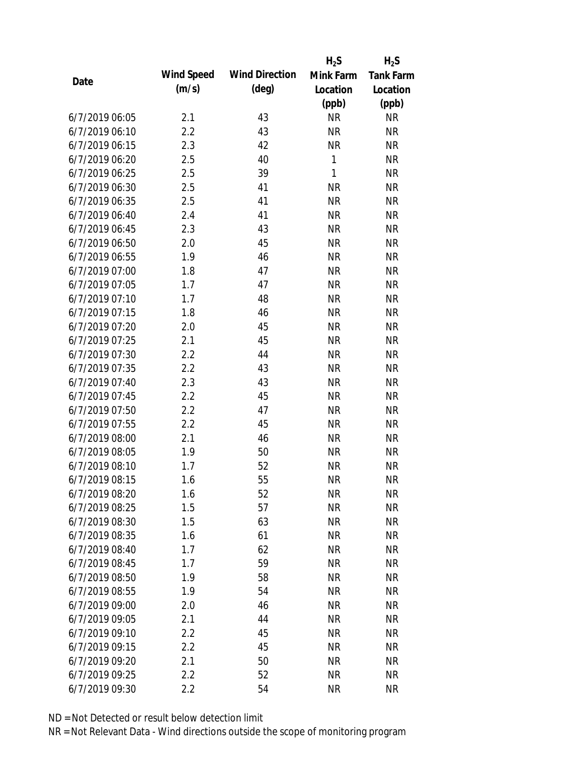| Date | Wind Speed (m/s) | Wind Direction (deg) | $H_2S$ Mink Farm Location (ppb) | $H_2S$ Tank Farm Location (ppb) |
|---|---|---|---|---|
| 6/7/2019 06:05 | 2.1 | 43 | NR | NR |
| 6/7/2019 06:10 | 2.2 | 43 | NR | NR |
| 6/7/2019 06:15 | 2.3 | 42 | NR | NR |
| 6/7/2019 06:20 | 2.5 | 40 | 1 | NR |
| 6/7/2019 06:25 | 2.5 | 39 | 1 | NR |
| 6/7/2019 06:30 | 2.5 | 41 | NR | NR |
| 6/7/2019 06:35 | 2.5 | 41 | NR | NR |
| 6/7/2019 06:40 | 2.4 | 41 | NR | NR |
| 6/7/2019 06:45 | 2.3 | 43 | NR | NR |
| 6/7/2019 06:50 | 2.0 | 45 | NR | NR |
| 6/7/2019 06:55 | 1.9 | 46 | NR | NR |
| 6/7/2019 07:00 | 1.8 | 47 | NR | NR |
| 6/7/2019 07:05 | 1.7 | 47 | NR | NR |
| 6/7/2019 07:10 | 1.7 | 48 | NR | NR |
| 6/7/2019 07:15 | 1.8 | 46 | NR | NR |
| 6/7/2019 07:20 | 2.0 | 45 | NR | NR |
| 6/7/2019 07:25 | 2.1 | 45 | NR | NR |
| 6/7/2019 07:30 | 2.2 | 44 | NR | NR |
| 6/7/2019 07:35 | 2.2 | 43 | NR | NR |
| 6/7/2019 07:40 | 2.3 | 43 | NR | NR |
| 6/7/2019 07:45 | 2.2 | 45 | NR | NR |
| 6/7/2019 07:50 | 2.2 | 47 | NR | NR |
| 6/7/2019 07:55 | 2.2 | 45 | NR | NR |
| 6/7/2019 08:00 | 2.1 | 46 | NR | NR |
| 6/7/2019 08:05 | 1.9 | 50 | NR | NR |
| 6/7/2019 08:10 | 1.7 | 52 | NR | NR |
| 6/7/2019 08:15 | 1.6 | 55 | NR | NR |
| 6/7/2019 08:20 | 1.6 | 52 | NR | NR |
| 6/7/2019 08:25 | 1.5 | 57 | NR | NR |
| 6/7/2019 08:30 | 1.5 | 63 | NR | NR |
| 6/7/2019 08:35 | 1.6 | 61 | NR | NR |
| 6/7/2019 08:40 | 1.7 | 62 | NR | NR |
| 6/7/2019 08:45 | 1.7 | 59 | NR | NR |
| 6/7/2019 08:50 | 1.9 | 58 | NR | NR |
| 6/7/2019 08:55 | 1.9 | 54 | NR | NR |
| 6/7/2019 09:00 | 2.0 | 46 | NR | NR |
| 6/7/2019 09:05 | 2.1 | 44 | NR | NR |
| 6/7/2019 09:10 | 2.2 | 45 | NR | NR |
| 6/7/2019 09:15 | 2.2 | 45 | NR | NR |
| 6/7/2019 09:20 | 2.1 | 50 | NR | NR |
| 6/7/2019 09:25 | 2.2 | 52 | NR | NR |
| 6/7/2019 09:30 | 2.2 | 54 | NR | NR |

ND = Not Detected or result below detection limit

NR = Not Relevant Data - Wind directions outside the scope of monitoring program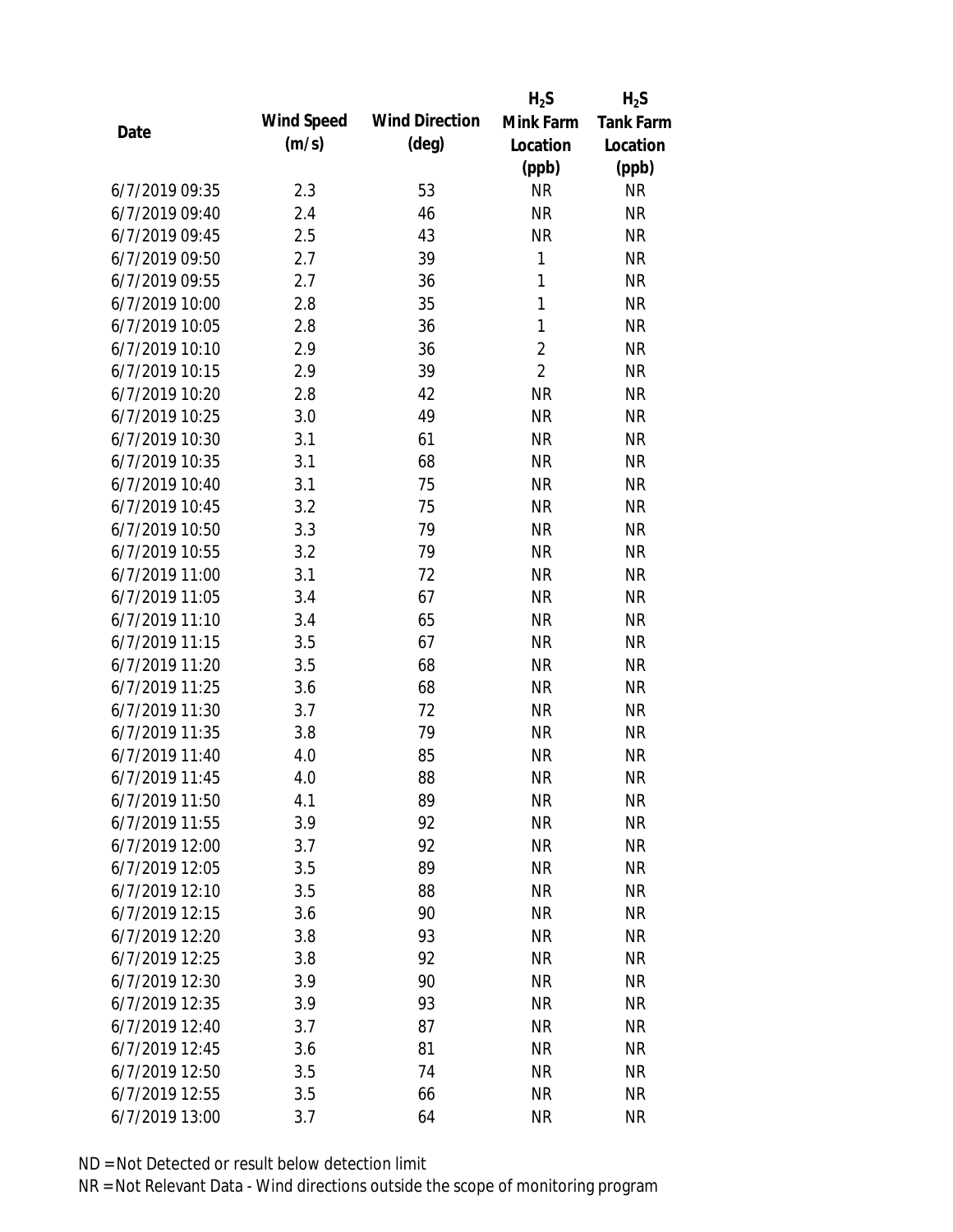| Date | Wind Speed (m/s) | Wind Direction (deg) | $H_2S$ Mink Farm Location (ppb) | $H_2S$ Tank Farm Location (ppb) |
|---|---|---|---|---|
| 6/7/2019 09:35 | 2.3 | 53 | NR | NR |
| 6/7/2019 09:40 | 2.4 | 46 | NR | NR |
| 6/7/2019 09:45 | 2.5 | 43 | NR | NR |
| 6/7/2019 09:50 | 2.7 | 39 | 1 | NR |
| 6/7/2019 09:55 | 2.7 | 36 | 1 | NR |
| 6/7/2019 10:00 | 2.8 | 35 | 1 | NR |
| 6/7/2019 10:05 | 2.8 | 36 | 1 | NR |
| 6/7/2019 10:10 | 2.9 | 36 | 2 | NR |
| 6/7/2019 10:15 | 2.9 | 39 | 2 | NR |
| 6/7/2019 10:20 | 2.8 | 42 | NR | NR |
| 6/7/2019 10:25 | 3.0 | 49 | NR | NR |
| 6/7/2019 10:30 | 3.1 | 61 | NR | NR |
| 6/7/2019 10:35 | 3.1 | 68 | NR | NR |
| 6/7/2019 10:40 | 3.1 | 75 | NR | NR |
| 6/7/2019 10:45 | 3.2 | 75 | NR | NR |
| 6/7/2019 10:50 | 3.3 | 79 | NR | NR |
| 6/7/2019 10:55 | 3.2 | 79 | NR | NR |
| 6/7/2019 11:00 | 3.1 | 72 | NR | NR |
| 6/7/2019 11:05 | 3.4 | 67 | NR | NR |
| 6/7/2019 11:10 | 3.4 | 65 | NR | NR |
| 6/7/2019 11:15 | 3.5 | 67 | NR | NR |
| 6/7/2019 11:20 | 3.5 | 68 | NR | NR |
| 6/7/2019 11:25 | 3.6 | 68 | NR | NR |
| 6/7/2019 11:30 | 3.7 | 72 | NR | NR |
| 6/7/2019 11:35 | 3.8 | 79 | NR | NR |
| 6/7/2019 11:40 | 4.0 | 85 | NR | NR |
| 6/7/2019 11:45 | 4.0 | 88 | NR | NR |
| 6/7/2019 11:50 | 4.1 | 89 | NR | NR |
| 6/7/2019 11:55 | 3.9 | 92 | NR | NR |
| 6/7/2019 12:00 | 3.7 | 92 | NR | NR |
| 6/7/2019 12:05 | 3.5 | 89 | NR | NR |
| 6/7/2019 12:10 | 3.5 | 88 | NR | NR |
| 6/7/2019 12:15 | 3.6 | 90 | NR | NR |
| 6/7/2019 12:20 | 3.8 | 93 | NR | NR |
| 6/7/2019 12:25 | 3.8 | 92 | NR | NR |
| 6/7/2019 12:30 | 3.9 | 90 | NR | NR |
| 6/7/2019 12:35 | 3.9 | 93 | NR | NR |
| 6/7/2019 12:40 | 3.7 | 87 | NR | NR |
| 6/7/2019 12:45 | 3.6 | 81 | NR | NR |
| 6/7/2019 12:50 | 3.5 | 74 | NR | NR |
| 6/7/2019 12:55 | 3.5 | 66 | NR | NR |
| 6/7/2019 13:00 | 3.7 | 64 | NR | NR |

ND = Not Detected or result below detection limit

NR = Not Relevant Data - Wind directions outside the scope of monitoring program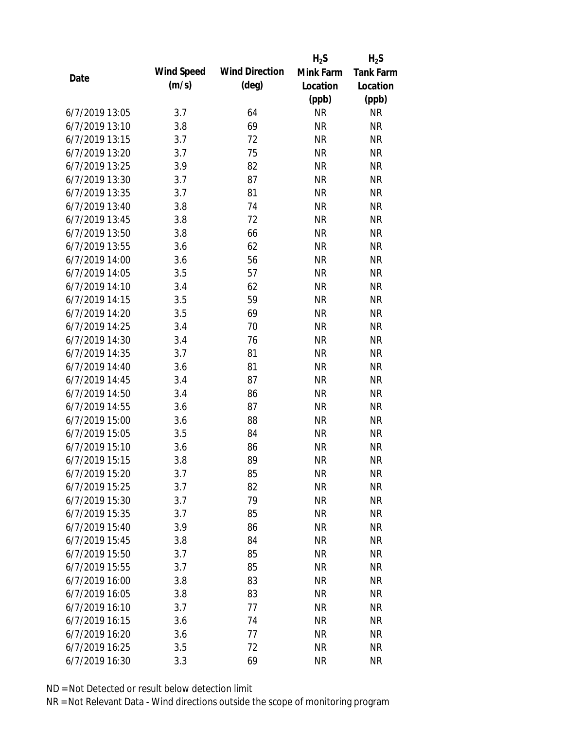| Date | Wind Speed (m/s) | Wind Direction (deg) | $H_2S$ Mink Farm Location (ppb) | $H_2S$ Tank Farm Location (ppb) |
|---|---|---|---|---|
| 6/7/2019 13:05 | 3.7 | 64 | NR | NR |
| 6/7/2019 13:10 | 3.8 | 69 | NR | NR |
| 6/7/2019 13:15 | 3.7 | 72 | NR | NR |
| 6/7/2019 13:20 | 3.7 | 75 | NR | NR |
| 6/7/2019 13:25 | 3.9 | 82 | NR | NR |
| 6/7/2019 13:30 | 3.7 | 87 | NR | NR |
| 6/7/2019 13:35 | 3.7 | 81 | NR | NR |
| 6/7/2019 13:40 | 3.8 | 74 | NR | NR |
| 6/7/2019 13:45 | 3.8 | 72 | NR | NR |
| 6/7/2019 13:50 | 3.8 | 66 | NR | NR |
| 6/7/2019 13:55 | 3.6 | 62 | NR | NR |
| 6/7/2019 14:00 | 3.6 | 56 | NR | NR |
| 6/7/2019 14:05 | 3.5 | 57 | NR | NR |
| 6/7/2019 14:10 | 3.4 | 62 | NR | NR |
| 6/7/2019 14:15 | 3.5 | 59 | NR | NR |
| 6/7/2019 14:20 | 3.5 | 69 | NR | NR |
| 6/7/2019 14:25 | 3.4 | 70 | NR | NR |
| 6/7/2019 14:30 | 3.4 | 76 | NR | NR |
| 6/7/2019 14:35 | 3.7 | 81 | NR | NR |
| 6/7/2019 14:40 | 3.6 | 81 | NR | NR |
| 6/7/2019 14:45 | 3.4 | 87 | NR | NR |
| 6/7/2019 14:50 | 3.4 | 86 | NR | NR |
| 6/7/2019 14:55 | 3.6 | 87 | NR | NR |
| 6/7/2019 15:00 | 3.6 | 88 | NR | NR |
| 6/7/2019 15:05 | 3.5 | 84 | NR | NR |
| 6/7/2019 15:10 | 3.6 | 86 | NR | NR |
| 6/7/2019 15:15 | 3.8 | 89 | NR | NR |
| 6/7/2019 15:20 | 3.7 | 85 | NR | NR |
| 6/7/2019 15:25 | 3.7 | 82 | NR | NR |
| 6/7/2019 15:30 | 3.7 | 79 | NR | NR |
| 6/7/2019 15:35 | 3.7 | 85 | NR | NR |
| 6/7/2019 15:40 | 3.9 | 86 | NR | NR |
| 6/7/2019 15:45 | 3.8 | 84 | NR | NR |
| 6/7/2019 15:50 | 3.7 | 85 | NR | NR |
| 6/7/2019 15:55 | 3.7 | 85 | NR | NR |
| 6/7/2019 16:00 | 3.8 | 83 | NR | NR |
| 6/7/2019 16:05 | 3.8 | 83 | NR | NR |
| 6/7/2019 16:10 | 3.7 | 77 | NR | NR |
| 6/7/2019 16:15 | 3.6 | 74 | NR | NR |
| 6/7/2019 16:20 | 3.6 | 77 | NR | NR |
| 6/7/2019 16:25 | 3.5 | 72 | NR | NR |
| 6/7/2019 16:30 | 3.3 | 69 | NR | NR |

ND = Not Detected or result below detection limit

NR = Not Relevant Data - Wind directions outside the scope of monitoring program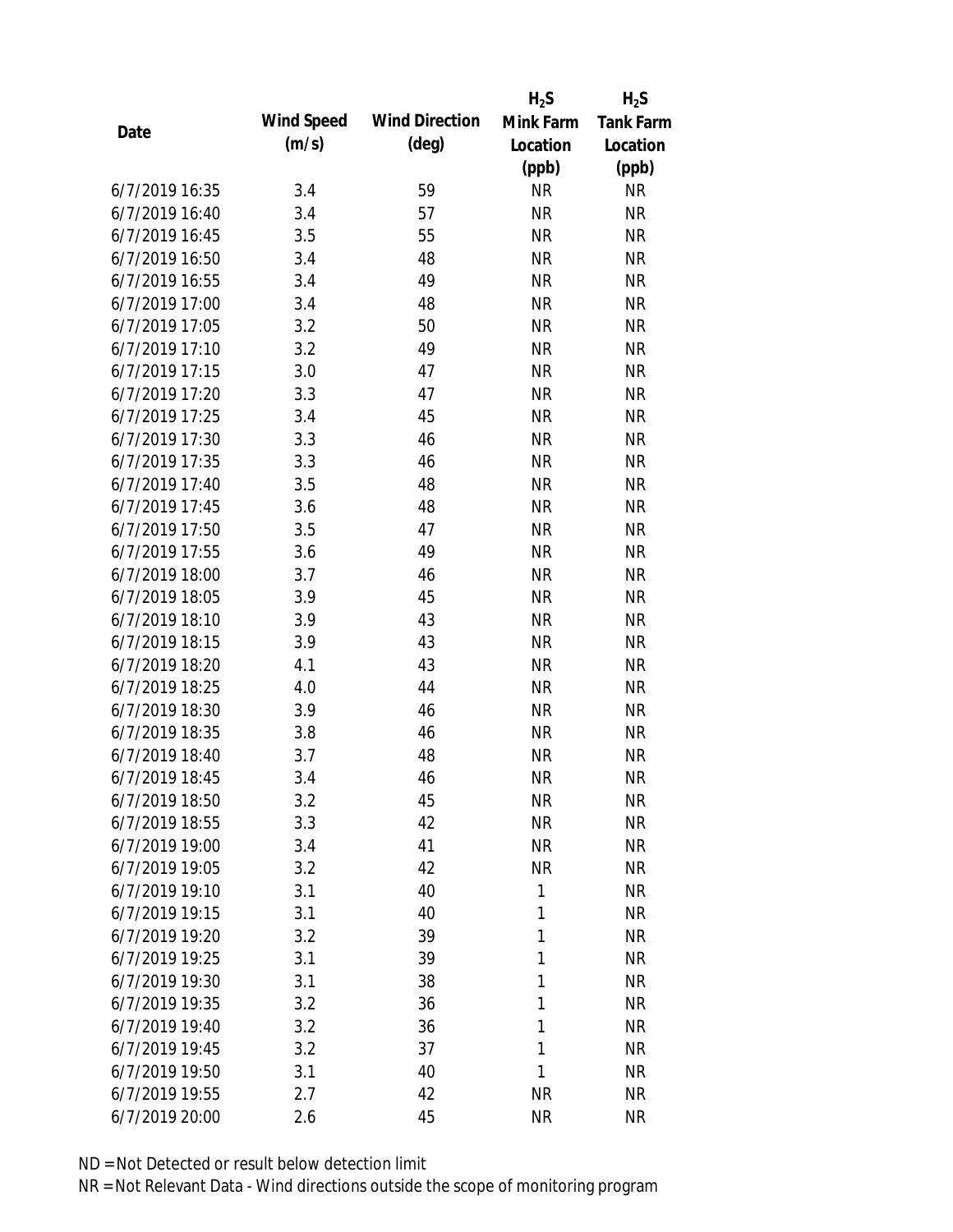| Date | Wind Speed (m/s) | Wind Direction (deg) | $H_2S$ Mink Farm Location (ppb) | $H_2S$ Tank Farm Location (ppb) |
|---|---|---|---|---|
| 6/7/2019 16:35 | 3.4 | 59 | NR | NR |
| 6/7/2019 16:40 | 3.4 | 57 | NR | NR |
| 6/7/2019 16:45 | 3.5 | 55 | NR | NR |
| 6/7/2019 16:50 | 3.4 | 48 | NR | NR |
| 6/7/2019 16:55 | 3.4 | 49 | NR | NR |
| 6/7/2019 17:00 | 3.4 | 48 | NR | NR |
| 6/7/2019 17:05 | 3.2 | 50 | NR | NR |
| 6/7/2019 17:10 | 3.2 | 49 | NR | NR |
| 6/7/2019 17:15 | 3.0 | 47 | NR | NR |
| 6/7/2019 17:20 | 3.3 | 47 | NR | NR |
| 6/7/2019 17:25 | 3.4 | 45 | NR | NR |
| 6/7/2019 17:30 | 3.3 | 46 | NR | NR |
| 6/7/2019 17:35 | 3.3 | 46 | NR | NR |
| 6/7/2019 17:40 | 3.5 | 48 | NR | NR |
| 6/7/2019 17:45 | 3.6 | 48 | NR | NR |
| 6/7/2019 17:50 | 3.5 | 47 | NR | NR |
| 6/7/2019 17:55 | 3.6 | 49 | NR | NR |
| 6/7/2019 18:00 | 3.7 | 46 | NR | NR |
| 6/7/2019 18:05 | 3.9 | 45 | NR | NR |
| 6/7/2019 18:10 | 3.9 | 43 | NR | NR |
| 6/7/2019 18:15 | 3.9 | 43 | NR | NR |
| 6/7/2019 18:20 | 4.1 | 43 | NR | NR |
| 6/7/2019 18:25 | 4.0 | 44 | NR | NR |
| 6/7/2019 18:30 | 3.9 | 46 | NR | NR |
| 6/7/2019 18:35 | 3.8 | 46 | NR | NR |
| 6/7/2019 18:40 | 3.7 | 48 | NR | NR |
| 6/7/2019 18:45 | 3.4 | 46 | NR | NR |
| 6/7/2019 18:50 | 3.2 | 45 | NR | NR |
| 6/7/2019 18:55 | 3.3 | 42 | NR | NR |
| 6/7/2019 19:00 | 3.4 | 41 | NR | NR |
| 6/7/2019 19:05 | 3.2 | 42 | NR | NR |
| 6/7/2019 19:10 | 3.1 | 40 | 1 | NR |
| 6/7/2019 19:15 | 3.1 | 40 | 1 | NR |
| 6/7/2019 19:20 | 3.2 | 39 | 1 | NR |
| 6/7/2019 19:25 | 3.1 | 39 | 1 | NR |
| 6/7/2019 19:30 | 3.1 | 38 | 1 | NR |
| 6/7/2019 19:35 | 3.2 | 36 | 1 | NR |
| 6/7/2019 19:40 | 3.2 | 36 | 1 | NR |
| 6/7/2019 19:45 | 3.2 | 37 | 1 | NR |
| 6/7/2019 19:50 | 3.1 | 40 | 1 | NR |
| 6/7/2019 19:55 | 2.7 | 42 | NR | NR |
| 6/7/2019 20:00 | 2.6 | 45 | NR | NR |

ND = Not Detected or result below detection limit

NR = Not Relevant Data - Wind directions outside the scope of monitoring program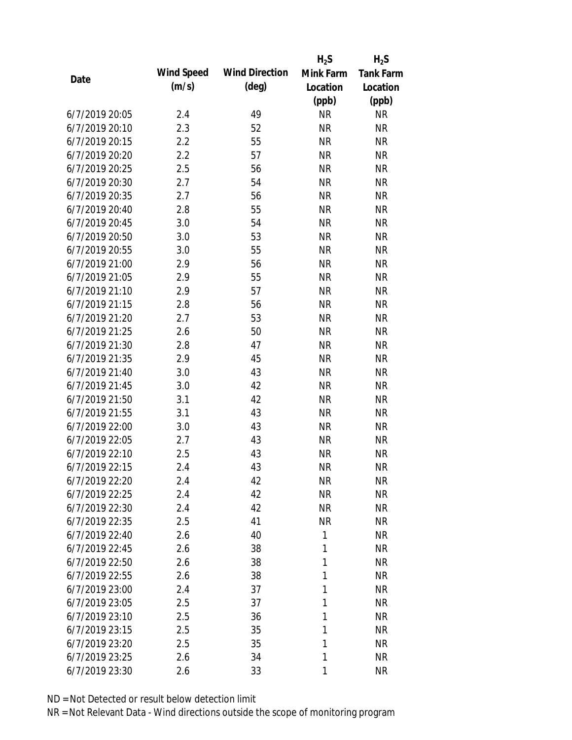| Date | Wind Speed (m/s) | Wind Direction (deg) | $H_2S$ Mink Farm Location (ppb) | $H_2S$ Tank Farm Location (ppb) |
|---|---|---|---|---|
| 6/7/2019 20:05 | 2.4 | 49 | NR | NR |
| 6/7/2019 20:10 | 2.3 | 52 | NR | NR |
| 6/7/2019 20:15 | 2.2 | 55 | NR | NR |
| 6/7/2019 20:20 | 2.2 | 57 | NR | NR |
| 6/7/2019 20:25 | 2.5 | 56 | NR | NR |
| 6/7/2019 20:30 | 2.7 | 54 | NR | NR |
| 6/7/2019 20:35 | 2.7 | 56 | NR | NR |
| 6/7/2019 20:40 | 2.8 | 55 | NR | NR |
| 6/7/2019 20:45 | 3.0 | 54 | NR | NR |
| 6/7/2019 20:50 | 3.0 | 53 | NR | NR |
| 6/7/2019 20:55 | 3.0 | 55 | NR | NR |
| 6/7/2019 21:00 | 2.9 | 56 | NR | NR |
| 6/7/2019 21:05 | 2.9 | 55 | NR | NR |
| 6/7/2019 21:10 | 2.9 | 57 | NR | NR |
| 6/7/2019 21:15 | 2.8 | 56 | NR | NR |
| 6/7/2019 21:20 | 2.7 | 53 | NR | NR |
| 6/7/2019 21:25 | 2.6 | 50 | NR | NR |
| 6/7/2019 21:30 | 2.8 | 47 | NR | NR |
| 6/7/2019 21:35 | 2.9 | 45 | NR | NR |
| 6/7/2019 21:40 | 3.0 | 43 | NR | NR |
| 6/7/2019 21:45 | 3.0 | 42 | NR | NR |
| 6/7/2019 21:50 | 3.1 | 42 | NR | NR |
| 6/7/2019 21:55 | 3.1 | 43 | NR | NR |
| 6/7/2019 22:00 | 3.0 | 43 | NR | NR |
| 6/7/2019 22:05 | 2.7 | 43 | NR | NR |
| 6/7/2019 22:10 | 2.5 | 43 | NR | NR |
| 6/7/2019 22:15 | 2.4 | 43 | NR | NR |
| 6/7/2019 22:20 | 2.4 | 42 | NR | NR |
| 6/7/2019 22:25 | 2.4 | 42 | NR | NR |
| 6/7/2019 22:30 | 2.4 | 42 | NR | NR |
| 6/7/2019 22:35 | 2.5 | 41 | NR | NR |
| 6/7/2019 22:40 | 2.6 | 40 | 1 | NR |
| 6/7/2019 22:45 | 2.6 | 38 | 1 | NR |
| 6/7/2019 22:50 | 2.6 | 38 | 1 | NR |
| 6/7/2019 22:55 | 2.6 | 38 | 1 | NR |
| 6/7/2019 23:00 | 2.4 | 37 | 1 | NR |
| 6/7/2019 23:05 | 2.5 | 37 | 1 | NR |
| 6/7/2019 23:10 | 2.5 | 36 | 1 | NR |
| 6/7/2019 23:15 | 2.5 | 35 | 1 | NR |
| 6/7/2019 23:20 | 2.5 | 35 | 1 | NR |
| 6/7/2019 23:25 | 2.6 | 34 | 1 | NR |
| 6/7/2019 23:30 | 2.6 | 33 | 1 | NR |

ND = Not Detected or result below detection limit
NR = Not Relevant Data - Wind directions outside the scope of monitoring program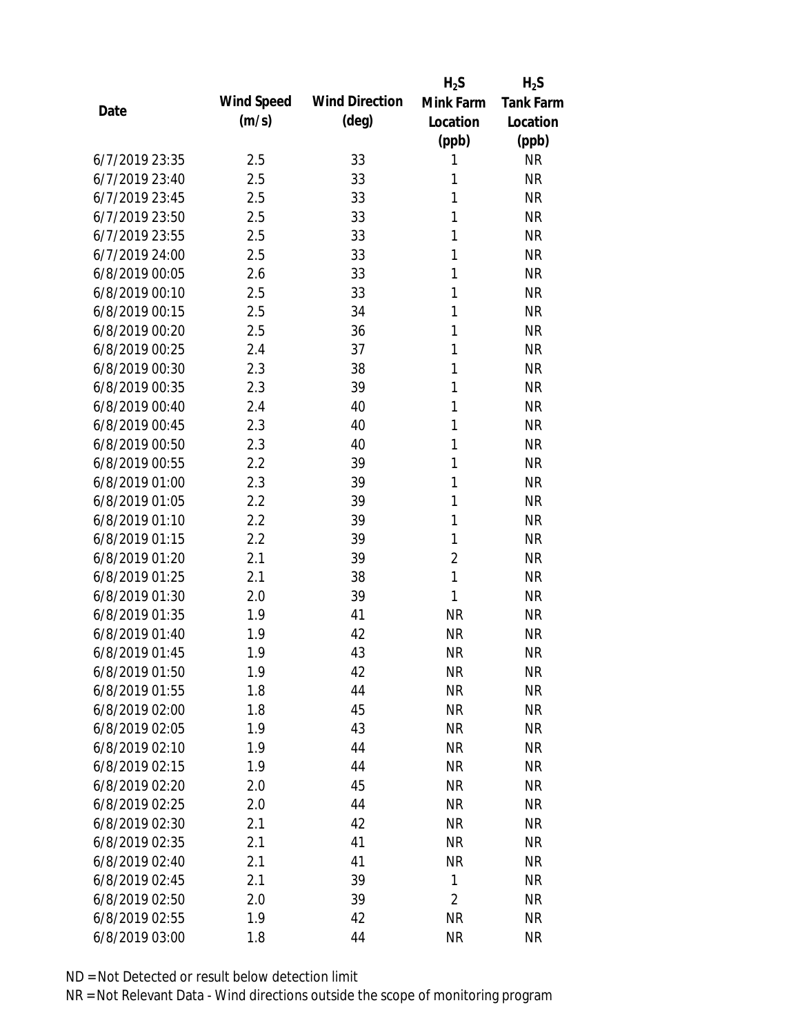| Date | Wind Speed (m/s) | Wind Direction (deg) | $H_2S$ Mink Farm Location (ppb) | $H_2S$ Tank Farm Location (ppb) |
| --- | --- | --- | --- | --- |
| 6/7/2019 23:35 | 2.5 | 33 | 1 | NR |
| 6/7/2019 23:40 | 2.5 | 33 | 1 | NR |
| 6/7/2019 23:45 | 2.5 | 33 | 1 | NR |
| 6/7/2019 23:50 | 2.5 | 33 | 1 | NR |
| 6/7/2019 23:55 | 2.5 | 33 | 1 | NR |
| 6/7/2019 24:00 | 2.5 | 33 | 1 | NR |
| 6/8/2019 00:05 | 2.6 | 33 | 1 | NR |
| 6/8/2019 00:10 | 2.5 | 33 | 1 | NR |
| 6/8/2019 00:15 | 2.5 | 34 | 1 | NR |
| 6/8/2019 00:20 | 2.5 | 36 | 1 | NR |
| 6/8/2019 00:25 | 2.4 | 37 | 1 | NR |
| 6/8/2019 00:30 | 2.3 | 38 | 1 | NR |
| 6/8/2019 00:35 | 2.3 | 39 | 1 | NR |
| 6/8/2019 00:40 | 2.4 | 40 | 1 | NR |
| 6/8/2019 00:45 | 2.3 | 40 | 1 | NR |
| 6/8/2019 00:50 | 2.3 | 40 | 1 | NR |
| 6/8/2019 00:55 | 2.2 | 39 | 1 | NR |
| 6/8/2019 01:00 | 2.3 | 39 | 1 | NR |
| 6/8/2019 01:05 | 2.2 | 39 | 1 | NR |
| 6/8/2019 01:10 | 2.2 | 39 | 1 | NR |
| 6/8/2019 01:15 | 2.2 | 39 | 1 | NR |
| 6/8/2019 01:20 | 2.1 | 39 | 2 | NR |
| 6/8/2019 01:25 | 2.1 | 38 | 1 | NR |
| 6/8/2019 01:30 | 2.0 | 39 | 1 | NR |
| 6/8/2019 01:35 | 1.9 | 41 | NR | NR |
| 6/8/2019 01:40 | 1.9 | 42 | NR | NR |
| 6/8/2019 01:45 | 1.9 | 43 | NR | NR |
| 6/8/2019 01:50 | 1.9 | 42 | NR | NR |
| 6/8/2019 01:55 | 1.8 | 44 | NR | NR |
| 6/8/2019 02:00 | 1.8 | 45 | NR | NR |
| 6/8/2019 02:05 | 1.9 | 43 | NR | NR |
| 6/8/2019 02:10 | 1.9 | 44 | NR | NR |
| 6/8/2019 02:15 | 1.9 | 44 | NR | NR |
| 6/8/2019 02:20 | 2.0 | 45 | NR | NR |
| 6/8/2019 02:25 | 2.0 | 44 | NR | NR |
| 6/8/2019 02:30 | 2.1 | 42 | NR | NR |
| 6/8/2019 02:35 | 2.1 | 41 | NR | NR |
| 6/8/2019 02:40 | 2.1 | 41 | NR | NR |
| 6/8/2019 02:45 | 2.1 | 39 | 1 | NR |
| 6/8/2019 02:50 | 2.0 | 39 | 2 | NR |
| 6/8/2019 02:55 | 1.9 | 42 | NR | NR |
| 6/8/2019 03:00 | 1.8 | 44 | NR | NR |

ND = Not Detected or result below detection limit

NR = Not Relevant Data - Wind directions outside the scope of monitoring program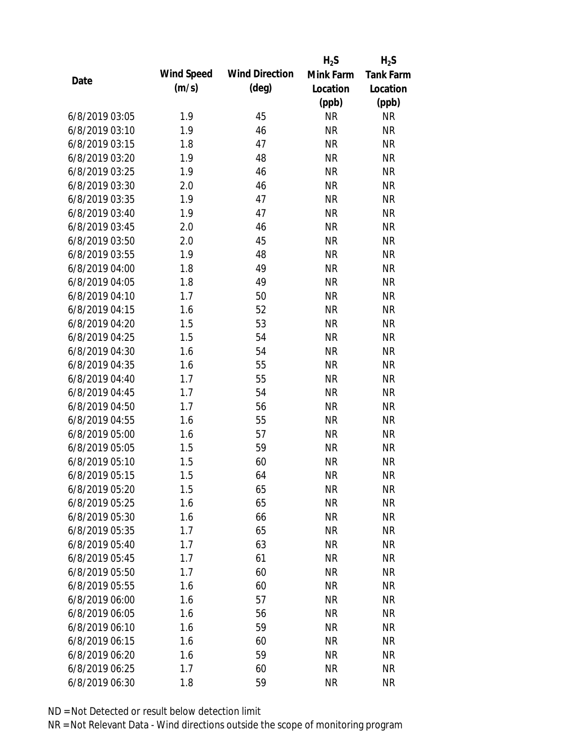| Date | Wind Speed (m/s) | Wind Direction (deg) | $H_2S$ Mink Farm Location (ppb) | $H_2S$ Tank Farm Location (ppb) |
|---|---|---|---|---|
| 6/8/2019 03:05 | 1.9 | 45 | NR | NR |
| 6/8/2019 03:10 | 1.9 | 46 | NR | NR |
| 6/8/2019 03:15 | 1.8 | 47 | NR | NR |
| 6/8/2019 03:20 | 1.9 | 48 | NR | NR |
| 6/8/2019 03:25 | 1.9 | 46 | NR | NR |
| 6/8/2019 03:30 | 2.0 | 46 | NR | NR |
| 6/8/2019 03:35 | 1.9 | 47 | NR | NR |
| 6/8/2019 03:40 | 1.9 | 47 | NR | NR |
| 6/8/2019 03:45 | 2.0 | 46 | NR | NR |
| 6/8/2019 03:50 | 2.0 | 45 | NR | NR |
| 6/8/2019 03:55 | 1.9 | 48 | NR | NR |
| 6/8/2019 04:00 | 1.8 | 49 | NR | NR |
| 6/8/2019 04:05 | 1.8 | 49 | NR | NR |
| 6/8/2019 04:10 | 1.7 | 50 | NR | NR |
| 6/8/2019 04:15 | 1.6 | 52 | NR | NR |
| 6/8/2019 04:20 | 1.5 | 53 | NR | NR |
| 6/8/2019 04:25 | 1.5 | 54 | NR | NR |
| 6/8/2019 04:30 | 1.6 | 54 | NR | NR |
| 6/8/2019 04:35 | 1.6 | 55 | NR | NR |
| 6/8/2019 04:40 | 1.7 | 55 | NR | NR |
| 6/8/2019 04:45 | 1.7 | 54 | NR | NR |
| 6/8/2019 04:50 | 1.7 | 56 | NR | NR |
| 6/8/2019 04:55 | 1.6 | 55 | NR | NR |
| 6/8/2019 05:00 | 1.6 | 57 | NR | NR |
| 6/8/2019 05:05 | 1.5 | 59 | NR | NR |
| 6/8/2019 05:10 | 1.5 | 60 | NR | NR |
| 6/8/2019 05:15 | 1.5 | 64 | NR | NR |
| 6/8/2019 05:20 | 1.5 | 65 | NR | NR |
| 6/8/2019 05:25 | 1.6 | 65 | NR | NR |
| 6/8/2019 05:30 | 1.6 | 66 | NR | NR |
| 6/8/2019 05:35 | 1.7 | 65 | NR | NR |
| 6/8/2019 05:40 | 1.7 | 63 | NR | NR |
| 6/8/2019 05:45 | 1.7 | 61 | NR | NR |
| 6/8/2019 05:50 | 1.7 | 60 | NR | NR |
| 6/8/2019 05:55 | 1.6 | 60 | NR | NR |
| 6/8/2019 06:00 | 1.6 | 57 | NR | NR |
| 6/8/2019 06:05 | 1.6 | 56 | NR | NR |
| 6/8/2019 06:10 | 1.6 | 59 | NR | NR |
| 6/8/2019 06:15 | 1.6 | 60 | NR | NR |
| 6/8/2019 06:20 | 1.6 | 59 | NR | NR |
| 6/8/2019 06:25 | 1.7 | 60 | NR | NR |
| 6/8/2019 06:30 | 1.8 | 59 | NR | NR |

ND = Not Detected or result below detection limit

NR = Not Relevant Data - Wind directions outside the scope of monitoring program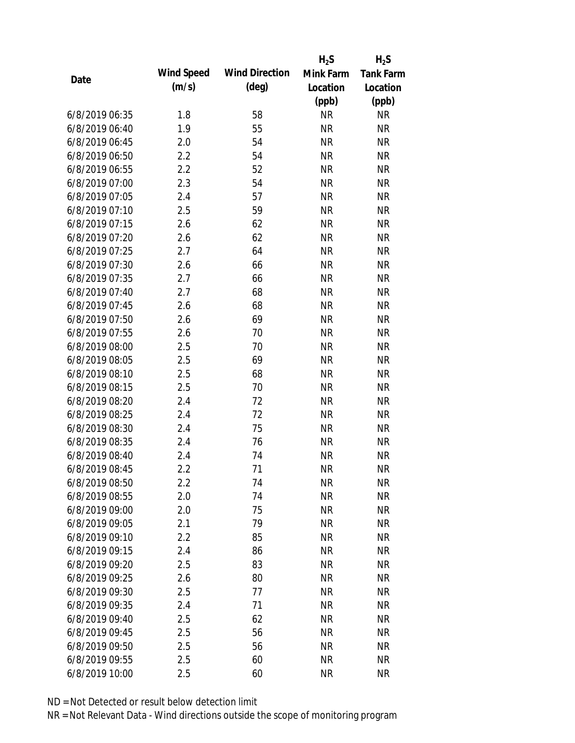| Date | Wind Speed (m/s) | Wind Direction (deg) | $H_2S$ Mink Farm Location (ppb) | $H_2S$ Tank Farm Location (ppb) |
|---|---|---|---|---|
| 6/8/2019 06:35 | 1.8 | 58 | NR | NR |
| 6/8/2019 06:40 | 1.9 | 55 | NR | NR |
| 6/8/2019 06:45 | 2.0 | 54 | NR | NR |
| 6/8/2019 06:50 | 2.2 | 54 | NR | NR |
| 6/8/2019 06:55 | 2.2 | 52 | NR | NR |
| 6/8/2019 07:00 | 2.3 | 54 | NR | NR |
| 6/8/2019 07:05 | 2.4 | 57 | NR | NR |
| 6/8/2019 07:10 | 2.5 | 59 | NR | NR |
| 6/8/2019 07:15 | 2.6 | 62 | NR | NR |
| 6/8/2019 07:20 | 2.6 | 62 | NR | NR |
| 6/8/2019 07:25 | 2.7 | 64 | NR | NR |
| 6/8/2019 07:30 | 2.6 | 66 | NR | NR |
| 6/8/2019 07:35 | 2.7 | 66 | NR | NR |
| 6/8/2019 07:40 | 2.7 | 68 | NR | NR |
| 6/8/2019 07:45 | 2.6 | 68 | NR | NR |
| 6/8/2019 07:50 | 2.6 | 69 | NR | NR |
| 6/8/2019 07:55 | 2.6 | 70 | NR | NR |
| 6/8/2019 08:00 | 2.5 | 70 | NR | NR |
| 6/8/2019 08:05 | 2.5 | 69 | NR | NR |
| 6/8/2019 08:10 | 2.5 | 68 | NR | NR |
| 6/8/2019 08:15 | 2.5 | 70 | NR | NR |
| 6/8/2019 08:20 | 2.4 | 72 | NR | NR |
| 6/8/2019 08:25 | 2.4 | 72 | NR | NR |
| 6/8/2019 08:30 | 2.4 | 75 | NR | NR |
| 6/8/2019 08:35 | 2.4 | 76 | NR | NR |
| 6/8/2019 08:40 | 2.4 | 74 | NR | NR |
| 6/8/2019 08:45 | 2.2 | 71 | NR | NR |
| 6/8/2019 08:50 | 2.2 | 74 | NR | NR |
| 6/8/2019 08:55 | 2.0 | 74 | NR | NR |
| 6/8/2019 09:00 | 2.0 | 75 | NR | NR |
| 6/8/2019 09:05 | 2.1 | 79 | NR | NR |
| 6/8/2019 09:10 | 2.2 | 85 | NR | NR |
| 6/8/2019 09:15 | 2.4 | 86 | NR | NR |
| 6/8/2019 09:20 | 2.5 | 83 | NR | NR |
| 6/8/2019 09:25 | 2.6 | 80 | NR | NR |
| 6/8/2019 09:30 | 2.5 | 77 | NR | NR |
| 6/8/2019 09:35 | 2.4 | 71 | NR | NR |
| 6/8/2019 09:40 | 2.5 | 62 | NR | NR |
| 6/8/2019 09:45 | 2.5 | 56 | NR | NR |
| 6/8/2019 09:50 | 2.5 | 56 | NR | NR |
| 6/8/2019 09:55 | 2.5 | 60 | NR | NR |
| 6/8/2019 10:00 | 2.5 | 60 | NR | NR |

ND = Not Detected or result below detection limit

NR = Not Relevant Data - Wind directions outside the scope of monitoring program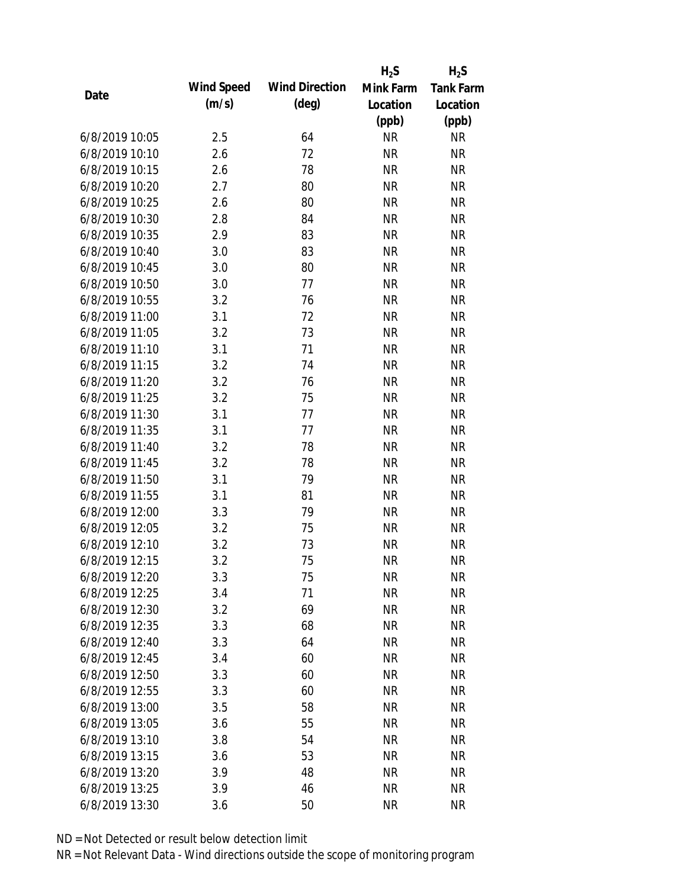| Date | Wind Speed (m/s) | Wind Direction (deg) | $H_2S$ Mink Farm Location (ppb) | $H_2S$ Tank Farm Location (ppb) |
|---|---|---|---|---|
| 6/8/2019 10:05 | 2.5 | 64 | NR | NR |
| 6/8/2019 10:10 | 2.6 | 72 | NR | NR |
| 6/8/2019 10:15 | 2.6 | 78 | NR | NR |
| 6/8/2019 10:20 | 2.7 | 80 | NR | NR |
| 6/8/2019 10:25 | 2.6 | 80 | NR | NR |
| 6/8/2019 10:30 | 2.8 | 84 | NR | NR |
| 6/8/2019 10:35 | 2.9 | 83 | NR | NR |
| 6/8/2019 10:40 | 3.0 | 83 | NR | NR |
| 6/8/2019 10:45 | 3.0 | 80 | NR | NR |
| 6/8/2019 10:50 | 3.0 | 77 | NR | NR |
| 6/8/2019 10:55 | 3.2 | 76 | NR | NR |
| 6/8/2019 11:00 | 3.1 | 72 | NR | NR |
| 6/8/2019 11:05 | 3.2 | 73 | NR | NR |
| 6/8/2019 11:10 | 3.1 | 71 | NR | NR |
| 6/8/2019 11:15 | 3.2 | 74 | NR | NR |
| 6/8/2019 11:20 | 3.2 | 76 | NR | NR |
| 6/8/2019 11:25 | 3.2 | 75 | NR | NR |
| 6/8/2019 11:30 | 3.1 | 77 | NR | NR |
| 6/8/2019 11:35 | 3.1 | 77 | NR | NR |
| 6/8/2019 11:40 | 3.2 | 78 | NR | NR |
| 6/8/2019 11:45 | 3.2 | 78 | NR | NR |
| 6/8/2019 11:50 | 3.1 | 79 | NR | NR |
| 6/8/2019 11:55 | 3.1 | 81 | NR | NR |
| 6/8/2019 12:00 | 3.3 | 79 | NR | NR |
| 6/8/2019 12:05 | 3.2 | 75 | NR | NR |
| 6/8/2019 12:10 | 3.2 | 73 | NR | NR |
| 6/8/2019 12:15 | 3.2 | 75 | NR | NR |
| 6/8/2019 12:20 | 3.3 | 75 | NR | NR |
| 6/8/2019 12:25 | 3.4 | 71 | NR | NR |
| 6/8/2019 12:30 | 3.2 | 69 | NR | NR |
| 6/8/2019 12:35 | 3.3 | 68 | NR | NR |
| 6/8/2019 12:40 | 3.3 | 64 | NR | NR |
| 6/8/2019 12:45 | 3.4 | 60 | NR | NR |
| 6/8/2019 12:50 | 3.3 | 60 | NR | NR |
| 6/8/2019 12:55 | 3.3 | 60 | NR | NR |
| 6/8/2019 13:00 | 3.5 | 58 | NR | NR |
| 6/8/2019 13:05 | 3.6 | 55 | NR | NR |
| 6/8/2019 13:10 | 3.8 | 54 | NR | NR |
| 6/8/2019 13:15 | 3.6 | 53 | NR | NR |
| 6/8/2019 13:20 | 3.9 | 48 | NR | NR |
| 6/8/2019 13:25 | 3.9 | 46 | NR | NR |
| 6/8/2019 13:30 | 3.6 | 50 | NR | NR |

ND = Not Detected or result below detection limit

NR = Not Relevant Data - Wind directions outside the scope of monitoring program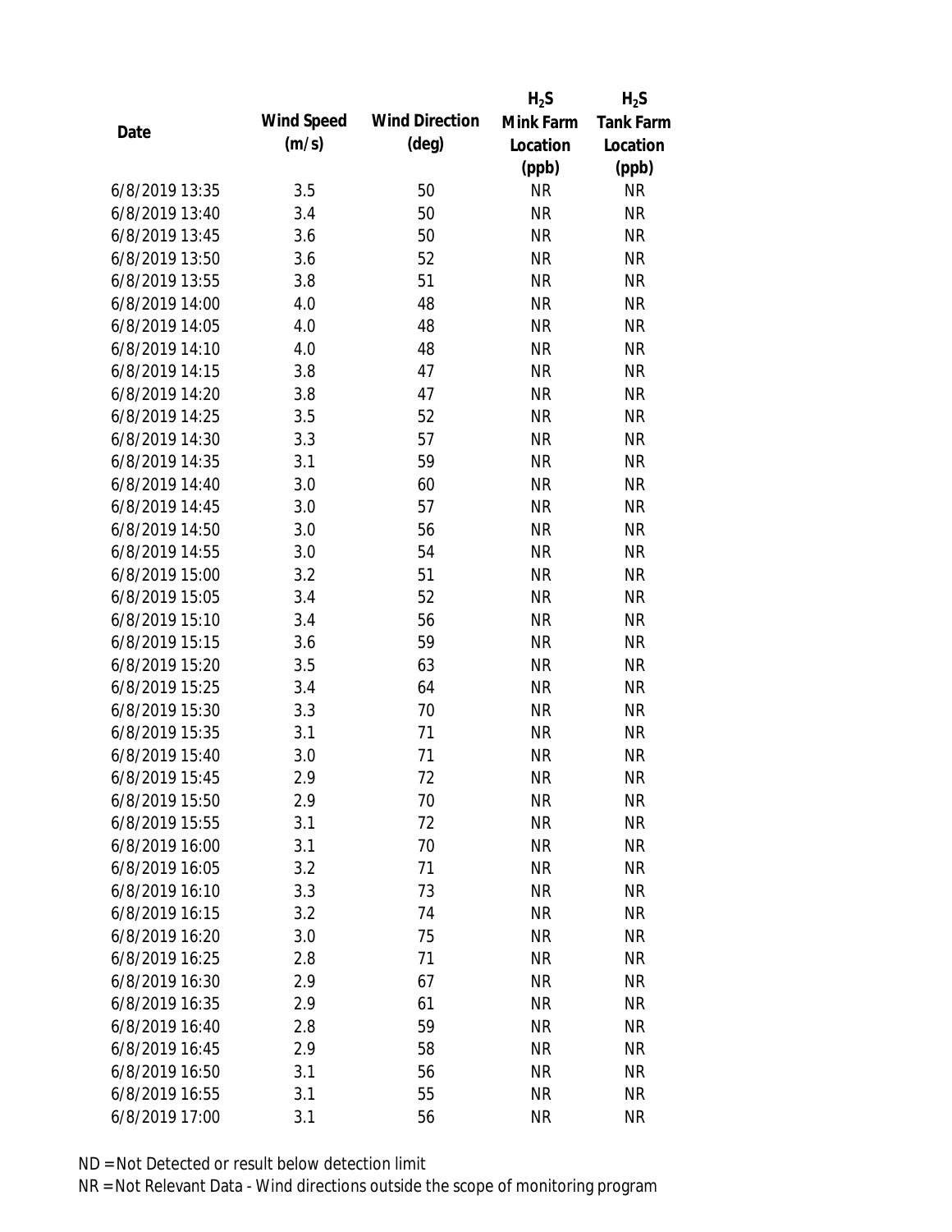| Date | Wind Speed (m/s) | Wind Direction (deg) | $H_2S$ Mink Farm Location (ppb) | $H_2S$ Tank Farm Location (ppb) |
|---|---|---|---|---|
| 6/8/2019 13:35 | 3.5 | 50 | NR | NR |
| 6/8/2019 13:40 | 3.4 | 50 | NR | NR |
| 6/8/2019 13:45 | 3.6 | 50 | NR | NR |
| 6/8/2019 13:50 | 3.6 | 52 | NR | NR |
| 6/8/2019 13:55 | 3.8 | 51 | NR | NR |
| 6/8/2019 14:00 | 4.0 | 48 | NR | NR |
| 6/8/2019 14:05 | 4.0 | 48 | NR | NR |
| 6/8/2019 14:10 | 4.0 | 48 | NR | NR |
| 6/8/2019 14:15 | 3.8 | 47 | NR | NR |
| 6/8/2019 14:20 | 3.8 | 47 | NR | NR |
| 6/8/2019 14:25 | 3.5 | 52 | NR | NR |
| 6/8/2019 14:30 | 3.3 | 57 | NR | NR |
| 6/8/2019 14:35 | 3.1 | 59 | NR | NR |
| 6/8/2019 14:40 | 3.0 | 60 | NR | NR |
| 6/8/2019 14:45 | 3.0 | 57 | NR | NR |
| 6/8/2019 14:50 | 3.0 | 56 | NR | NR |
| 6/8/2019 14:55 | 3.0 | 54 | NR | NR |
| 6/8/2019 15:00 | 3.2 | 51 | NR | NR |
| 6/8/2019 15:05 | 3.4 | 52 | NR | NR |
| 6/8/2019 15:10 | 3.4 | 56 | NR | NR |
| 6/8/2019 15:15 | 3.6 | 59 | NR | NR |
| 6/8/2019 15:20 | 3.5 | 63 | NR | NR |
| 6/8/2019 15:25 | 3.4 | 64 | NR | NR |
| 6/8/2019 15:30 | 3.3 | 70 | NR | NR |
| 6/8/2019 15:35 | 3.1 | 71 | NR | NR |
| 6/8/2019 15:40 | 3.0 | 71 | NR | NR |
| 6/8/2019 15:45 | 2.9 | 72 | NR | NR |
| 6/8/2019 15:50 | 2.9 | 70 | NR | NR |
| 6/8/2019 15:55 | 3.1 | 72 | NR | NR |
| 6/8/2019 16:00 | 3.1 | 70 | NR | NR |
| 6/8/2019 16:05 | 3.2 | 71 | NR | NR |
| 6/8/2019 16:10 | 3.3 | 73 | NR | NR |
| 6/8/2019 16:15 | 3.2 | 74 | NR | NR |
| 6/8/2019 16:20 | 3.0 | 75 | NR | NR |
| 6/8/2019 16:25 | 2.8 | 71 | NR | NR |
| 6/8/2019 16:30 | 2.9 | 67 | NR | NR |
| 6/8/2019 16:35 | 2.9 | 61 | NR | NR |
| 6/8/2019 16:40 | 2.8 | 59 | NR | NR |
| 6/8/2019 16:45 | 2.9 | 58 | NR | NR |
| 6/8/2019 16:50 | 3.1 | 56 | NR | NR |
| 6/8/2019 16:55 | 3.1 | 55 | NR | NR |
| 6/8/2019 17:00 | 3.1 | 56 | NR | NR |

ND = Not Detected or result below detection limit

NR = Not Relevant Data - Wind directions outside the scope of monitoring program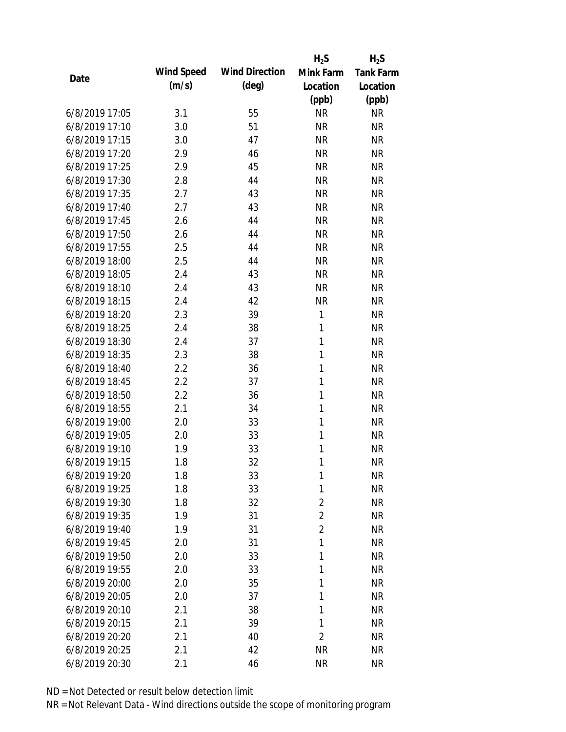| Date | Wind Speed (m/s) | Wind Direction (deg) | $H_2S$ Mink Farm Location (ppb) | $H_2S$ Tank Farm Location (ppb) |
|---|---|---|---|---|
| 6/8/2019 17:05 | 3.1 | 55 | NR | NR |
| 6/8/2019 17:10 | 3.0 | 51 | NR | NR |
| 6/8/2019 17:15 | 3.0 | 47 | NR | NR |
| 6/8/2019 17:20 | 2.9 | 46 | NR | NR |
| 6/8/2019 17:25 | 2.9 | 45 | NR | NR |
| 6/8/2019 17:30 | 2.8 | 44 | NR | NR |
| 6/8/2019 17:35 | 2.7 | 43 | NR | NR |
| 6/8/2019 17:40 | 2.7 | 43 | NR | NR |
| 6/8/2019 17:45 | 2.6 | 44 | NR | NR |
| 6/8/2019 17:50 | 2.6 | 44 | NR | NR |
| 6/8/2019 17:55 | 2.5 | 44 | NR | NR |
| 6/8/2019 18:00 | 2.5 | 44 | NR | NR |
| 6/8/2019 18:05 | 2.4 | 43 | NR | NR |
| 6/8/2019 18:10 | 2.4 | 43 | NR | NR |
| 6/8/2019 18:15 | 2.4 | 42 | NR | NR |
| 6/8/2019 18:20 | 2.3 | 39 | 1 | NR |
| 6/8/2019 18:25 | 2.4 | 38 | 1 | NR |
| 6/8/2019 18:30 | 2.4 | 37 | 1 | NR |
| 6/8/2019 18:35 | 2.3 | 38 | 1 | NR |
| 6/8/2019 18:40 | 2.2 | 36 | 1 | NR |
| 6/8/2019 18:45 | 2.2 | 37 | 1 | NR |
| 6/8/2019 18:50 | 2.2 | 36 | 1 | NR |
| 6/8/2019 18:55 | 2.1 | 34 | 1 | NR |
| 6/8/2019 19:00 | 2.0 | 33 | 1 | NR |
| 6/8/2019 19:05 | 2.0 | 33 | 1 | NR |
| 6/8/2019 19:10 | 1.9 | 33 | 1 | NR |
| 6/8/2019 19:15 | 1.8 | 32 | 1 | NR |
| 6/8/2019 19:20 | 1.8 | 33 | 1 | NR |
| 6/8/2019 19:25 | 1.8 | 33 | 1 | NR |
| 6/8/2019 19:30 | 1.8 | 32 | 2 | NR |
| 6/8/2019 19:35 | 1.9 | 31 | 2 | NR |
| 6/8/2019 19:40 | 1.9 | 31 | 2 | NR |
| 6/8/2019 19:45 | 2.0 | 31 | 1 | NR |
| 6/8/2019 19:50 | 2.0 | 33 | 1 | NR |
| 6/8/2019 19:55 | 2.0 | 33 | 1 | NR |
| 6/8/2019 20:00 | 2.0 | 35 | 1 | NR |
| 6/8/2019 20:05 | 2.0 | 37 | 1 | NR |
| 6/8/2019 20:10 | 2.1 | 38 | 1 | NR |
| 6/8/2019 20:15 | 2.1 | 39 | 1 | NR |
| 6/8/2019 20:20 | 2.1 | 40 | 2 | NR |
| 6/8/2019 20:25 | 2.1 | 42 | NR | NR |
| 6/8/2019 20:30 | 2.1 | 46 | NR | NR |

ND = Not Detected or result below detection limit

NR = Not Relevant Data - Wind directions outside the scope of monitoring program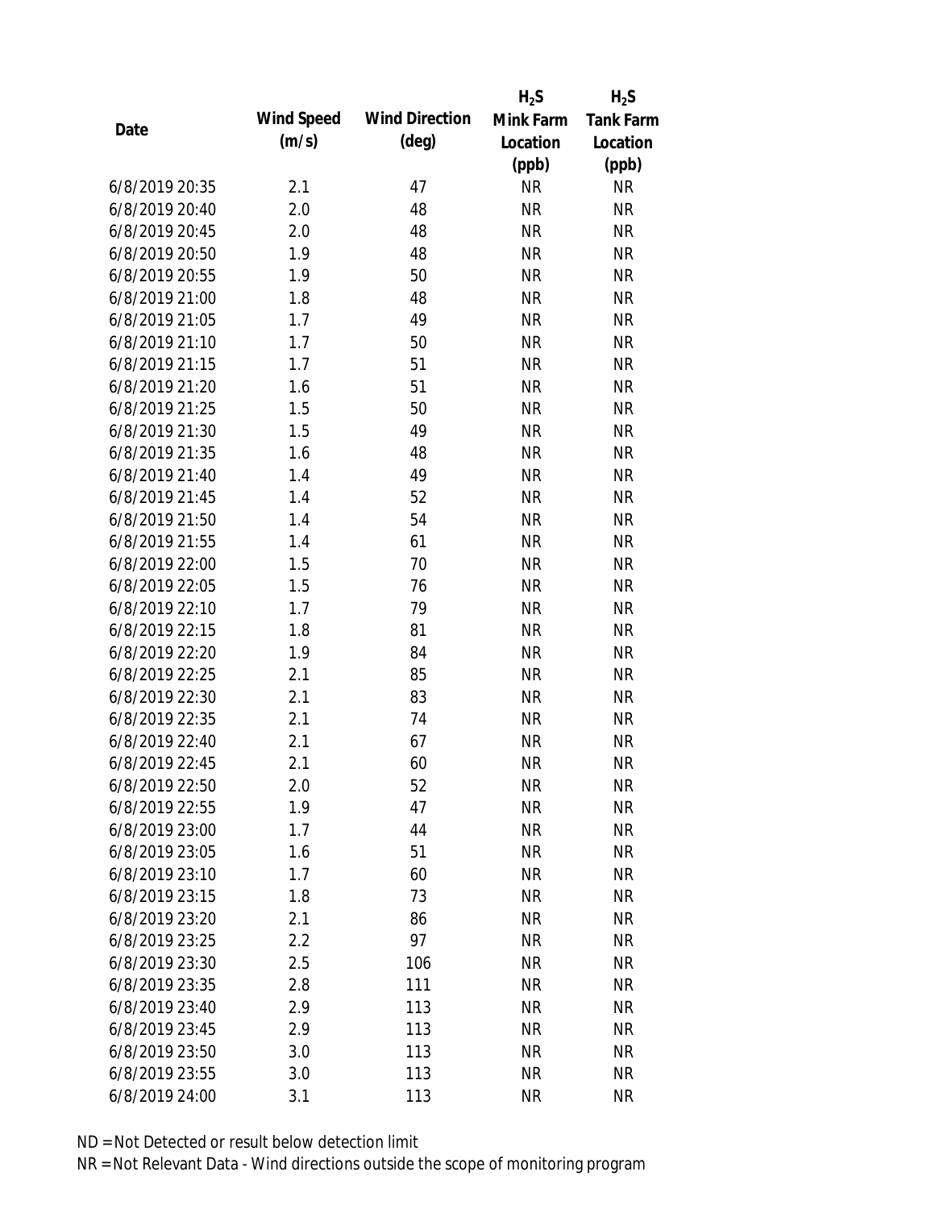| Date | Wind Speed (m/s) | Wind Direction (deg) | $H_2S$ Mink Farm Location (ppb) | $H_2S$ Tank Farm Location (ppb) |
|---|---|---|---|---|
| 6/8/2019 20:35 | 2.1 | 47 | NR | NR |
| 6/8/2019 20:40 | 2.0 | 48 | NR | NR |
| 6/8/2019 20:45 | 2.0 | 48 | NR | NR |
| 6/8/2019 20:50 | 1.9 | 48 | NR | NR |
| 6/8/2019 20:55 | 1.9 | 50 | NR | NR |
| 6/8/2019 21:00 | 1.8 | 48 | NR | NR |
| 6/8/2019 21:05 | 1.7 | 49 | NR | NR |
| 6/8/2019 21:10 | 1.7 | 50 | NR | NR |
| 6/8/2019 21:15 | 1.7 | 51 | NR | NR |
| 6/8/2019 21:20 | 1.6 | 51 | NR | NR |
| 6/8/2019 21:25 | 1.5 | 50 | NR | NR |
| 6/8/2019 21:30 | 1.5 | 49 | NR | NR |
| 6/8/2019 21:35 | 1.6 | 48 | NR | NR |
| 6/8/2019 21:40 | 1.4 | 49 | NR | NR |
| 6/8/2019 21:45 | 1.4 | 52 | NR | NR |
| 6/8/2019 21:50 | 1.4 | 54 | NR | NR |
| 6/8/2019 21:55 | 1.4 | 61 | NR | NR |
| 6/8/2019 22:00 | 1.5 | 70 | NR | NR |
| 6/8/2019 22:05 | 1.5 | 76 | NR | NR |
| 6/8/2019 22:10 | 1.7 | 79 | NR | NR |
| 6/8/2019 22:15 | 1.8 | 81 | NR | NR |
| 6/8/2019 22:20 | 1.9 | 84 | NR | NR |
| 6/8/2019 22:25 | 2.1 | 85 | NR | NR |
| 6/8/2019 22:30 | 2.1 | 83 | NR | NR |
| 6/8/2019 22:35 | 2.1 | 74 | NR | NR |
| 6/8/2019 22:40 | 2.1 | 67 | NR | NR |
| 6/8/2019 22:45 | 2.1 | 60 | NR | NR |
| 6/8/2019 22:50 | 2.0 | 52 | NR | NR |
| 6/8/2019 22:55 | 1.9 | 47 | NR | NR |
| 6/8/2019 23:00 | 1.7 | 44 | NR | NR |
| 6/8/2019 23:05 | 1.6 | 51 | NR | NR |
| 6/8/2019 23:10 | 1.7 | 60 | NR | NR |
| 6/8/2019 23:15 | 1.8 | 73 | NR | NR |
| 6/8/2019 23:20 | 2.1 | 86 | NR | NR |
| 6/8/2019 23:25 | 2.2 | 97 | NR | NR |
| 6/8/2019 23:30 | 2.5 | 106 | NR | NR |
| 6/8/2019 23:35 | 2.8 | 111 | NR | NR |
| 6/8/2019 23:40 | 2.9 | 113 | NR | NR |
| 6/8/2019 23:45 | 2.9 | 113 | NR | NR |
| 6/8/2019 23:50 | 3.0 | 113 | NR | NR |
| 6/8/2019 23:55 | 3.0 | 113 | NR | NR |
| 6/8/2019 24:00 | 3.1 | 113 | NR | NR |

ND = Not Detected or result below detection limit

NR = Not Relevant Data - Wind directions outside the scope of monitoring program